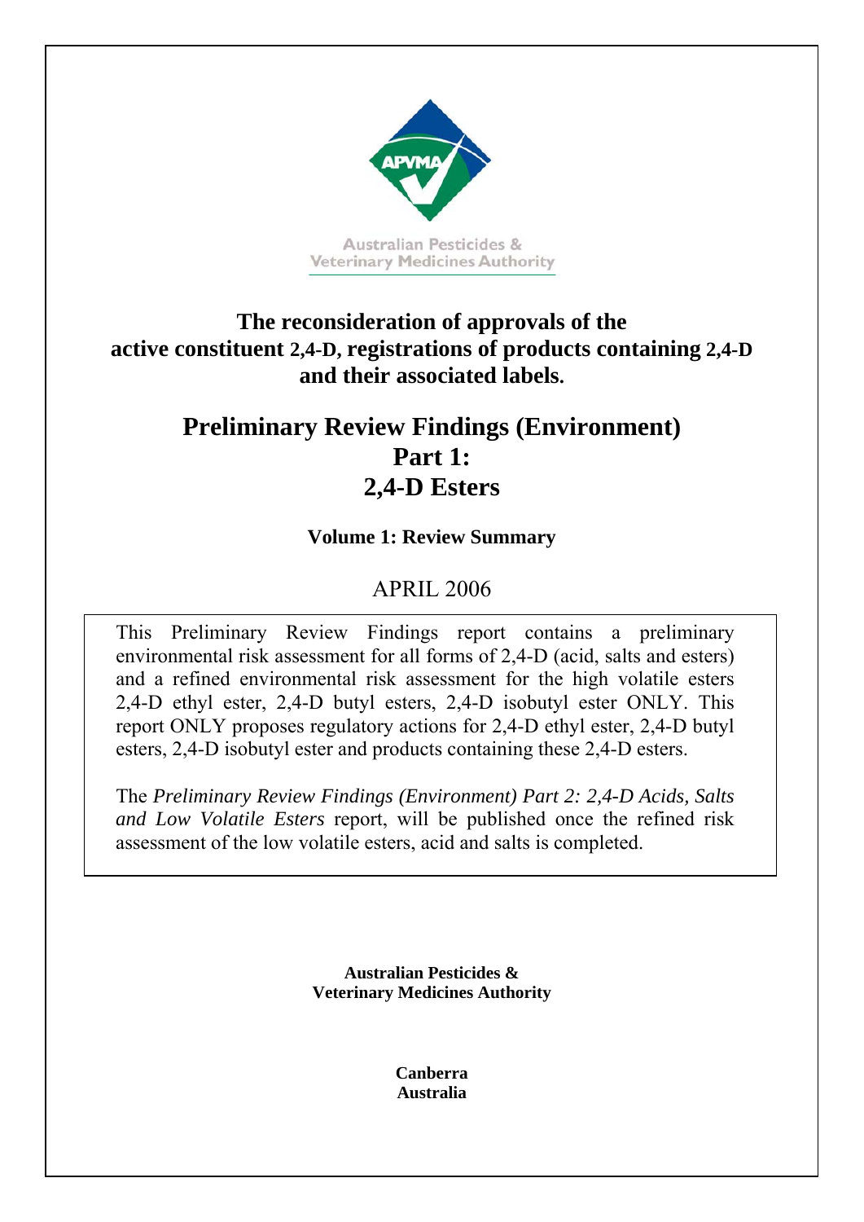Australian Pesticides & Veterinary Medicines Authority

# The reconsideration of approvals of the active constituent 2,4-D, registrations of products containing 2,4-D and their associated labels.

# Preliminary Review Findings (Environment) Part 1: 2,4-D Esters

### Volume 1: Review Summary

APRIL 2006

This Preliminary Review Findings report contains a preliminary environmental risk assessment for all forms of 2,4-D (acid, salts and esters) and a refined environmental risk assessment for the high volatile esters 2,4-D ethyl ester, 2,4-D butyl esters, 2,4-D isobutyl ester ONLY. This report ONLY proposes regulatory actions for 2,4-D ethyl ester, 2,4-D butyl esters, 2,4-D isobutyl ester and products containing these 2,4-D esters.

The *Preliminary Review Findings (Environment) Part 2: 2,4-D Acids, Salts and Low Volatile Esters* report, will be published once the refined risk assessment of the low volatile esters, acid and salts is completed.

**Australian Pesticides & Veterinary Medicines Authority**

**Canberra**
**Australia**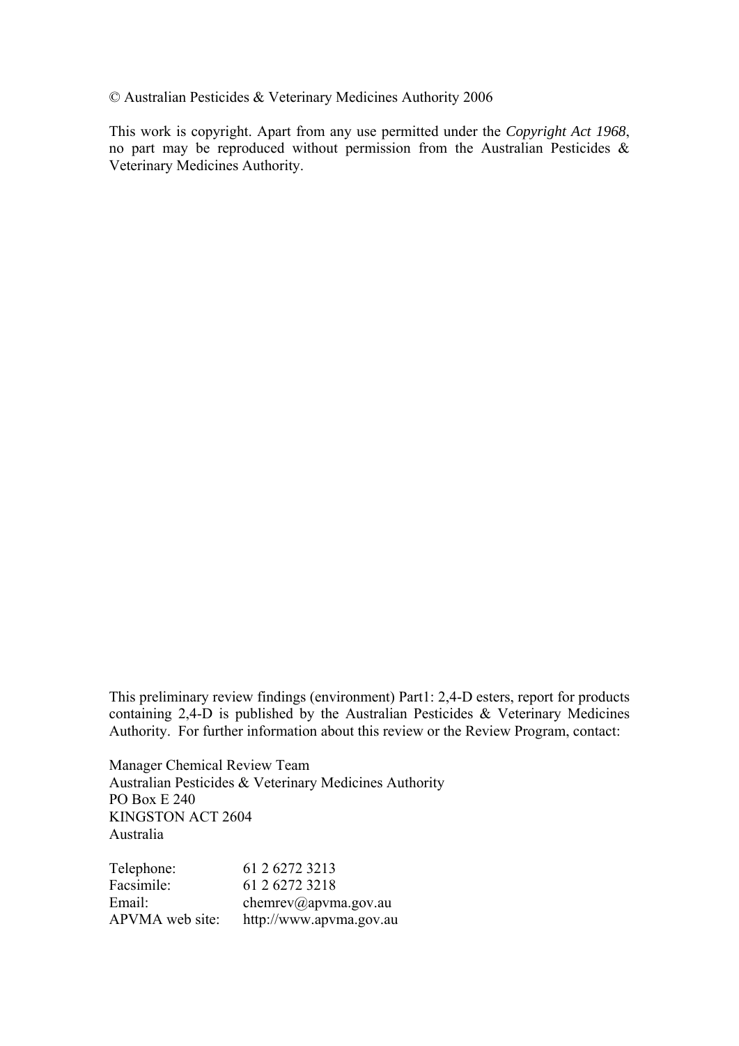© Australian Pesticides & Veterinary Medicines Authority 2006

This work is copyright. Apart from any use permitted under the *Copyright Act 1968*, no part may be reproduced without permission from the Australian Pesticides & Veterinary Medicines Authority.

This preliminary review findings (environment) Part1: 2,4-D esters, report for products containing 2,4-D is published by the Australian Pesticides & Veterinary Medicines Authority. For further information about this review or the Review Program, contact:

Manager Chemical Review Team
Australian Pesticides & Veterinary Medicines Authority
PO Box E 240
KINGSTON ACT 2604
Australia

| | |
|---|---|
| Telephone: | 61 2 6272 3213 |
| Facsimile: | 61 2 6272 3218 |
| Email: | chemrev@apvma.gov.au |
| APVMA web site: | http://www.apvma.gov.au |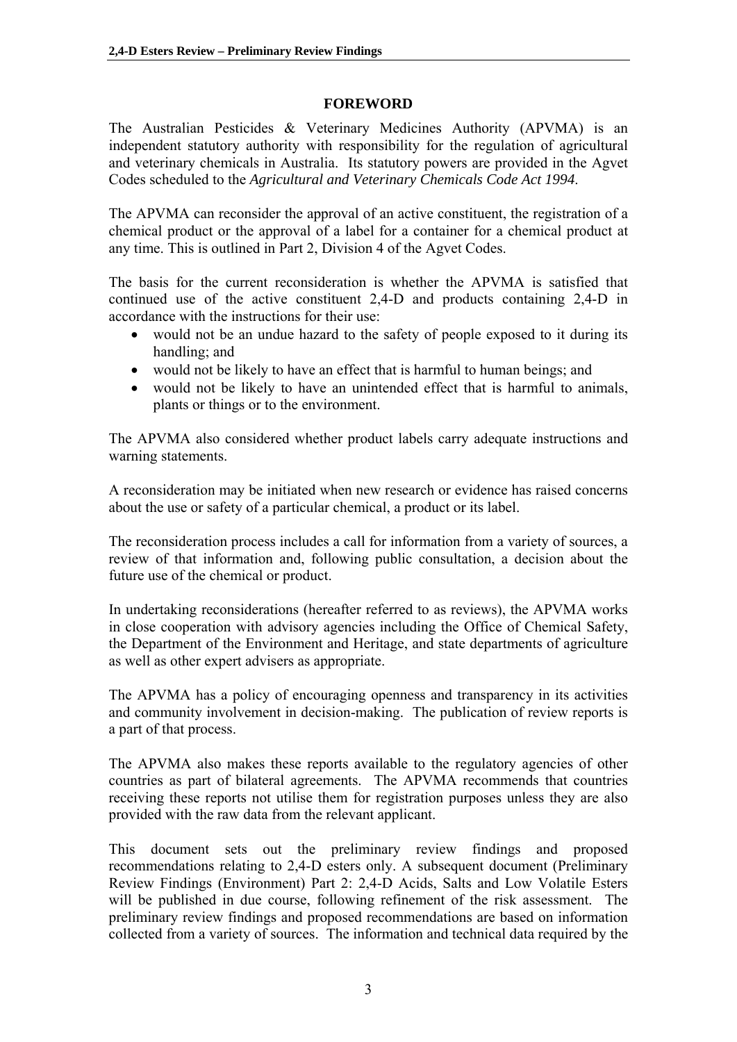# FOREWORD

The Australian Pesticides & Veterinary Medicines Authority (APVMA) is an independent statutory authority with responsibility for the regulation of agricultural and veterinary chemicals in Australia. Its statutory powers are provided in the Agvet Codes scheduled to the *Agricultural and Veterinary Chemicals Code Act 1994*.

The APVMA can reconsider the approval of an active constituent, the registration of a chemical product or the approval of a label for a container for a chemical product at any time. This is outlined in Part 2, Division 4 of the Agvet Codes.

The basis for the current reconsideration is whether the APVMA is satisfied that continued use of the active constituent 2,4-D and products containing 2,4-D in accordance with the instructions for their use:

- would not be an undue hazard to the safety of people exposed to it during its handling; and
- would not be likely to have an effect that is harmful to human beings; and
- would not be likely to have an unintended effect that is harmful to animals, plants or things or to the environment.

The APVMA also considered whether product labels carry adequate instructions and warning statements.

A reconsideration may be initiated when new research or evidence has raised concerns about the use or safety of a particular chemical, a product or its label.

The reconsideration process includes a call for information from a variety of sources, a review of that information and, following public consultation, a decision about the future use of the chemical or product.

In undertaking reconsiderations (hereafter referred to as reviews), the APVMA works in close cooperation with advisory agencies including the Office of Chemical Safety, the Department of the Environment and Heritage, and state departments of agriculture as well as other expert advisers as appropriate.

The APVMA has a policy of encouraging openness and transparency in its activities and community involvement in decision-making. The publication of review reports is a part of that process.

The APVMA also makes these reports available to the regulatory agencies of other countries as part of bilateral agreements. The APVMA recommends that countries receiving these reports not utilise them for registration purposes unless they are also provided with the raw data from the relevant applicant.

This document sets out the preliminary review findings and proposed recommendations relating to 2,4-D esters only. A subsequent document (Preliminary Review Findings (Environment) Part 2: 2,4-D Acids, Salts and Low Volatile Esters will be published in due course, following refinement of the risk assessment. The preliminary review findings and proposed recommendations are based on information collected from a variety of sources. The information and technical data required by the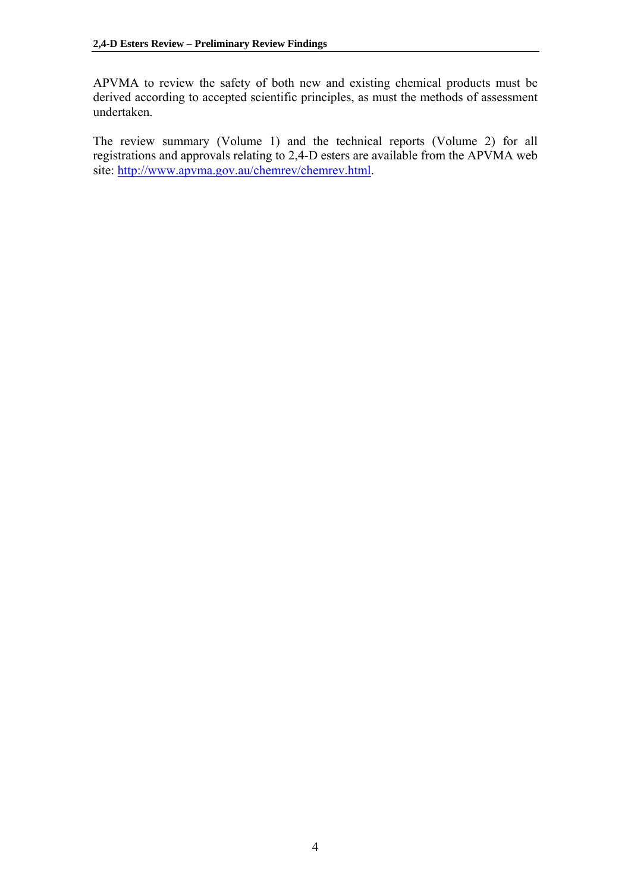APVMA to review the safety of both new and existing chemical products must be derived according to accepted scientific principles, as must the methods of assessment undertaken.

The review summary (Volume 1) and the technical reports (Volume 2) for all registrations and approvals relating to 2,4-D esters are available from the APVMA web site: http://www.apvma.gov.au/chemrev/chemrev.html.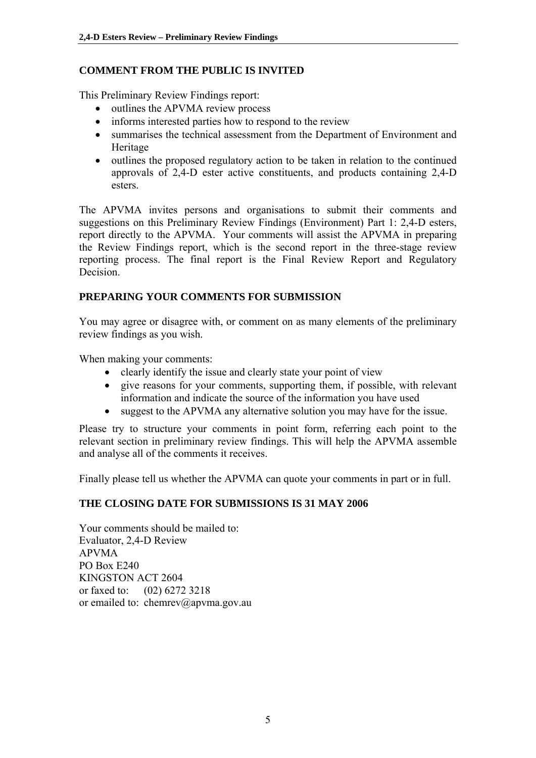## COMMENT FROM THE PUBLIC IS INVITED

This Preliminary Review Findings report:

- outlines the APVMA review process
- informs interested parties how to respond to the review
- summarises the technical assessment from the Department of Environment and Heritage
- outlines the proposed regulatory action to be taken in relation to the continued approvals of 2,4-D ester active constituents, and products containing 2,4-D esters.

The APVMA invites persons and organisations to submit their comments and suggestions on this Preliminary Review Findings (Environment) Part 1: 2,4-D esters, report directly to the APVMA. Your comments will assist the APVMA in preparing the Review Findings report, which is the second report in the three-stage review reporting process. The final report is the Final Review Report and Regulatory Decision.

## PREPARING YOUR COMMENTS FOR SUBMISSION

You may agree or disagree with, or comment on as many elements of the preliminary review findings as you wish.

When making your comments:

- clearly identify the issue and clearly state your point of view
- give reasons for your comments, supporting them, if possible, with relevant information and indicate the source of the information you have used
- suggest to the APVMA any alternative solution you may have for the issue.

Please try to structure your comments in point form, referring each point to the relevant section in preliminary review findings. This will help the APVMA assemble and analyse all of the comments it receives.

Finally please tell us whether the APVMA can quote your comments in part or in full.

## THE CLOSING DATE FOR SUBMISSIONS IS 31 MAY 2006

Your comments should be mailed to:
Evaluator, 2,4-D Review
APVMA
PO Box E240
KINGSTON ACT 2604
or faxed to: (02) 6272 3218
or emailed to: chemrev@apvma.gov.au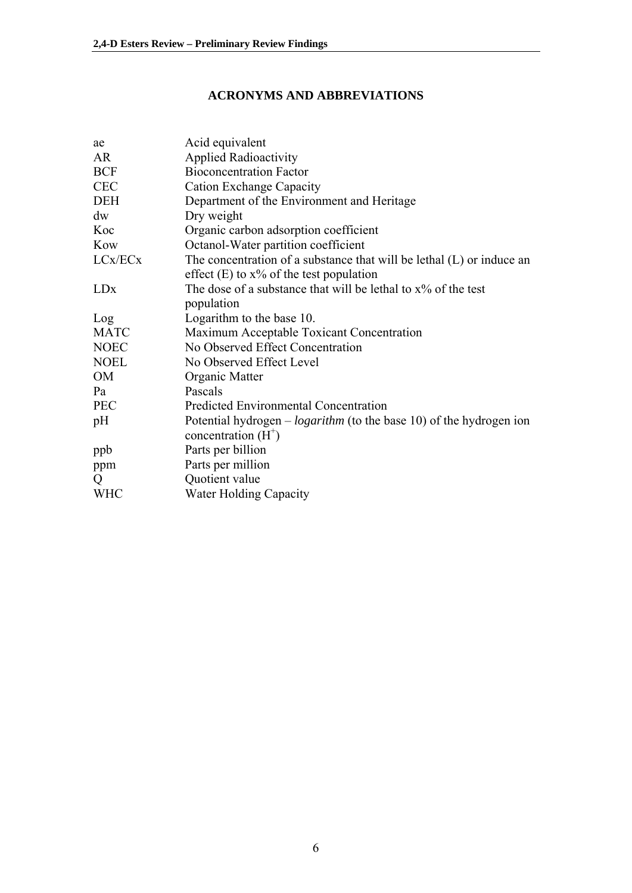## ACRONYMS AND ABBREVIATIONS

| | |
|---|---|
| ae | Acid equivalent |
| AR | Applied Radioactivity |
| BCF | Bioconcentration Factor |
| CEC | Cation Exchange Capacity |
| DEH | Department of the Environment and Heritage |
| dw | Dry weight |
| Koc | Organic carbon adsorption coefficient |
| Kow | Octanol-Water partition coefficient |
| LCx/ECx | The concentration of a substance that will be lethal (L) or induce an effect (E) to x% of the test population |
| LDx | The dose of a substance that will be lethal to x% of the test population |
| Log | Logarithm to the base 10. |
| MATC | Maximum Acceptable Toxicant Concentration |
| NOEC | No Observed Effect Concentration |
| NOEL | No Observed Effect Level |
| OM | Organic Matter |
| Pa | Pascals |
| PEC | Predicted Environmental Concentration |
| pH | Potential hydrogen – *logarithm* (to the base 10) of the hydrogen ion concentration ($H^+$) |
| ppb | Parts per billion |
| ppm | Parts per million |
| Q | Quotient value |
| WHC | Water Holding Capacity |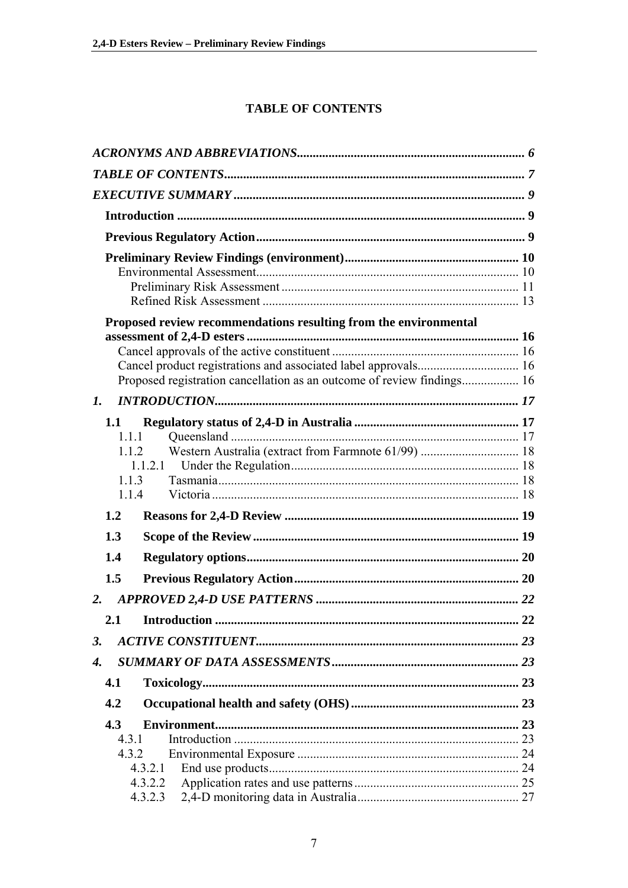# TABLE OF CONTENTS

*ACRONYMS AND ABBREVIATIONS* ........................................................................ *6*

*TABLE OF CONTENTS* ........................................................................................ *7*

*EXECUTIVE SUMMARY* ....................................................................................... *9*

**Introduction** ........................................................................................................ **9**

**Previous Regulatory Action** ................................................................................ **9**

**Preliminary Review Findings (environment)** ...................................................... **10**

Environmental Assessment .................................................................................. 10

Preliminary Risk Assessment ........................................................................... 11

Refined Risk Assessment ................................................................................. 13

**Proposed review recommendations resulting from the environmental assessment of 2,4-D esters** ..................................................................................... **16**

Cancel approvals of the active constituent ........................................................... 16

Cancel product registrations and associated label approvals ................................ 16

Proposed registration cancellation as an outcome of review findings .................. 16

*1. INTRODUCTION* ............................................................................................... *17*

**1.1 Regulatory status of 2,4-D in Australia** ....................................................... **17**

1.1.1 Queensland ............................................................................................ 17

1.1.2 Western Australia (extract from Farmnote 61/99) ................................. 18

1.1.2.1 Under the Regulation ........................................................................ 18

1.1.3 Tasmania ............................................................................................... 18

1.1.4 Victoria .................................................................................................. 18

**1.2 Reasons for 2,4-D Review** ........................................................................... **19**

**1.3 Scope of the Review** ..................................................................................... **19**

**1.4 Regulatory options** ....................................................................................... **20**

**1.5 Previous Regulatory Action** ......................................................................... **20**

*2. APPROVED 2,4-D USE PATTERNS* ................................................................. *22*

**2.1 Introduction** ................................................................................................. **22**

*3. ACTIVE CONSTITUENT* .................................................................................... *23*

*4. SUMMARY OF DATA ASSESSMENTS* ............................................................. *23*

**4.1 Toxicology** .................................................................................................... **23**

**4.2 Occupational health and safety (OHS)** ......................................................... **23**

**4.3 Environment** ................................................................................................. **23**

4.3.1 Introduction ........................................................................................... 23

4.3.2 Environmental Exposure ........................................................................ 24

4.3.2.1 End use products ............................................................................... 24

4.3.2.2 Application rates and use patterns .................................................... 25

4.3.2.3 2,4-D monitoring data in Australia .................................................... 27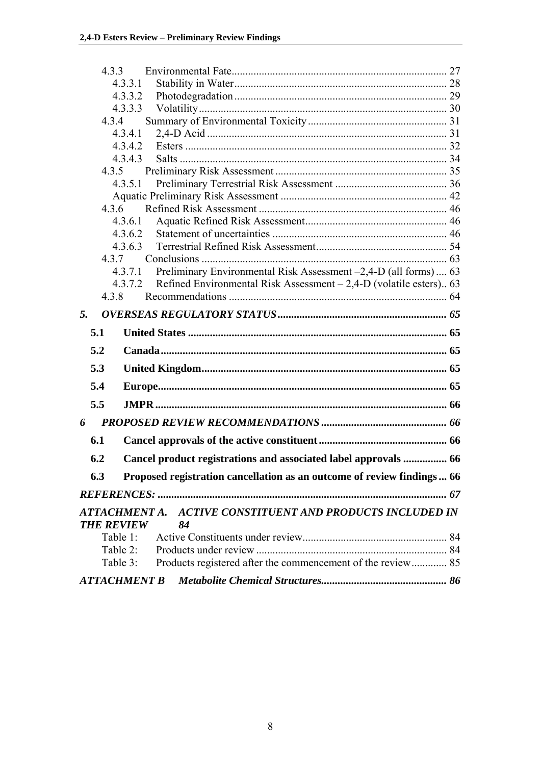4.3.3 Environmental Fate .............................................................................. 27
4.3.3.1 Stability in Water ............................................................................. 28
4.3.3.2 Photodegradation ............................................................................. 29
4.3.3.3 Volatility .......................................................................................... 30
4.3.4 Summary of Environmental Toxicity .................................................. 31
4.3.4.1 2,4-D Acid ....................................................................................... 31
4.3.4.2 Esters ............................................................................................... 32
4.3.4.3 Salts ................................................................................................. 34
4.3.5 Preliminary Risk Assessment .............................................................. 35
4.3.5.1 Preliminary Terrestrial Risk Assessment ......................................... 36
Aquatic Preliminary Risk Assessment ............................................................ 42
4.3.6 Refined Risk Assessment .................................................................... 46
4.3.6.1 Aquatic Refined Risk Assessment ................................................... 46
4.3.6.2 Statement of uncertainties ............................................................... 46
4.3.6.3 Terrestrial Refined Risk Assessment ................................................ 54
4.3.7 Conclusions ......................................................................................... 63
4.3.7.1 Preliminary Environmental Risk Assessment –2,4-D (all forms) .... 63
4.3.7.2 Refined Environmental Risk Assessment – 2,4-D (volatile esters).. 63
4.3.8 Recommendations ............................................................................... 64

***5. OVERSEAS REGULATORY STATUS ............................................................. 65***

**5.1 United States .............................................................................................. 65**

**5.2 Canada ....................................................................................................... 65**

**5.3 United Kingdom ......................................................................................... 65**

**5.4 Europe ........................................................................................................ 65**

**5.5 JMPR ......................................................................................................... 66**

***6 PROPOSED REVIEW RECOMMENDATIONS ............................................. 66***

**6.1 Cancel approvals of the active constituent .............................................. 66**

**6.2 Cancel product registrations and associated label approvals ................ 66**

**6.3 Proposed registration cancellation as an outcome of review findings ... 66**

***REFERENCES: ......................................................................................................... 67***

***ATTACHMENT A. ACTIVE CONSTITUENT AND PRODUCTS INCLUDED IN THE REVIEW 84***

Table 1: Active Constituents under review .................................................... 84
Table 2: Products under review ..................................................................... 84
Table 3: Products registered after the commencement of the review ............. 85

***ATTACHMENT B Metabolite Chemical Structures ............................................. 86***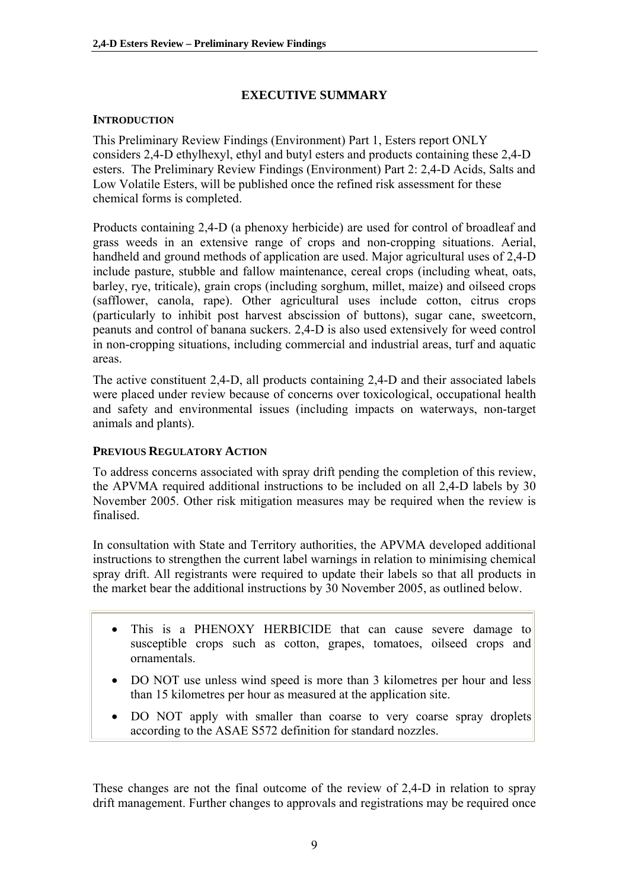# EXECUTIVE SUMMARY

## INTRODUCTION

This Preliminary Review Findings (Environment) Part 1, Esters report ONLY considers 2,4-D ethylhexyl, ethyl and butyl esters and products containing these 2,4-D esters. The Preliminary Review Findings (Environment) Part 2: 2,4-D Acids, Salts and Low Volatile Esters, will be published once the refined risk assessment for these chemical forms is completed.

Products containing 2,4-D (a phenoxy herbicide) are used for control of broadleaf and grass weeds in an extensive range of crops and non-cropping situations. Aerial, handheld and ground methods of application are used. Major agricultural uses of 2,4-D include pasture, stubble and fallow maintenance, cereal crops (including wheat, oats, barley, rye, triticale), grain crops (including sorghum, millet, maize) and oilseed crops (safflower, canola, rape). Other agricultural uses include cotton, citrus crops (particularly to inhibit post harvest abscission of buttons), sugar cane, sweetcorn, peanuts and control of banana suckers. 2,4-D is also used extensively for weed control in non-cropping situations, including commercial and industrial areas, turf and aquatic areas.

The active constituent 2,4-D, all products containing 2,4-D and their associated labels were placed under review because of concerns over toxicological, occupational health and safety and environmental issues (including impacts on waterways, non-target animals and plants).

## PREVIOUS REGULATORY ACTION

To address concerns associated with spray drift pending the completion of this review, the APVMA required additional instructions to be included on all 2,4-D labels by 30 November 2005. Other risk mitigation measures may be required when the review is finalised.

In consultation with State and Territory authorities, the APVMA developed additional instructions to strengthen the current label warnings in relation to minimising chemical spray drift. All registrants were required to update their labels so that all products in the market bear the additional instructions by 30 November 2005, as outlined below.

- This is a PHENOXY HERBICIDE that can cause severe damage to susceptible crops such as cotton, grapes, tomatoes, oilseed crops and ornamentals.
- DO NOT use unless wind speed is more than 3 kilometres per hour and less than 15 kilometres per hour as measured at the application site.
- DO NOT apply with smaller than coarse to very coarse spray droplets according to the ASAE S572 definition for standard nozzles.

These changes are not the final outcome of the review of 2,4-D in relation to spray drift management. Further changes to approvals and registrations may be required once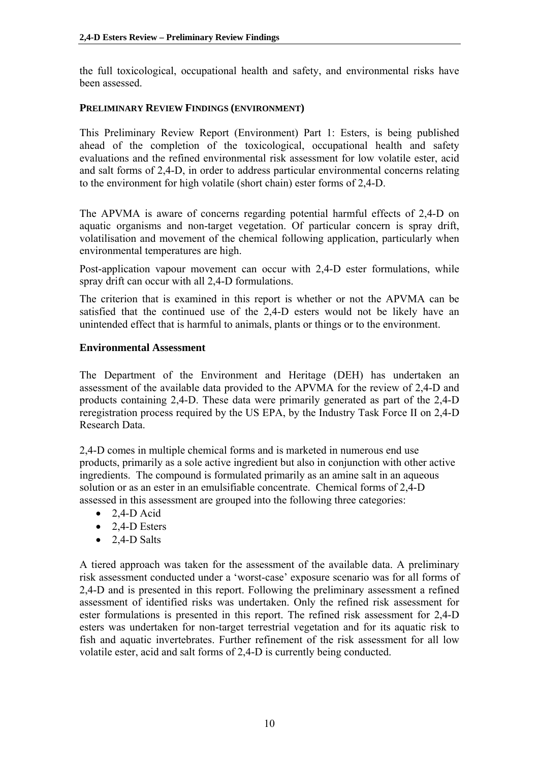the full toxicological, occupational health and safety, and environmental risks have been assessed.

**PRELIMINARY REVIEW FINDINGS (ENVIRONMENT)**

This Preliminary Review Report (Environment) Part 1: Esters, is being published ahead of the completion of the toxicological, occupational health and safety evaluations and the refined environmental risk assessment for low volatile ester, acid and salt forms of 2,4-D, in order to address particular environmental concerns relating to the environment for high volatile (short chain) ester forms of 2,4-D.

The APVMA is aware of concerns regarding potential harmful effects of 2,4-D on aquatic organisms and non-target vegetation. Of particular concern is spray drift, volatilisation and movement of the chemical following application, particularly when environmental temperatures are high.

Post-application vapour movement can occur with 2,4-D ester formulations, while spray drift can occur with all 2,4-D formulations.

The criterion that is examined in this report is whether or not the APVMA can be satisfied that the continued use of the 2,4-D esters would not be likely have an unintended effect that is harmful to animals, plants or things or to the environment.

### Environmental Assessment

The Department of the Environment and Heritage (DEH) has undertaken an assessment of the available data provided to the APVMA for the review of 2,4-D and products containing 2,4-D. These data were primarily generated as part of the 2,4-D reregistration process required by the US EPA, by the Industry Task Force II on 2,4-D Research Data.

2,4-D comes in multiple chemical forms and is marketed in numerous end use products, primarily as a sole active ingredient but also in conjunction with other active ingredients. The compound is formulated primarily as an amine salt in an aqueous solution or as an ester in an emulsifiable concentrate. Chemical forms of 2,4-D assessed in this assessment are grouped into the following three categories:

- 2,4-D Acid
- 2,4-D Esters
- 2,4-D Salts

A tiered approach was taken for the assessment of the available data. A preliminary risk assessment conducted under a 'worst-case' exposure scenario was for all forms of 2,4-D and is presented in this report. Following the preliminary assessment a refined assessment of identified risks was undertaken. Only the refined risk assessment for ester formulations is presented in this report. The refined risk assessment for 2,4-D esters was undertaken for non-target terrestrial vegetation and for its aquatic risk to fish and aquatic invertebrates. Further refinement of the risk assessment for all low volatile ester, acid and salt forms of 2,4-D is currently being conducted.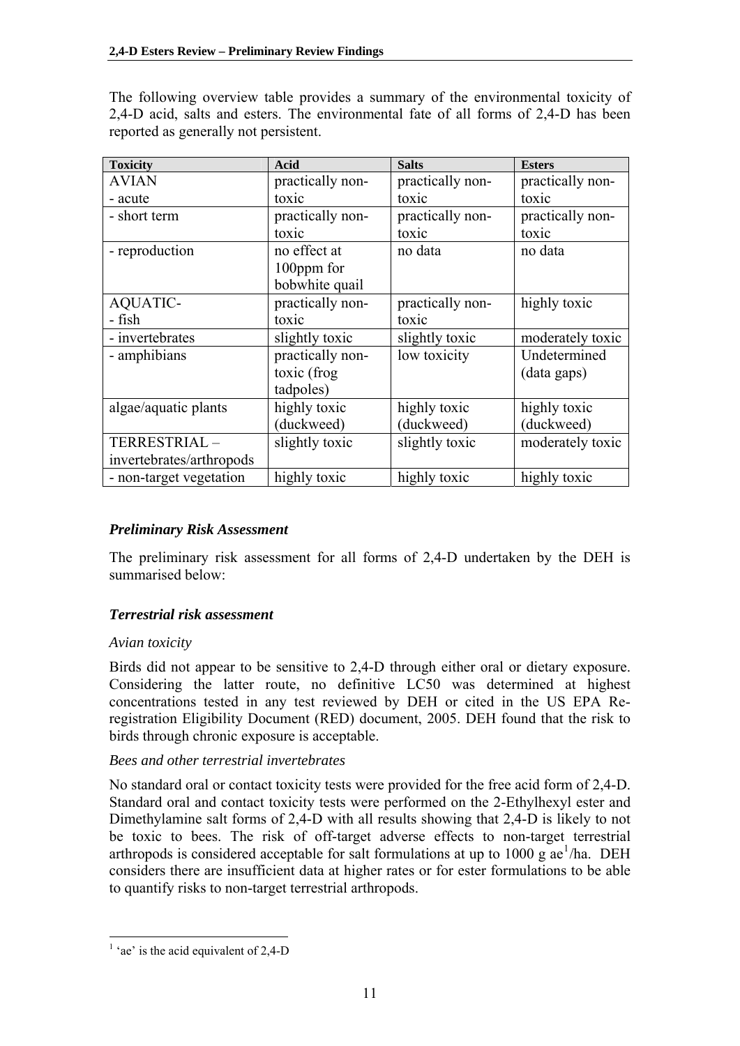The following overview table provides a summary of the environmental toxicity of 2,4-D acid, salts and esters. The environmental fate of all forms of 2,4-D has been reported as generally not persistent.

| Toxicity | Acid | Salts | Esters |
|---|---|---|---|
| AVIAN<br>- acute | practically non-toxic | practically non-toxic | practically non-toxic |
| - short term | practically non-toxic | practically non-toxic | practically non-toxic |
| - reproduction | no effect at 100ppm for bobwhite quail | no data | no data |
| AQUATIC-<br>- fish | practically non-toxic | practically non-toxic | highly toxic |
| - invertebrates | slightly toxic | slightly toxic | moderately toxic |
| - amphibians | practically non-toxic (frog tadpoles) | low toxicity | Undetermined (data gaps) |
| algae/aquatic plants | highly toxic (duckweed) | highly toxic (duckweed) | highly toxic (duckweed) |
| TERRESTRIAL – invertebrates/arthropods | slightly toxic | slightly toxic | moderately toxic |
| - non-target vegetation | highly toxic | highly toxic | highly toxic |

### *Preliminary Risk Assessment*

The preliminary risk assessment for all forms of 2,4-D undertaken by the DEH is summarised below:

### *Terrestrial risk assessment*

*Avian toxicity*

Birds did not appear to be sensitive to 2,4-D through either oral or dietary exposure. Considering the latter route, no definitive LC50 was determined at highest concentrations tested in any test reviewed by DEH or cited in the US EPA Re-registration Eligibility Document (RED) document, 2005. DEH found that the risk to birds through chronic exposure is acceptable.

*Bees and other terrestrial invertebrates*

No standard oral or contact toxicity tests were provided for the free acid form of 2,4-D. Standard oral and contact toxicity tests were performed on the 2-Ethylhexyl ester and Dimethylamine salt forms of 2,4-D with all results showing that 2,4-D is likely to not be toxic to bees. The risk of off-target adverse effects to non-target terrestrial arthropods is considered acceptable for salt formulations at up to 1000 g ae[1]/ha. DEH considers there are insufficient data at higher rates or for ester formulations to be able to quantify risks to non-target terrestrial arthropods.

[1] 'ae' is the acid equivalent of 2,4-D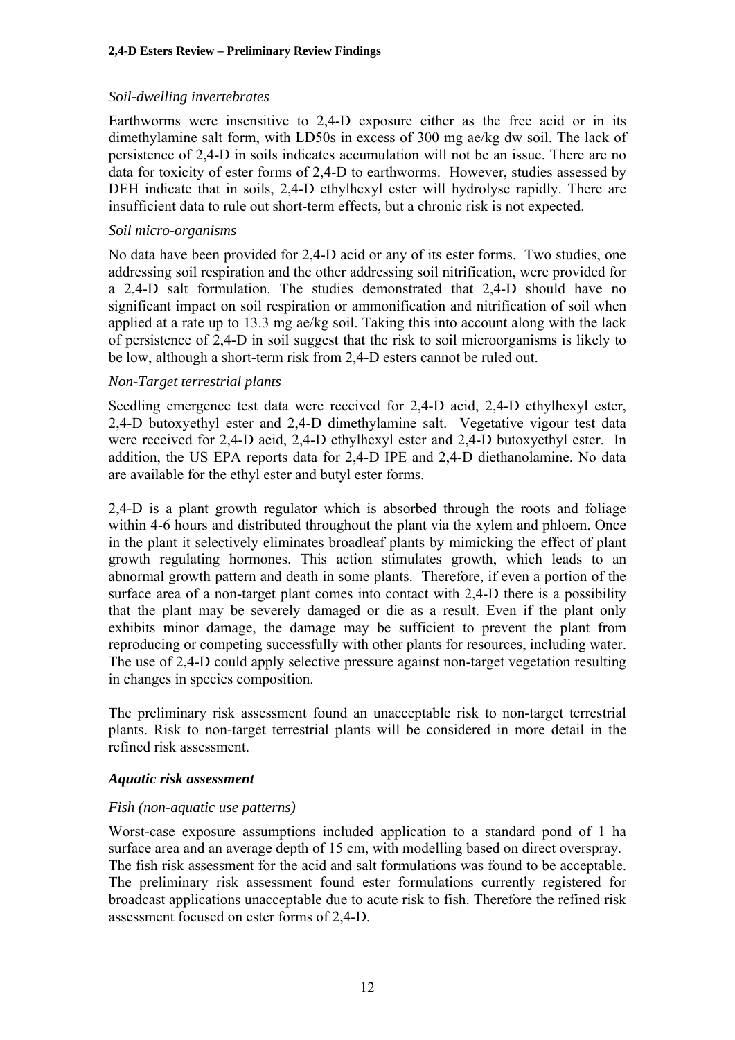*Soil-dwelling invertebrates*

Earthworms were insensitive to 2,4-D exposure either as the free acid or in its dimethylamine salt form, with LD50s in excess of 300 mg ae/kg dw soil. The lack of persistence of 2,4-D in soils indicates accumulation will not be an issue. There are no data for toxicity of ester forms of 2,4-D to earthworms. However, studies assessed by DEH indicate that in soils, 2,4-D ethylhexyl ester will hydrolyse rapidly. There are insufficient data to rule out short-term effects, but a chronic risk is not expected.

*Soil micro-organisms*

No data have been provided for 2,4-D acid or any of its ester forms. Two studies, one addressing soil respiration and the other addressing soil nitrification, were provided for a 2,4-D salt formulation. The studies demonstrated that 2,4-D should have no significant impact on soil respiration or ammonification and nitrification of soil when applied at a rate up to 13.3 mg ae/kg soil. Taking this into account along with the lack of persistence of 2,4-D in soil suggest that the risk to soil microorganisms is likely to be low, although a short-term risk from 2,4-D esters cannot be ruled out.

*Non-Target terrestrial plants*

Seedling emergence test data were received for 2,4-D acid, 2,4-D ethylhexyl ester, 2,4-D butoxyethyl ester and 2,4-D dimethylamine salt. Vegetative vigour test data were received for 2,4-D acid, 2,4-D ethylhexyl ester and 2,4-D butoxyethyl ester. In addition, the US EPA reports data for 2,4-D IPE and 2,4-D diethanolamine. No data are available for the ethyl ester and butyl ester forms.

2,4-D is a plant growth regulator which is absorbed through the roots and foliage within 4-6 hours and distributed throughout the plant via the xylem and phloem. Once in the plant it selectively eliminates broadleaf plants by mimicking the effect of plant growth regulating hormones. This action stimulates growth, which leads to an abnormal growth pattern and death in some plants. Therefore, if even a portion of the surface area of a non-target plant comes into contact with 2,4-D there is a possibility that the plant may be severely damaged or die as a result. Even if the plant only exhibits minor damage, the damage may be sufficient to prevent the plant from reproducing or competing successfully with other plants for resources, including water. The use of 2,4-D could apply selective pressure against non-target vegetation resulting in changes in species composition.

The preliminary risk assessment found an unacceptable risk to non-target terrestrial plants. Risk to non-target terrestrial plants will be considered in more detail in the refined risk assessment.

***Aquatic risk assessment***

*Fish (non-aquatic use patterns)*

Worst-case exposure assumptions included application to a standard pond of 1 ha surface area and an average depth of 15 cm, with modelling based on direct overspray. The fish risk assessment for the acid and salt formulations was found to be acceptable. The preliminary risk assessment found ester formulations currently registered for broadcast applications unacceptable due to acute risk to fish. Therefore the refined risk assessment focused on ester forms of 2,4-D.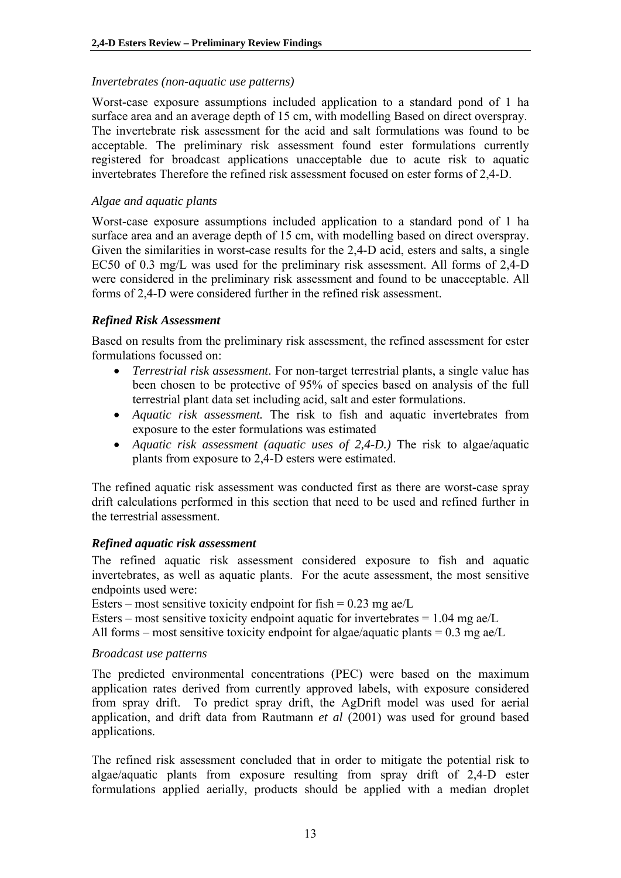*Invertebrates (non-aquatic use patterns)*

Worst-case exposure assumptions included application to a standard pond of 1 ha surface area and an average depth of 15 cm, with modelling Based on direct overspray. The invertebrate risk assessment for the acid and salt formulations was found to be acceptable. The preliminary risk assessment found ester formulations currently registered for broadcast applications unacceptable due to acute risk to aquatic invertebrates Therefore the refined risk assessment focused on ester forms of 2,4-D.

*Algae and aquatic plants*

Worst-case exposure assumptions included application to a standard pond of 1 ha surface area and an average depth of 15 cm, with modelling based on direct overspray. Given the similarities in worst-case results for the 2,4-D acid, esters and salts, a single EC50 of 0.3 mg/L was used for the preliminary risk assessment. All forms of 2,4-D were considered in the preliminary risk assessment and found to be unacceptable. All forms of 2,4-D were considered further in the refined risk assessment.

***Refined Risk Assessment***

Based on results from the preliminary risk assessment, the refined assessment for ester formulations focussed on:

- *Terrestrial risk assessment*. For non-target terrestrial plants, a single value has been chosen to be protective of 95% of species based on analysis of the full terrestrial plant data set including acid, salt and ester formulations.
- *Aquatic risk assessment.* The risk to fish and aquatic invertebrates from exposure to the ester formulations was estimated
- *Aquatic risk assessment (aquatic uses of 2,4-D.)* The risk to algae/aquatic plants from exposure to 2,4-D esters were estimated.

The refined aquatic risk assessment was conducted first as there are worst-case spray drift calculations performed in this section that need to be used and refined further in the terrestrial assessment.

***Refined aquatic risk assessment***

The refined aquatic risk assessment considered exposure to fish and aquatic invertebrates, as well as aquatic plants. For the acute assessment, the most sensitive endpoints used were:

Esters – most sensitive toxicity endpoint for fish = 0.23 mg ae/L
Esters – most sensitive toxicity endpoint aquatic for invertebrates = 1.04 mg ae/L
All forms – most sensitive toxicity endpoint for algae/aquatic plants = 0.3 mg ae/L

*Broadcast use patterns*

The predicted environmental concentrations (PEC) were based on the maximum application rates derived from currently approved labels, with exposure considered from spray drift. To predict spray drift, the AgDrift model was used for aerial application, and drift data from Rautmann *et al* (2001) was used for ground based applications.

The refined risk assessment concluded that in order to mitigate the potential risk to algae/aquatic plants from exposure resulting from spray drift of 2,4-D ester formulations applied aerially, products should be applied with a median droplet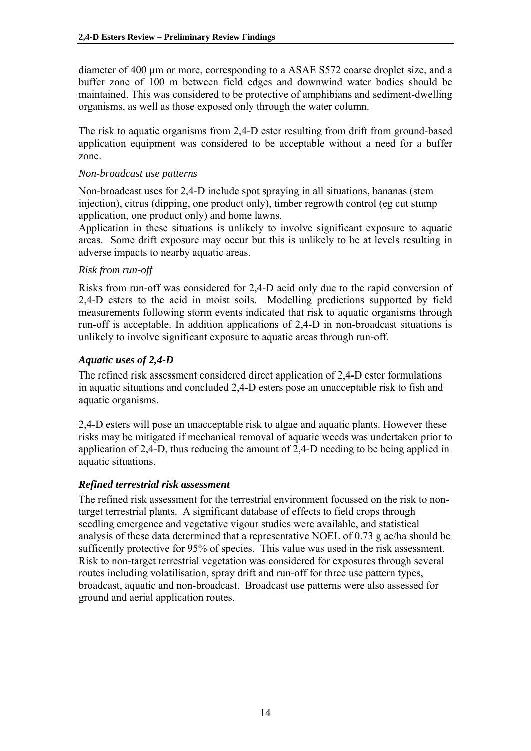diameter of 400 µm or more, corresponding to a ASAE S572 coarse droplet size, and a buffer zone of 100 m between field edges and downwind water bodies should be maintained. This was considered to be protective of amphibians and sediment-dwelling organisms, as well as those exposed only through the water column.

The risk to aquatic organisms from 2,4-D ester resulting from drift from ground-based application equipment was considered to be acceptable without a need for a buffer zone.

*Non-broadcast use patterns*

Non-broadcast uses for 2,4-D include spot spraying in all situations, bananas (stem injection), citrus (dipping, one product only), timber regrowth control (eg cut stump application, one product only) and home lawns.
Application in these situations is unlikely to involve significant exposure to aquatic areas. Some drift exposure may occur but this is unlikely to be at levels resulting in adverse impacts to nearby aquatic areas.

*Risk from run-off*

Risks from run-off was considered for 2,4-D acid only due to the rapid conversion of 2,4-D esters to the acid in moist soils. Modelling predictions supported by field measurements following storm events indicated that risk to aquatic organisms through run-off is acceptable. In addition applications of 2,4-D in non-broadcast situations is unlikely to involve significant exposure to aquatic areas through run-off.

### *Aquatic uses of 2,4-D*

The refined risk assessment considered direct application of 2,4-D ester formulations in aquatic situations and concluded 2,4-D esters pose an unacceptable risk to fish and aquatic organisms.

2,4-D esters will pose an unacceptable risk to algae and aquatic plants. However these risks may be mitigated if mechanical removal of aquatic weeds was undertaken prior to application of 2,4-D, thus reducing the amount of 2,4-D needing to be being applied in aquatic situations.

### *Refined terrestrial risk assessment*

The refined risk assessment for the terrestrial environment focussed on the risk to non-target terrestrial plants. A significant database of effects to field crops through seedling emergence and vegetative vigour studies were available, and statistical analysis of these data determined that a representative NOEL of 0.73 g ae/ha should be sufficently protective for 95% of species. This value was used in the risk assessment. Risk to non-target terrestrial vegetation was considered for exposures through several routes including volatilisation, spray drift and run-off for three use pattern types, broadcast, aquatic and non-broadcast. Broadcast use patterns were also assessed for ground and aerial application routes.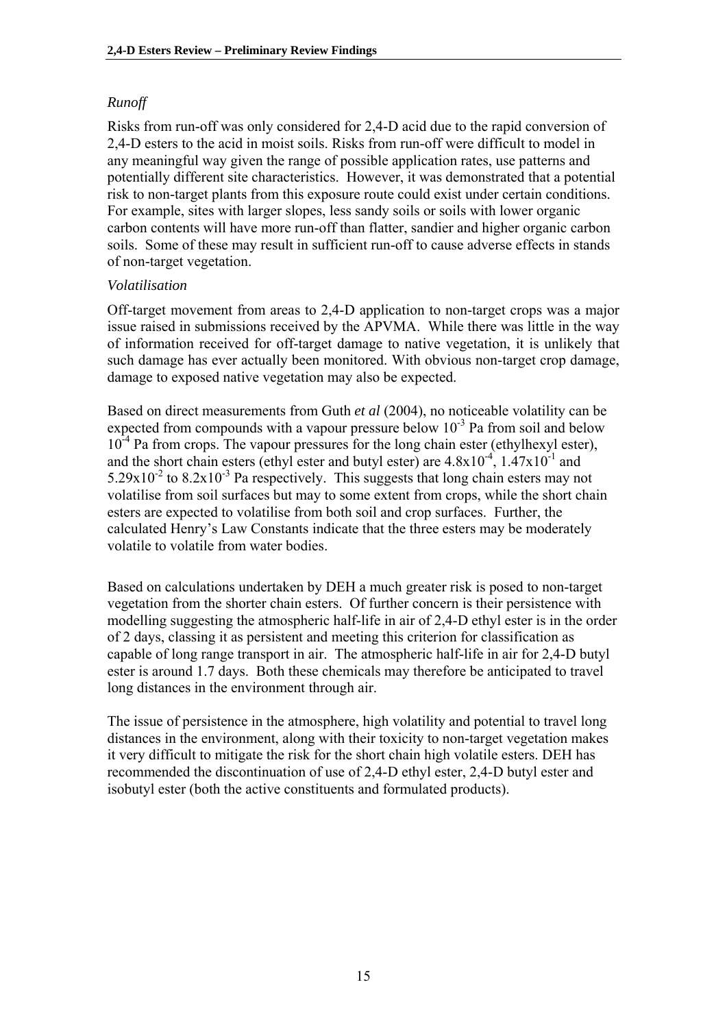*Runoff*

Risks from run-off was only considered for 2,4-D acid due to the rapid conversion of 2,4-D esters to the acid in moist soils. Risks from run-off were difficult to model in any meaningful way given the range of possible application rates, use patterns and potentially different site characteristics. However, it was demonstrated that a potential risk to non-target plants from this exposure route could exist under certain conditions. For example, sites with larger slopes, less sandy soils or soils with lower organic carbon contents will have more run-off than flatter, sandier and higher organic carbon soils. Some of these may result in sufficient run-off to cause adverse effects in stands of non-target vegetation.

*Volatilisation*

Off-target movement from areas to 2,4-D application to non-target crops was a major issue raised in submissions received by the APVMA. While there was little in the way of information received for off-target damage to native vegetation, it is unlikely that such damage has ever actually been monitored. With obvious non-target crop damage, damage to exposed native vegetation may also be expected.

Based on direct measurements from Guth *et al* (2004), no noticeable volatility can be expected from compounds with a vapour pressure below $10^{-3}$ Pa from soil and below $10^{-4}$ Pa from crops. The vapour pressures for the long chain ester (ethylhexyl ester), and the short chain esters (ethyl ester and butyl ester) are $4.8 \times 10^{-4}$, $1.47 \times 10^{-1}$ and $5.29 \times 10^{-2}$ to $8.2 \times 10^{-3}$ Pa respectively. This suggests that long chain esters may not volatilise from soil surfaces but may to some extent from crops, while the short chain esters are expected to volatilise from both soil and crop surfaces. Further, the calculated Henry's Law Constants indicate that the three esters may be moderately volatile to volatile from water bodies.

Based on calculations undertaken by DEH a much greater risk is posed to non-target vegetation from the shorter chain esters. Of further concern is their persistence with modelling suggesting the atmospheric half-life in air of 2,4-D ethyl ester is in the order of 2 days, classing it as persistent and meeting this criterion for classification as capable of long range transport in air. The atmospheric half-life in air for 2,4-D butyl ester is around 1.7 days. Both these chemicals may therefore be anticipated to travel long distances in the environment through air.

The issue of persistence in the atmosphere, high volatility and potential to travel long distances in the environment, along with their toxicity to non-target vegetation makes it very difficult to mitigate the risk for the short chain high volatile esters. DEH has recommended the discontinuation of use of 2,4-D ethyl ester, 2,4-D butyl ester and isobutyl ester (both the active constituents and formulated products).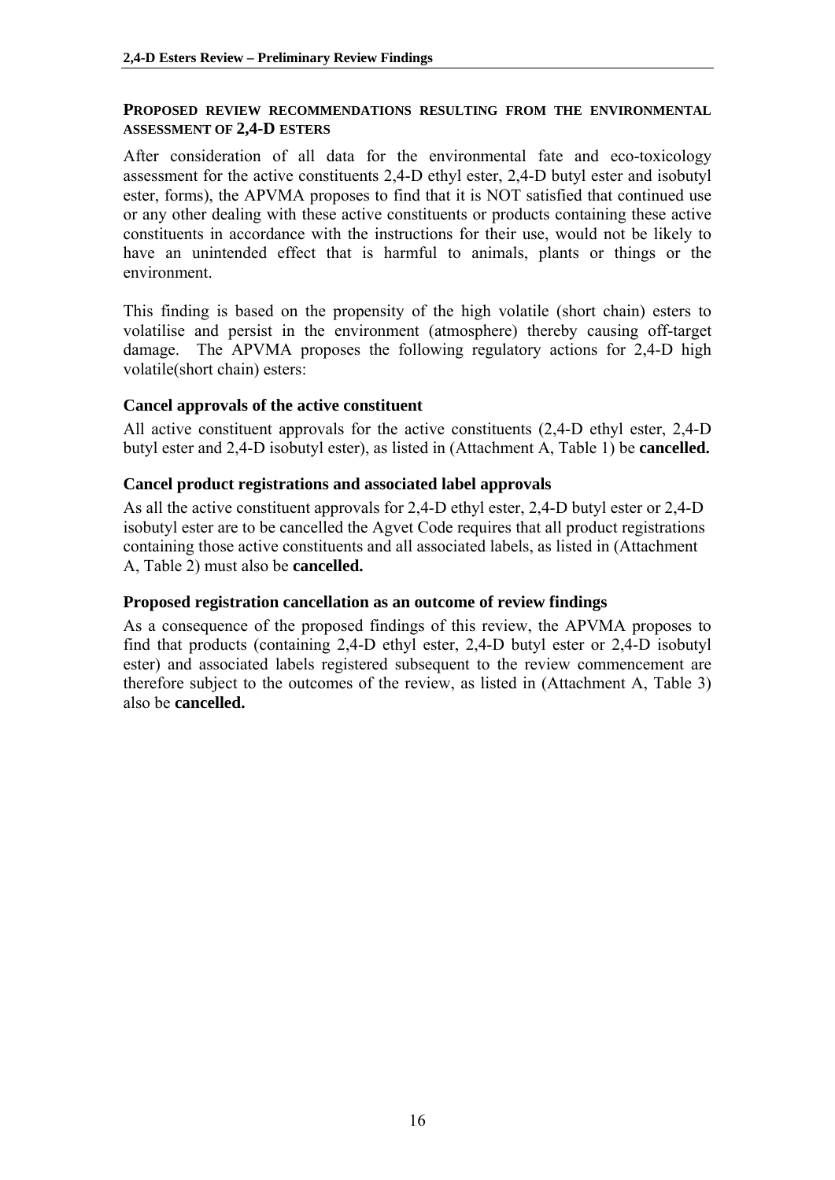## PROPOSED REVIEW RECOMMENDATIONS RESULTING FROM THE ENVIRONMENTAL ASSESSMENT OF 2,4-D ESTERS

After consideration of all data for the environmental fate and eco-toxicology assessment for the active constituents 2,4-D ethyl ester, 2,4-D butyl ester and isobutyl ester, forms), the APVMA proposes to find that it is NOT satisfied that continued use or any other dealing with these active constituents or products containing these active constituents in accordance with the instructions for their use, would not be likely to have an unintended effect that is harmful to animals, plants or things or the environment.

This finding is based on the propensity of the high volatile (short chain) esters to volatilise and persist in the environment (atmosphere) thereby causing off-target damage. The APVMA proposes the following regulatory actions for 2,4-D high volatile(short chain) esters:

### Cancel approvals of the active constituent

All active constituent approvals for the active constituents (2,4-D ethyl ester, 2,4-D butyl ester and 2,4-D isobutyl ester), as listed in (Attachment A, Table 1) be **cancelled.**

### Cancel product registrations and associated label approvals

As all the active constituent approvals for 2,4-D ethyl ester, 2,4-D butyl ester or 2,4-D isobutyl ester are to be cancelled the Agvet Code requires that all product registrations containing those active constituents and all associated labels, as listed in (Attachment A, Table 2) must also be **cancelled.**

### Proposed registration cancellation as an outcome of review findings

As a consequence of the proposed findings of this review, the APVMA proposes to find that products (containing 2,4-D ethyl ester, 2,4-D butyl ester or 2,4-D isobutyl ester) and associated labels registered subsequent to the review commencement are therefore subject to the outcomes of the review, as listed in (Attachment A, Table 3) also be **cancelled.**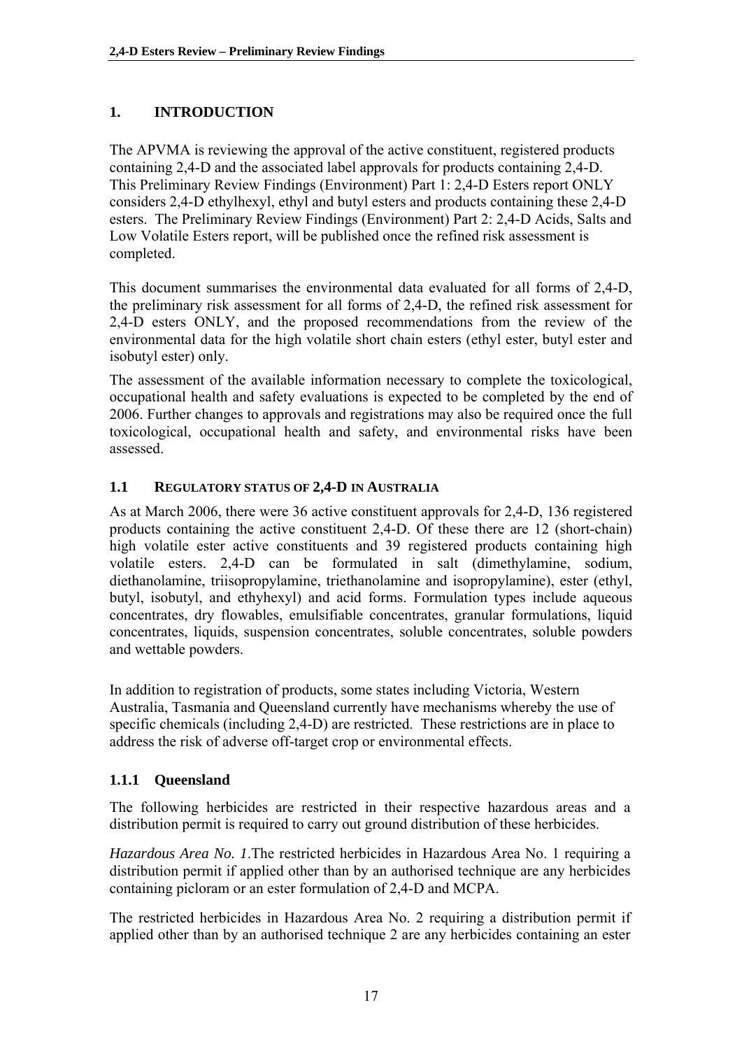# 1. INTRODUCTION

The APVMA is reviewing the approval of the active constituent, registered products containing 2,4-D and the associated label approvals for products containing 2,4-D. This Preliminary Review Findings (Environment) Part 1: 2,4-D Esters report ONLY considers 2,4-D ethylhexyl, ethyl and butyl esters and products containing these 2,4-D esters. The Preliminary Review Findings (Environment) Part 2: 2,4-D Acids, Salts and Low Volatile Esters report, will be published once the refined risk assessment is completed.

This document summarises the environmental data evaluated for all forms of 2,4-D, the preliminary risk assessment for all forms of 2,4-D, the refined risk assessment for 2,4-D esters ONLY, and the proposed recommendations from the review of the environmental data for the high volatile short chain esters (ethyl ester, butyl ester and isobutyl ester) only.

The assessment of the available information necessary to complete the toxicological, occupational health and safety evaluations is expected to be completed by the end of 2006. Further changes to approvals and registrations may also be required once the full toxicological, occupational health and safety, and environmental risks have been assessed.

## 1.1 REGULATORY STATUS OF 2,4-D IN AUSTRALIA

As at March 2006, there were 36 active constituent approvals for 2,4-D, 136 registered products containing the active constituent 2,4-D. Of these there are 12 (short-chain) high volatile ester active constituents and 39 registered products containing high volatile esters. 2,4-D can be formulated in salt (dimethylamine, sodium, diethanolamine, triisopropylamine, triethanolamine and isopropylamine), ester (ethyl, butyl, isobutyl, and ethyhexyl) and acid forms. Formulation types include aqueous concentrates, dry flowables, emulsifiable concentrates, granular formulations, liquid concentrates, liquids, suspension concentrates, soluble concentrates, soluble powders and wettable powders.

In addition to registration of products, some states including Victoria, Western Australia, Tasmania and Queensland currently have mechanisms whereby the use of specific chemicals (including 2,4-D) are restricted. These restrictions are in place to address the risk of adverse off-target crop or environmental effects.

### 1.1.1 Queensland

The following herbicides are restricted in their respective hazardous areas and a distribution permit is required to carry out ground distribution of these herbicides.

*Hazardous Area No. 1.*The restricted herbicides in Hazardous Area No. 1 requiring a distribution permit if applied other than by an authorised technique are any herbicides containing picloram or an ester formulation of 2,4-D and MCPA.

The restricted herbicides in Hazardous Area No. 2 requiring a distribution permit if applied other than by an authorised technique 2 are any herbicides containing an ester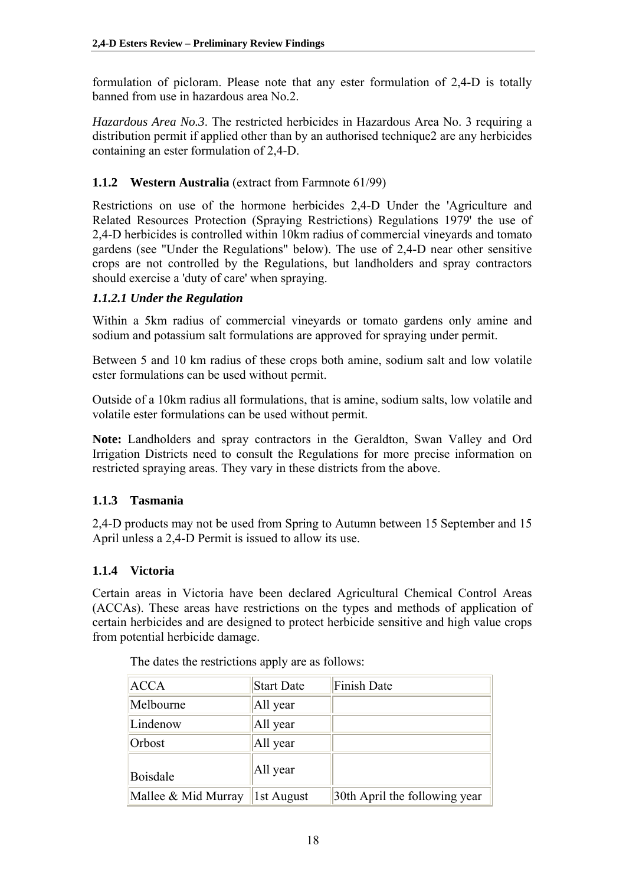formulation of picloram. Please note that any ester formulation of 2,4-D is totally banned from use in hazardous area No.2.

*Hazardous Area No.3*. The restricted herbicides in Hazardous Area No. 3 requiring a distribution permit if applied other than by an authorised technique2 are any herbicides containing an ester formulation of 2,4-D.

### 1.1.2 Western Australia (extract from Farmnote 61/99)

Restrictions on use of the hormone herbicides 2,4-D Under the 'Agriculture and Related Resources Protection (Spraying Restrictions) Regulations 1979' the use of 2,4-D herbicides is controlled within 10km radius of commercial vineyards and tomato gardens (see "Under the Regulations" below). The use of 2,4-D near other sensitive crops are not controlled by the Regulations, but landholders and spray contractors should exercise a 'duty of care' when spraying.

#### *1.1.2.1 Under the Regulation*

Within a 5km radius of commercial vineyards or tomato gardens only amine and sodium and potassium salt formulations are approved for spraying under permit.

Between 5 and 10 km radius of these crops both amine, sodium salt and low volatile ester formulations can be used without permit.

Outside of a 10km radius all formulations, that is amine, sodium salts, low volatile and volatile ester formulations can be used without permit.

**Note:** Landholders and spray contractors in the Geraldton, Swan Valley and Ord Irrigation Districts need to consult the Regulations for more precise information on restricted spraying areas. They vary in these districts from the above.

### 1.1.3 Tasmania

2,4-D products may not be used from Spring to Autumn between 15 September and 15 April unless a 2,4-D Permit is issued to allow its use.

### 1.1.4 Victoria

Certain areas in Victoria have been declared Agricultural Chemical Control Areas (ACCAs). These areas have restrictions on the types and methods of application of certain herbicides and are designed to protect herbicide sensitive and high value crops from potential herbicide damage.

The dates the restrictions apply are as follows:

| ACCA | Start Date | Finish Date |
|---|---|---|
| Melbourne | All year | |
| Lindenow | All year | |
| Orbost | All year | |
| Boisdale | All year | |
| Mallee & Mid Murray | 1st August | 30th April the following year |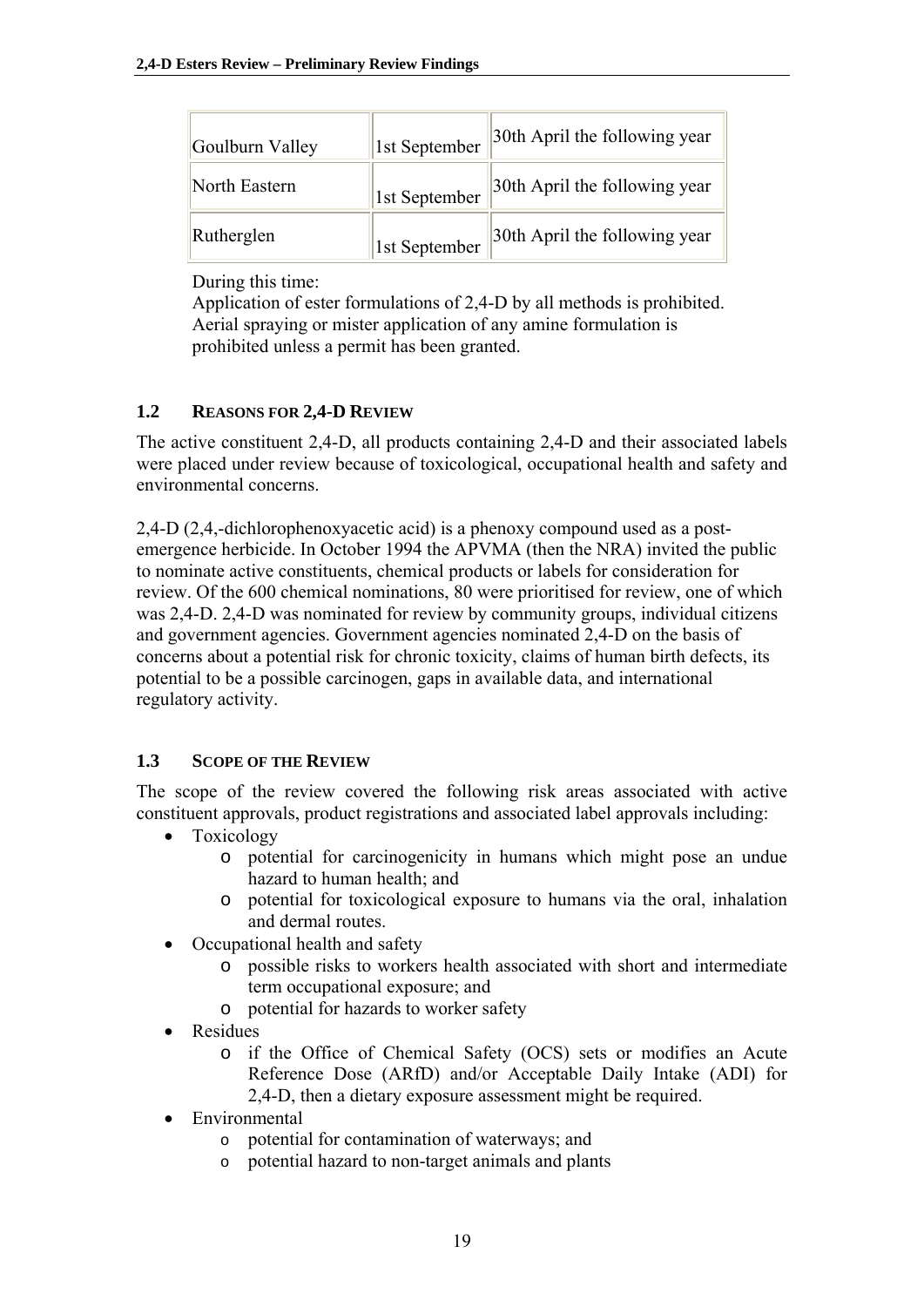| | | |
|---|---|---|
| Goulburn Valley | 1st September | 30th April the following year |
| North Eastern | 1st September | 30th April the following year |
| Rutherglen | 1st September | 30th April the following year |

During this time:
Application of ester formulations of 2,4-D by all methods is prohibited.
Aerial spraying or mister application of any amine formulation is prohibited unless a permit has been granted.

## 1.2 REASONS FOR 2,4-D REVIEW

The active constituent 2,4-D, all products containing 2,4-D and their associated labels were placed under review because of toxicological, occupational health and safety and environmental concerns.

2,4-D (2,4,-dichlorophenoxyacetic acid) is a phenoxy compound used as a post-emergence herbicide. In October 1994 the APVMA (then the NRA) invited the public to nominate active constituents, chemical products or labels for consideration for review. Of the 600 chemical nominations, 80 were prioritised for review, one of which was 2,4-D. 2,4-D was nominated for review by community groups, individual citizens and government agencies. Government agencies nominated 2,4-D on the basis of concerns about a potential risk for chronic toxicity, claims of human birth defects, its potential to be a possible carcinogen, gaps in available data, and international regulatory activity.

## 1.3 SCOPE OF THE REVIEW

The scope of the review covered the following risk areas associated with active constituent approvals, product registrations and associated label approvals including:

- Toxicology
  - potential for carcinogenicity in humans which might pose an undue hazard to human health; and
  - potential for toxicological exposure to humans via the oral, inhalation and dermal routes.
- Occupational health and safety
  - possible risks to workers health associated with short and intermediate term occupational exposure; and
  - potential for hazards to worker safety
- Residues
  - if the Office of Chemical Safety (OCS) sets or modifies an Acute Reference Dose (ARfD) and/or Acceptable Daily Intake (ADI) for 2,4-D, then a dietary exposure assessment might be required.
- Environmental
  - potential for contamination of waterways; and
  - potential hazard to non-target animals and plants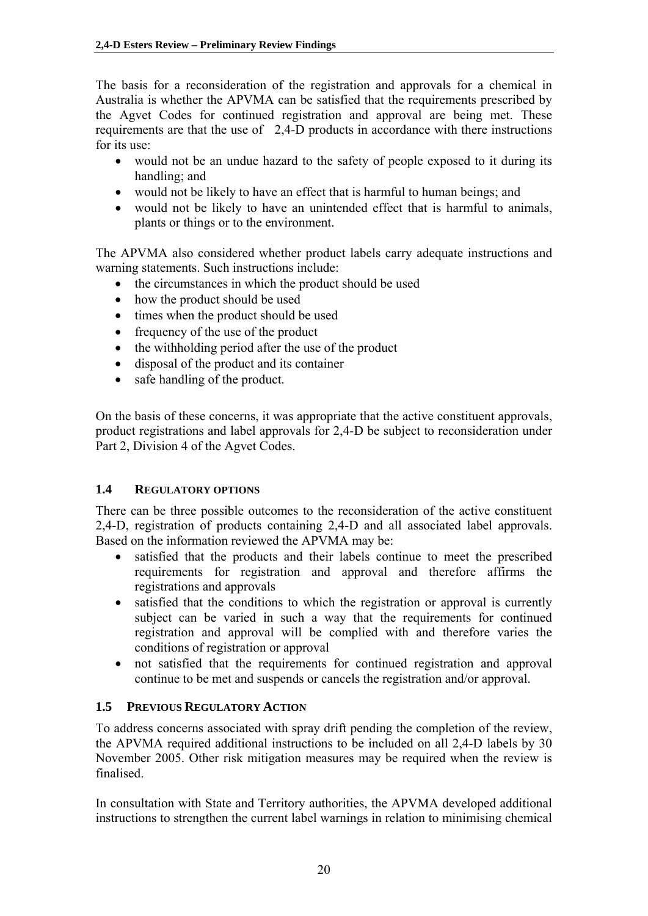The basis for a reconsideration of the registration and approvals for a chemical in Australia is whether the APVMA can be satisfied that the requirements prescribed by the Agvet Codes for continued registration and approval are being met. These requirements are that the use of 2,4-D products in accordance with there instructions for its use:

- would not be an undue hazard to the safety of people exposed to it during its handling; and
- would not be likely to have an effect that is harmful to human beings; and
- would not be likely to have an unintended effect that is harmful to animals, plants or things or to the environment.

The APVMA also considered whether product labels carry adequate instructions and warning statements. Such instructions include:

- the circumstances in which the product should be used
- how the product should be used
- times when the product should be used
- frequency of the use of the product
- the withholding period after the use of the product
- disposal of the product and its container
- safe handling of the product.

On the basis of these concerns, it was appropriate that the active constituent approvals, product registrations and label approvals for 2,4-D be subject to reconsideration under Part 2, Division 4 of the Agvet Codes.

### 1.4 REGULATORY OPTIONS

There can be three possible outcomes to the reconsideration of the active constituent 2,4-D, registration of products containing 2,4-D and all associated label approvals. Based on the information reviewed the APVMA may be:

- satisfied that the products and their labels continue to meet the prescribed requirements for registration and approval and therefore affirms the registrations and approvals
- satisfied that the conditions to which the registration or approval is currently subject can be varied in such a way that the requirements for continued registration and approval will be complied with and therefore varies the conditions of registration or approval
- not satisfied that the requirements for continued registration and approval continue to be met and suspends or cancels the registration and/or approval.

### 1.5 PREVIOUS REGULATORY ACTION

To address concerns associated with spray drift pending the completion of the review, the APVMA required additional instructions to be included on all 2,4-D labels by 30 November 2005. Other risk mitigation measures may be required when the review is finalised.

In consultation with State and Territory authorities, the APVMA developed additional instructions to strengthen the current label warnings in relation to minimising chemical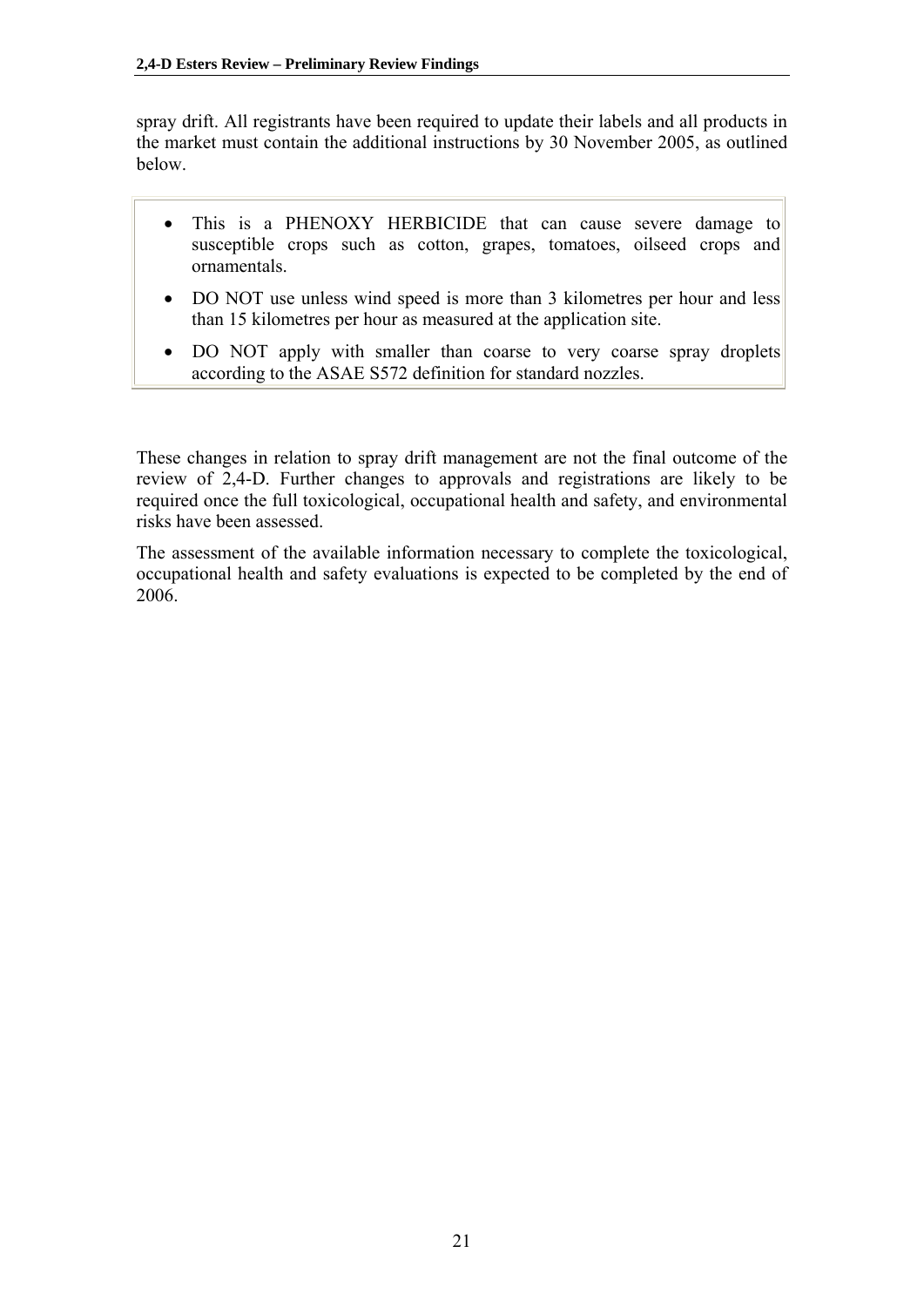spray drift. All registrants have been required to update their labels and all products in the market must contain the additional instructions by 30 November 2005, as outlined below.

- This is a PHENOXY HERBICIDE that can cause severe damage to susceptible crops such as cotton, grapes, tomatoes, oilseed crops and ornamentals.
- DO NOT use unless wind speed is more than 3 kilometres per hour and less than 15 kilometres per hour as measured at the application site.
- DO NOT apply with smaller than coarse to very coarse spray droplets according to the ASAE S572 definition for standard nozzles.

These changes in relation to spray drift management are not the final outcome of the review of 2,4-D. Further changes to approvals and registrations are likely to be required once the full toxicological, occupational health and safety, and environmental risks have been assessed.

The assessment of the available information necessary to complete the toxicological, occupational health and safety evaluations is expected to be completed by the end of 2006.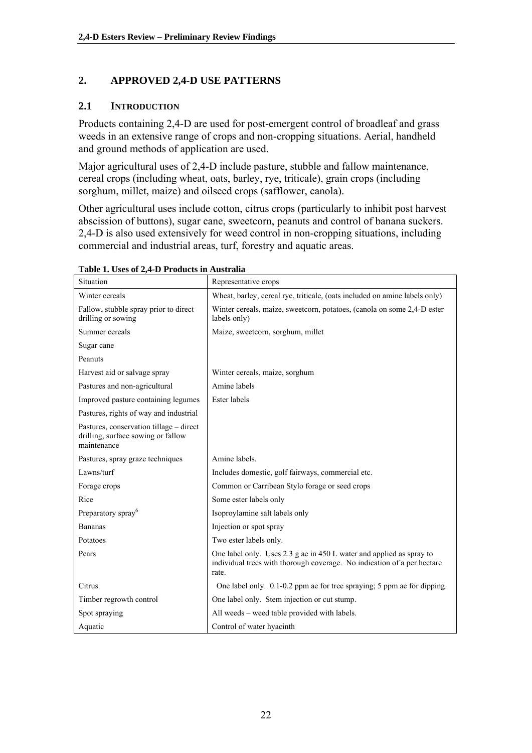## 2. APPROVED 2,4-D USE PATTERNS

### 2.1 INTRODUCTION

Products containing 2,4-D are used for post-emergent control of broadleaf and grass weeds in an extensive range of crops and non-cropping situations. Aerial, handheld and ground methods of application are used.

Major agricultural uses of 2,4-D include pasture, stubble and fallow maintenance, cereal crops (including wheat, oats, barley, rye, triticale), grain crops (including sorghum, millet, maize) and oilseed crops (safflower, canola).

Other agricultural uses include cotton, citrus crops (particularly to inhibit post harvest abscission of buttons), sugar cane, sweetcorn, peanuts and control of banana suckers. 2,4-D is also used extensively for weed control in non-cropping situations, including commercial and industrial areas, turf, forestry and aquatic areas.

**Table 1. Uses of 2,4-D Products in Australia**

| Situation | Representative crops |
|---|---|
| Winter cereals | Wheat, barley, cereal rye, triticale, (oats included on amine labels only) |
| Fallow, stubble spray prior to direct drilling or sowing | Winter cereals, maize, sweetcorn, potatoes, (canola on some 2,4-D ester labels only) |
| Summer cereals | Maize, sweetcorn, sorghum, millet |
| Sugar cane | |
| Peanuts | |
| Harvest aid or salvage spray | Winter cereals, maize, sorghum |
| Pastures and non-agricultural | Amine labels |
| Improved pasture containing legumes | Ester labels |
| Pastures, rights of way and industrial | |
| Pastures, conservation tillage – direct drilling, surface sowing or fallow maintenance | |
| Pastures, spray graze techniques | Amine labels. |
| Lawns/turf | Includes domestic, golf fairways, commercial etc. |
| Forage crops | Common or Carribean Stylo forage or seed crops |
| Rice | Some ester labels only |
| Preparatory spray[6] | Isoproylamine salt labels only |
| Bananas | Injection or spot spray |
| Potatoes | Two ester labels only. |
| Pears | One label only. Uses 2.3 g ae in 450 L water and applied as spray to individual trees with thorough coverage. No indication of a per hectare rate. |
| Citrus | One label only. 0.1-0.2 ppm ae for tree spraying; 5 ppm ae for dipping. |
| Timber regrowth control | One label only. Stem injection or cut stump. |
| Spot spraying | All weeds – weed table provided with labels. |
| Aquatic | Control of water hyacinth |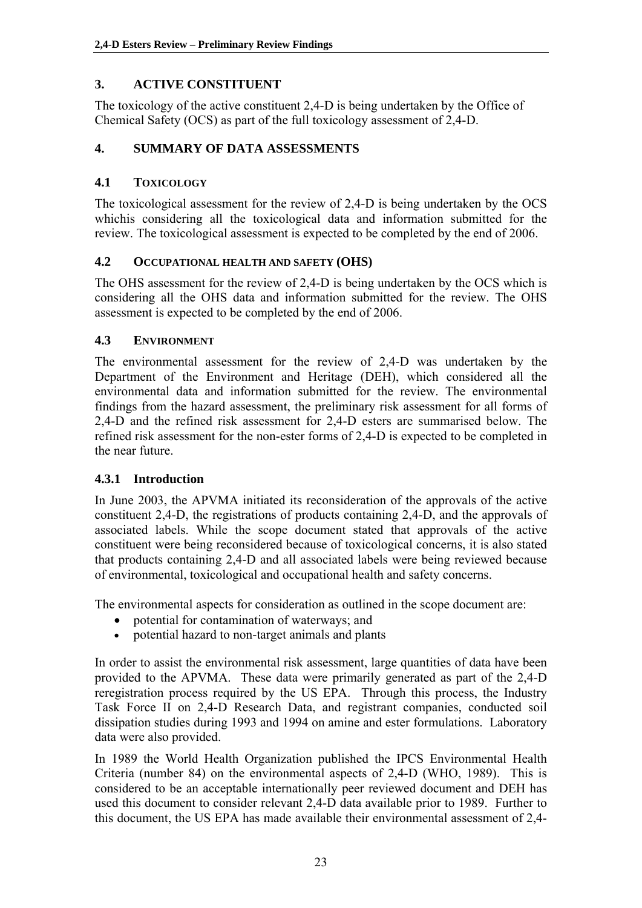## 3. ACTIVE CONSTITUENT

The toxicology of the active constituent 2,4-D is being undertaken by the Office of Chemical Safety (OCS) as part of the full toxicology assessment of 2,4-D.

## 4. SUMMARY OF DATA ASSESSMENTS

### 4.1 TOXICOLOGY

The toxicological assessment for the review of 2,4-D is being undertaken by the OCS whichis considering all the toxicological data and information submitted for the review. The toxicological assessment is expected to be completed by the end of 2006.

### 4.2 OCCUPATIONAL HEALTH AND SAFETY (OHS)

The OHS assessment for the review of 2,4-D is being undertaken by the OCS which is considering all the OHS data and information submitted for the review. The OHS assessment is expected to be completed by the end of 2006.

### 4.3 ENVIRONMENT

The environmental assessment for the review of 2,4-D was undertaken by the Department of the Environment and Heritage (DEH), which considered all the environmental data and information submitted for the review. The environmental findings from the hazard assessment, the preliminary risk assessment for all forms of 2,4-D and the refined risk assessment for 2,4-D esters are summarised below. The refined risk assessment for the non-ester forms of 2,4-D is expected to be completed in the near future.

#### 4.3.1 Introduction

In June 2003, the APVMA initiated its reconsideration of the approvals of the active constituent 2,4-D, the registrations of products containing 2,4-D, and the approvals of associated labels. While the scope document stated that approvals of the active constituent were being reconsidered because of toxicological concerns, it is also stated that products containing 2,4-D and all associated labels were being reviewed because of environmental, toxicological and occupational health and safety concerns.

The environmental aspects for consideration as outlined in the scope document are:

- potential for contamination of waterways; and
- potential hazard to non-target animals and plants

In order to assist the environmental risk assessment, large quantities of data have been provided to the APVMA. These data were primarily generated as part of the 2,4-D reregistration process required by the US EPA. Through this process, the Industry Task Force II on 2,4-D Research Data, and registrant companies, conducted soil dissipation studies during 1993 and 1994 on amine and ester formulations. Laboratory data were also provided.

In 1989 the World Health Organization published the IPCS Environmental Health Criteria (number 84) on the environmental aspects of 2,4-D (WHO, 1989). This is considered to be an acceptable internationally peer reviewed document and DEH has used this document to consider relevant 2,4-D data available prior to 1989. Further to this document, the US EPA has made available their environmental assessment of 2,4-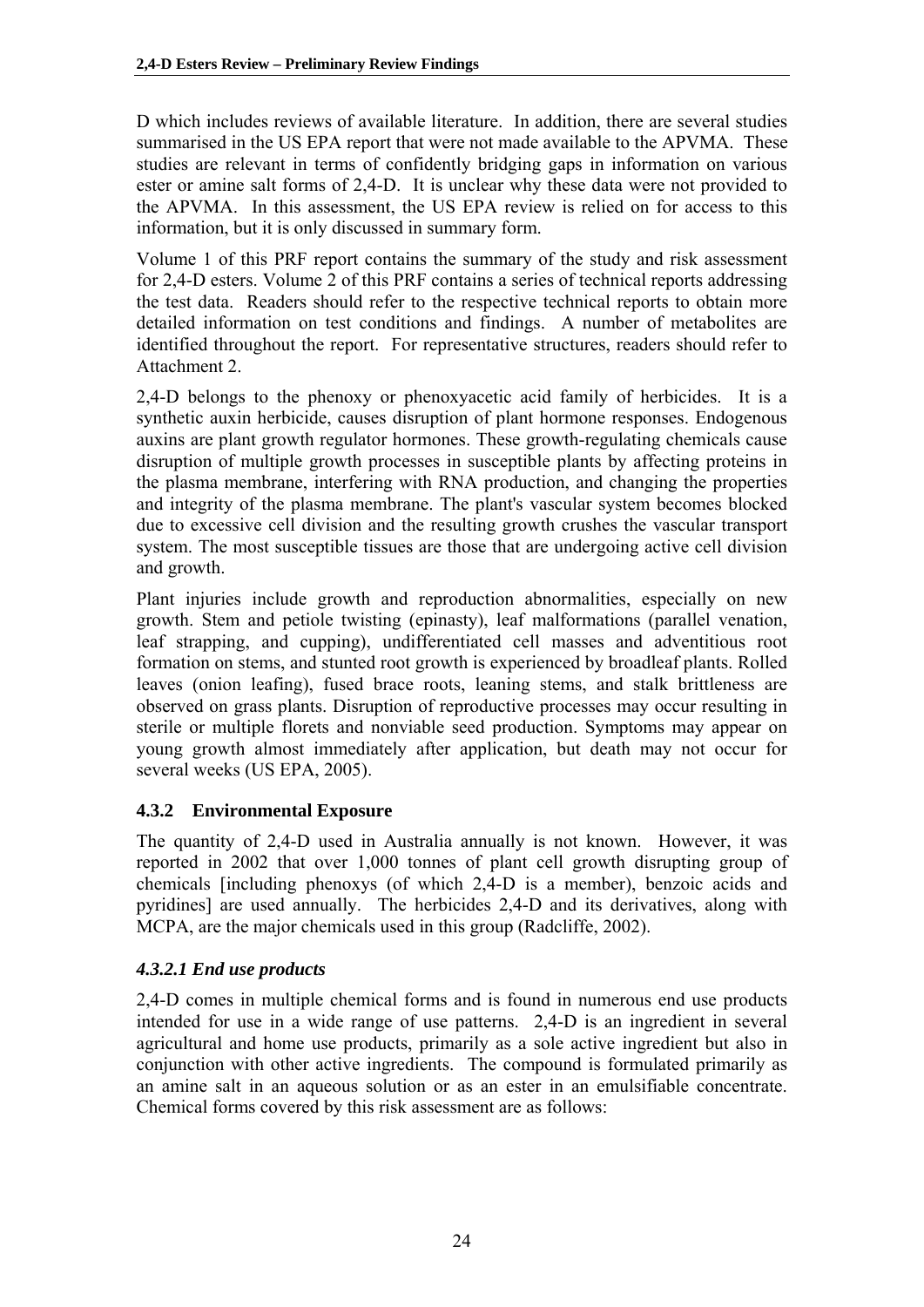D which includes reviews of available literature. In addition, there are several studies summarised in the US EPA report that were not made available to the APVMA. These studies are relevant in terms of confidently bridging gaps in information on various ester or amine salt forms of 2,4-D. It is unclear why these data were not provided to the APVMA. In this assessment, the US EPA review is relied on for access to this information, but it is only discussed in summary form.

Volume 1 of this PRF report contains the summary of the study and risk assessment for 2,4-D esters. Volume 2 of this PRF contains a series of technical reports addressing the test data. Readers should refer to the respective technical reports to obtain more detailed information on test conditions and findings. A number of metabolites are identified throughout the report. For representative structures, readers should refer to Attachment 2.

2,4-D belongs to the phenoxy or phenoxyacetic acid family of herbicides. It is a synthetic auxin herbicide, causes disruption of plant hormone responses. Endogenous auxins are plant growth regulator hormones. These growth-regulating chemicals cause disruption of multiple growth processes in susceptible plants by affecting proteins in the plasma membrane, interfering with RNA production, and changing the properties and integrity of the plasma membrane. The plant's vascular system becomes blocked due to excessive cell division and the resulting growth crushes the vascular transport system. The most susceptible tissues are those that are undergoing active cell division and growth.

Plant injuries include growth and reproduction abnormalities, especially on new growth. Stem and petiole twisting (epinasty), leaf malformations (parallel venation, leaf strapping, and cupping), undifferentiated cell masses and adventitious root formation on stems, and stunted root growth is experienced by broadleaf plants. Rolled leaves (onion leafing), fused brace roots, leaning stems, and stalk brittleness are observed on grass plants. Disruption of reproductive processes may occur resulting in sterile or multiple florets and nonviable seed production. Symptoms may appear on young growth almost immediately after application, but death may not occur for several weeks (US EPA, 2005).

### 4.3.2 Environmental Exposure

The quantity of 2,4-D used in Australia annually is not known. However, it was reported in 2002 that over 1,000 tonnes of plant cell growth disrupting group of chemicals [including phenoxys (of which 2,4-D is a member), benzoic acids and pyridines] are used annually. The herbicides 2,4-D and its derivatives, along with MCPA, are the major chemicals used in this group (Radcliffe, 2002).

#### *4.3.2.1 End use products*

2,4-D comes in multiple chemical forms and is found in numerous end use products intended for use in a wide range of use patterns. 2,4-D is an ingredient in several agricultural and home use products, primarily as a sole active ingredient but also in conjunction with other active ingredients. The compound is formulated primarily as an amine salt in an aqueous solution or as an ester in an emulsifiable concentrate. Chemical forms covered by this risk assessment are as follows: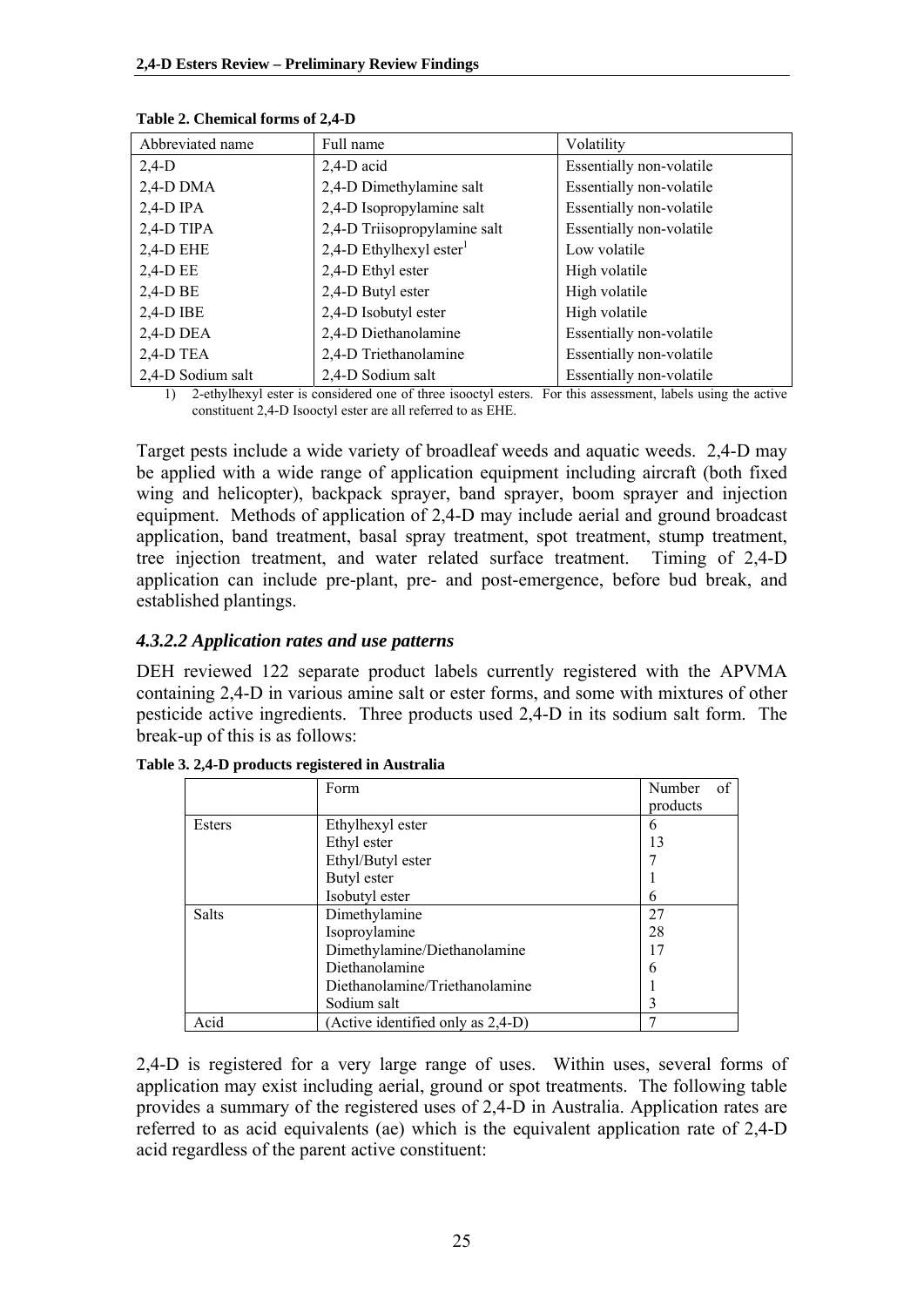**Table 2. Chemical forms of 2,4-D**

| Abbreviated name | Full name | Volatility |
|---|---|---|
| 2,4-D | 2,4-D acid | Essentially non-volatile |
| 2,4-D DMA | 2,4-D Dimethylamine salt | Essentially non-volatile |
| 2,4-D IPA | 2,4-D Isopropylamine salt | Essentially non-volatile |
| 2,4-D TIPA | 2,4-D Triisopropylamine salt | Essentially non-volatile |
| 2,4-D EHE | 2,4-D Ethylhexyl ester[1] | Low volatile |
| 2,4-D EE | 2,4-D Ethyl ester | High volatile |
| 2,4-D BE | 2,4-D Butyl ester | High volatile |
| 2,4-D IBE | 2,4-D Isobutyl ester | High volatile |
| 2,4-D DEA | 2,4-D Diethanolamine | Essentially non-volatile |
| 2,4-D TEA | 2,4-D Triethanolamine | Essentially non-volatile |
| 2,4-D Sodium salt | 2,4-D Sodium salt | Essentially non-volatile |

1) 2-ethylhexyl ester is considered one of three isooctyl esters. For this assessment, labels using the active constituent 2,4-D Isooctyl ester are all referred to as EHE.

Target pests include a wide variety of broadleaf weeds and aquatic weeds. 2,4-D may be applied with a wide range of application equipment including aircraft (both fixed wing and helicopter), backpack sprayer, band sprayer, boom sprayer and injection equipment. Methods of application of 2,4-D may include aerial and ground broadcast application, band treatment, basal spray treatment, spot treatment, stump treatment, tree injection treatment, and water related surface treatment. Timing of 2,4-D application can include pre-plant, pre- and post-emergence, before bud break, and established plantings.

### *4.3.2.2 Application rates and use patterns*

DEH reviewed 122 separate product labels currently registered with the APVMA containing 2,4-D in various amine salt or ester forms, and some with mixtures of other pesticide active ingredients. Three products used 2,4-D in its sodium salt form. The break-up of this is as follows:

**Table 3. 2,4-D products registered in Australia**

| | Form | Number of products |
|---|---|---|
| Esters | Ethylhexyl ester | 6 |
| | Ethyl ester | 13 |
| | Ethyl/Butyl ester | 7 |
| | Butyl ester | 1 |
| | Isobutyl ester | 6 |
| Salts | Dimethylamine | 27 |
| | Isoproylamine | 28 |
| | Dimethylamine/Diethanolamine | 17 |
| | Diethanolamine | 6 |
| | Diethanolamine/Triethanolamine | 1 |
| | Sodium salt | 3 |
| Acid | (Active identified only as 2,4-D) | 7 |

2,4-D is registered for a very large range of uses. Within uses, several forms of application may exist including aerial, ground or spot treatments. The following table provides a summary of the registered uses of 2,4-D in Australia. Application rates are referred to as acid equivalents (ae) which is the equivalent application rate of 2,4-D acid regardless of the parent active constituent: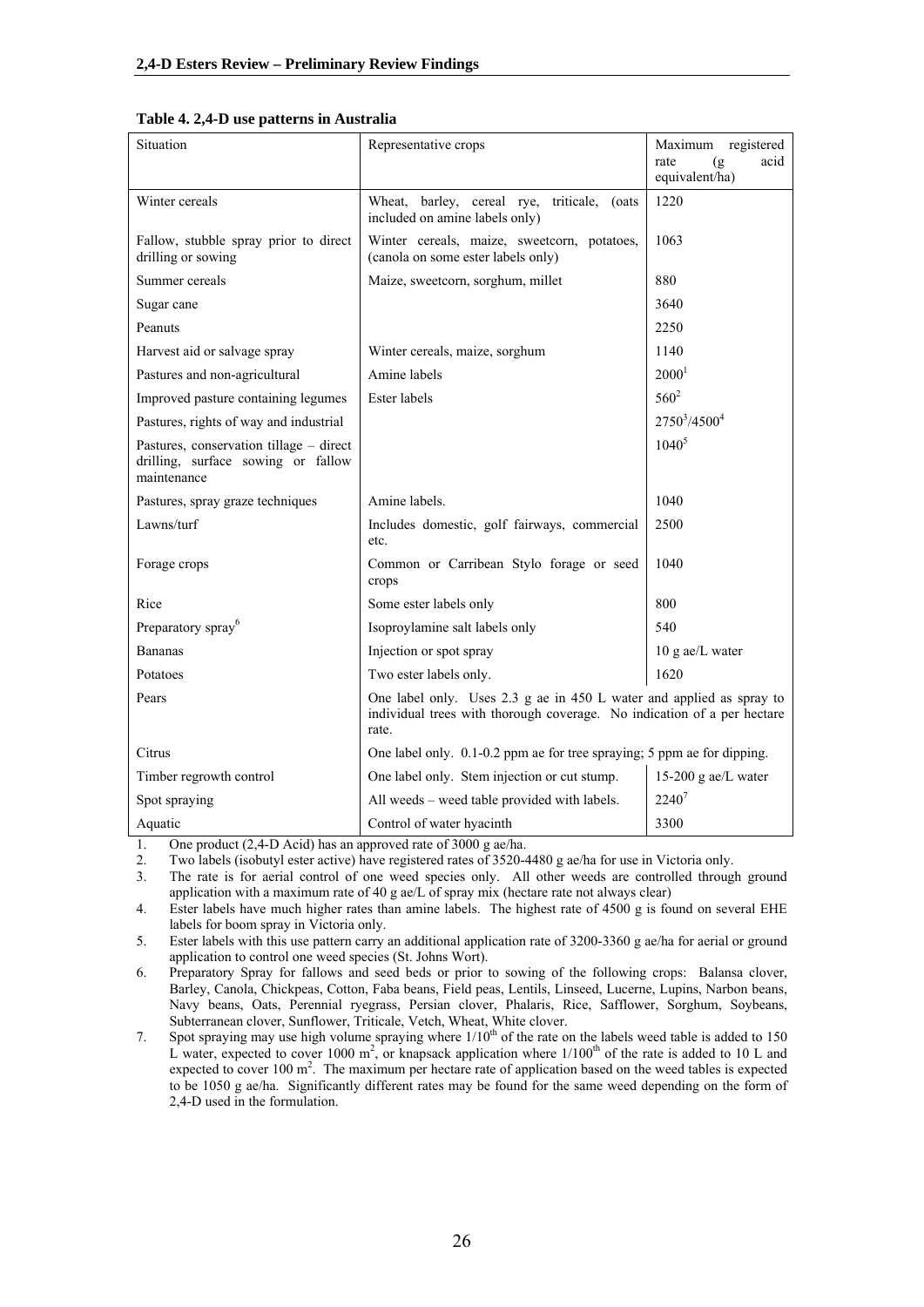**Table 4. 2,4-D use patterns in Australia**

| Situation | Representative crops | Maximum registered rate (g acid equivalent/ha) |
|---|---|---|
| Winter cereals | Wheat, barley, cereal rye, triticale, (oats included on amine labels only) | 1220 |
| Fallow, stubble spray prior to direct drilling or sowing | Winter cereals, maize, sweetcorn, potatoes, (canola on some ester labels only) | 1063 |
| Summer cereals | Maize, sweetcorn, sorghum, millet | 880 |
| Sugar cane | | 3640 |
| Peanuts | | 2250 |
| Harvest aid or salvage spray | Winter cereals, maize, sorghum | 1140 |
| Pastures and non-agricultural | Amine labels | 2000[1] |
| Improved pasture containing legumes | Ester labels | 560[2] |
| Pastures, rights of way and industrial | | 2750[3]/4500[4] |
| Pastures, conservation tillage – direct drilling, surface sowing or fallow maintenance | | 1040[5] |
| Pastures, spray graze techniques | Amine labels. | 1040 |
| Lawns/turf | Includes domestic, golf fairways, commercial etc. | 2500 |
| Forage crops | Common or Carribean Stylo forage or seed crops | 1040 |
| Rice | Some ester labels only | 800 |
| Preparatory spray[6] | Isoproylamine salt labels only | 540 |
| Bananas | Injection or spot spray | 10 g ae/L water |
| Potatoes | Two ester labels only. | 1620 |
| Pears | One label only. Uses 2.3 g ae in 450 L water and applied as spray to individual trees with thorough coverage. No indication of a per hectare rate. | |
| Citrus | One label only. 0.1-0.2 ppm ae for tree spraying; 5 ppm ae for dipping. | |
| Timber regrowth control | One label only. Stem injection or cut stump. | 15-200 g ae/L water |
| Spot spraying | All weeds – weed table provided with labels. | 2240[7] |
| Aquatic | Control of water hyacinth | 3300 |

1. One product (2,4-D Acid) has an approved rate of 3000 g ae/ha.
2. Two labels (isobutyl ester active) have registered rates of 3520-4480 g ae/ha for use in Victoria only.
3. The rate is for aerial control of one weed species only. All other weeds are controlled through ground application with a maximum rate of 40 g ae/L of spray mix (hectare rate not always clear)
4. Ester labels have much higher rates than amine labels. The highest rate of 4500 g is found on several EHE labels for boom spray in Victoria only.
5. Ester labels with this use pattern carry an additional application rate of 3200-3360 g ae/ha for aerial or ground application to control one weed species (St. Johns Wort).
6. Preparatory Spray for fallows and seed beds or prior to sowing of the following crops: Balansa clover, Barley, Canola, Chickpeas, Cotton, Faba beans, Field peas, Lentils, Linseed, Lucerne, Lupins, Narbon beans, Navy beans, Oats, Perennial ryegrass, Persian clover, Phalaris, Rice, Safflower, Sorghum, Soybeans, Subterranean clover, Sunflower, Triticale, Vetch, Wheat, White clover.
7. Spot spraying may use high volume spraying where 1/10th of the rate on the labels weed table is added to 150 L water, expected to cover 1000 $m^2$, or knapsack application where 1/100th of the rate is added to 10 L and expected to cover 100 $m^2$. The maximum per hectare rate of application based on the weed tables is expected to be 1050 g ae/ha. Significantly different rates may be found for the same weed depending on the form of 2,4-D used in the formulation.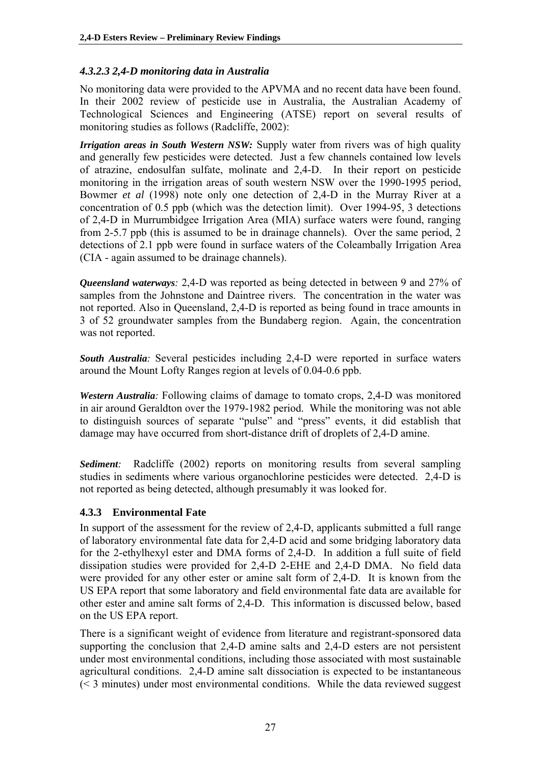### *4.3.2.3 2,4-D monitoring data in Australia*

No monitoring data were provided to the APVMA and no recent data have been found. In their 2002 review of pesticide use in Australia, the Australian Academy of Technological Sciences and Engineering (ATSE) report on several results of monitoring studies as follows (Radcliffe, 2002):

***Irrigation areas in South Western NSW:*** Supply water from rivers was of high quality and generally few pesticides were detected. Just a few channels contained low levels of atrazine, endosulfan sulfate, molinate and 2,4-D. In their report on pesticide monitoring in the irrigation areas of south western NSW over the 1990-1995 period, Bowmer *et al* (1998) note only one detection of 2,4-D in the Murray River at a concentration of 0.5 ppb (which was the detection limit). Over 1994-95, 3 detections of 2,4-D in Murrumbidgee Irrigation Area (MIA) surface waters were found, ranging from 2-5.7 ppb (this is assumed to be in drainage channels). Over the same period, 2 detections of 2.1 ppb were found in surface waters of the Coleambally Irrigation Area (CIA - again assumed to be drainage channels).

***Queensland waterways:*** 2,4-D was reported as being detected in between 9 and 27% of samples from the Johnstone and Daintree rivers. The concentration in the water was not reported. Also in Queensland, 2,4-D is reported as being found in trace amounts in 3 of 52 groundwater samples from the Bundaberg region. Again, the concentration was not reported.

***South Australia:*** Several pesticides including 2,4-D were reported in surface waters around the Mount Lofty Ranges region at levels of 0.04-0.6 ppb.

***Western Australia:*** Following claims of damage to tomato crops, 2,4-D was monitored in air around Geraldton over the 1979-1982 period. While the monitoring was not able to distinguish sources of separate "pulse" and "press" events, it did establish that damage may have occurred from short-distance drift of droplets of 2,4-D amine.

***Sediment:*** Radcliffe (2002) reports on monitoring results from several sampling studies in sediments where various organochlorine pesticides were detected. 2,4-D is not reported as being detected, although presumably it was looked for.

### 4.3.3 Environmental Fate

In support of the assessment for the review of 2,4-D, applicants submitted a full range of laboratory environmental fate data for 2,4-D acid and some bridging laboratory data for the 2-ethylhexyl ester and DMA forms of 2,4-D. In addition a full suite of field dissipation studies were provided for 2,4-D 2-EHE and 2,4-D DMA. No field data were provided for any other ester or amine salt form of 2,4-D. It is known from the US EPA report that some laboratory and field environmental fate data are available for other ester and amine salt forms of 2,4-D. This information is discussed below, based on the US EPA report.

There is a significant weight of evidence from literature and registrant-sponsored data supporting the conclusion that 2,4-D amine salts and 2,4-D esters are not persistent under most environmental conditions, including those associated with most sustainable agricultural conditions. 2,4-D amine salt dissociation is expected to be instantaneous (< 3 minutes) under most environmental conditions. While the data reviewed suggest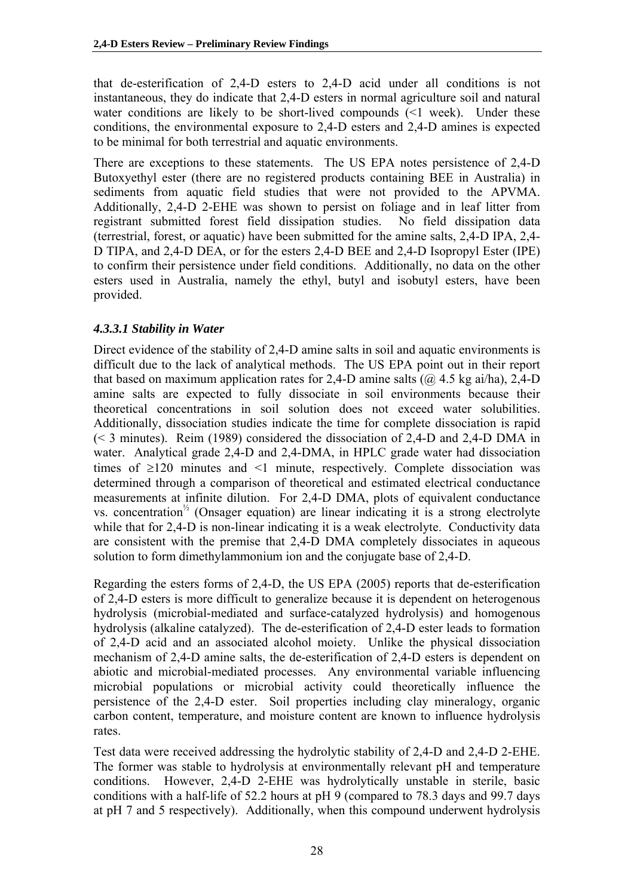that de-esterification of 2,4-D esters to 2,4-D acid under all conditions is not instantaneous, they do indicate that 2,4-D esters in normal agriculture soil and natural water conditions are likely to be short-lived compounds (<1 week). Under these conditions, the environmental exposure to 2,4-D esters and 2,4-D amines is expected to be minimal for both terrestrial and aquatic environments.

There are exceptions to these statements. The US EPA notes persistence of 2,4-D Butoxyethyl ester (there are no registered products containing BEE in Australia) in sediments from aquatic field studies that were not provided to the APVMA. Additionally, 2,4-D 2-EHE was shown to persist on foliage and in leaf litter from registrant submitted forest field dissipation studies. No field dissipation data (terrestrial, forest, or aquatic) have been submitted for the amine salts, 2,4-D IPA, 2,4-D TIPA, and 2,4-D DEA, or for the esters 2,4-D BEE and 2,4-D Isopropyl Ester (IPE) to confirm their persistence under field conditions. Additionally, no data on the other esters used in Australia, namely the ethyl, butyl and isobutyl esters, have been provided.

#### *4.3.3.1 Stability in Water*

Direct evidence of the stability of 2,4-D amine salts in soil and aquatic environments is difficult due to the lack of analytical methods. The US EPA point out in their report that based on maximum application rates for 2,4-D amine salts (@ 4.5 kg ai/ha), 2,4-D amine salts are expected to fully dissociate in soil environments because their theoretical concentrations in soil solution does not exceed water solubilities. Additionally, dissociation studies indicate the time for complete dissociation is rapid (< 3 minutes). Reim (1989) considered the dissociation of 2,4-D and 2,4-D DMA in water. Analytical grade 2,4-D and 2,4-DMA, in HPLC grade water had dissociation times of ≥120 minutes and <1 minute, respectively. Complete dissociation was determined through a comparison of theoretical and estimated electrical conductance measurements at infinite dilution. For 2,4-D DMA, plots of equivalent conductance vs. concentration$^{½}$ (Onsager equation) are linear indicating it is a strong electrolyte while that for 2,4-D is non-linear indicating it is a weak electrolyte. Conductivity data are consistent with the premise that 2,4-D DMA completely dissociates in aqueous solution to form dimethylammonium ion and the conjugate base of 2,4-D.

Regarding the esters forms of 2,4-D, the US EPA (2005) reports that de-esterification of 2,4-D esters is more difficult to generalize because it is dependent on heterogenous hydrolysis (microbial-mediated and surface-catalyzed hydrolysis) and homogenous hydrolysis (alkaline catalyzed). The de-esterification of 2,4-D ester leads to formation of 2,4-D acid and an associated alcohol moiety. Unlike the physical dissociation mechanism of 2,4-D amine salts, the de-esterification of 2,4-D esters is dependent on abiotic and microbial-mediated processes. Any environmental variable influencing microbial populations or microbial activity could theoretically influence the persistence of the 2,4-D ester. Soil properties including clay mineralogy, organic carbon content, temperature, and moisture content are known to influence hydrolysis rates.

Test data were received addressing the hydrolytic stability of 2,4-D and 2,4-D 2-EHE. The former was stable to hydrolysis at environmentally relevant pH and temperature conditions. However, 2,4-D 2-EHE was hydrolytically unstable in sterile, basic conditions with a half-life of 52.2 hours at pH 9 (compared to 78.3 days and 99.7 days at pH 7 and 5 respectively). Additionally, when this compound underwent hydrolysis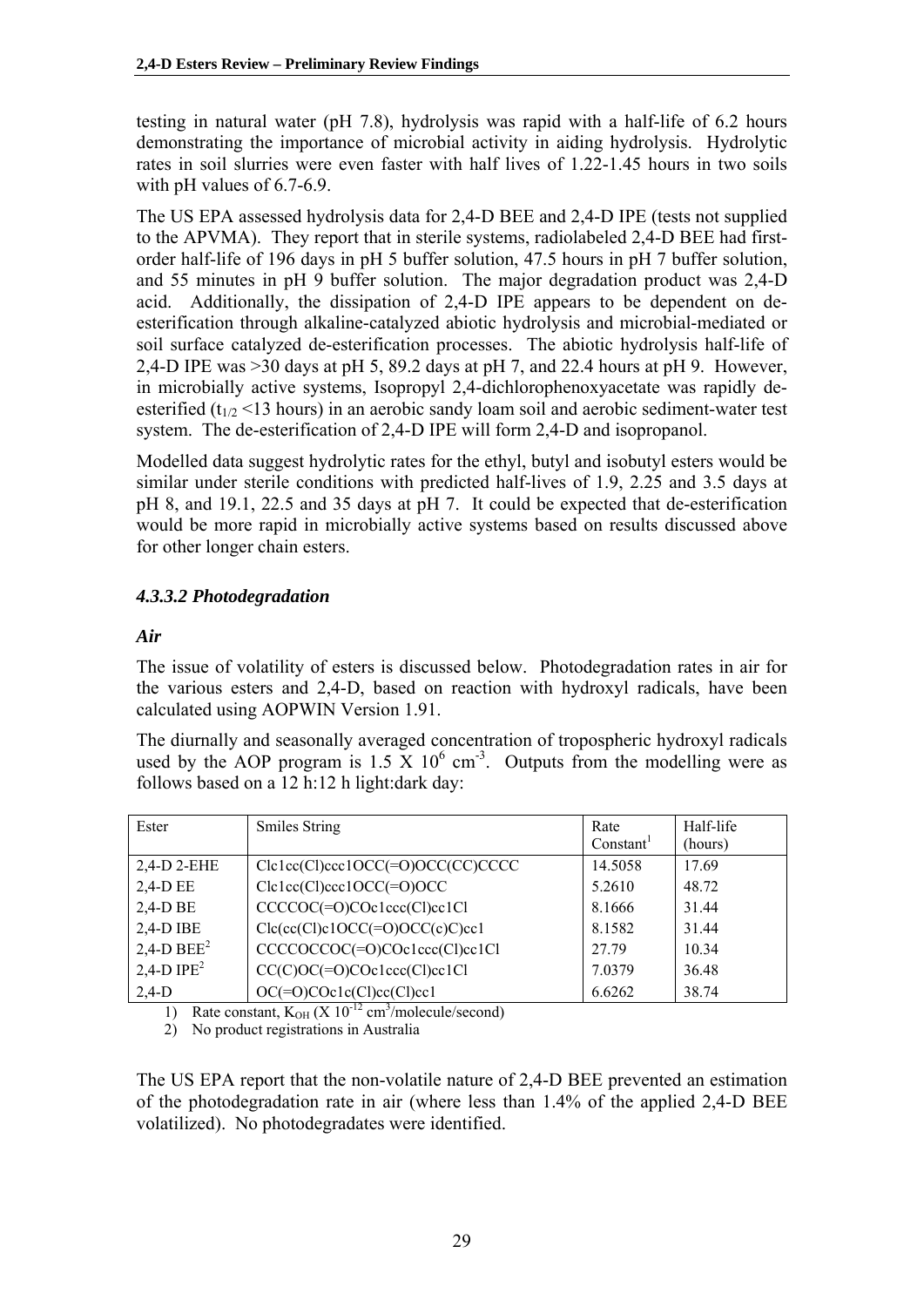testing in natural water (pH 7.8), hydrolysis was rapid with a half-life of 6.2 hours demonstrating the importance of microbial activity in aiding hydrolysis. Hydrolytic rates in soil slurries were even faster with half lives of 1.22-1.45 hours in two soils with pH values of 6.7-6.9.

The US EPA assessed hydrolysis data for 2,4-D BEE and 2,4-D IPE (tests not supplied to the APVMA). They report that in sterile systems, radiolabeled 2,4-D BEE had first-order half-life of 196 days in pH 5 buffer solution, 47.5 hours in pH 7 buffer solution, and 55 minutes in pH 9 buffer solution. The major degradation product was 2,4-D acid. Additionally, the dissipation of 2,4-D IPE appears to be dependent on de-esterification through alkaline-catalyzed abiotic hydrolysis and microbial-mediated or soil surface catalyzed de-esterification processes. The abiotic hydrolysis half-life of 2,4-D IPE was >30 days at pH 5, 89.2 days at pH 7, and 22.4 hours at pH 9. However, in microbially active systems, Isopropyl 2,4-dichlorophenoxyacetate was rapidly de-esterified ($t_{1/2}$ <13 hours) in an aerobic sandy loam soil and aerobic sediment-water test system. The de-esterification of 2,4-D IPE will form 2,4-D and isopropanol.

Modelled data suggest hydrolytic rates for the ethyl, butyl and isobutyl esters would be similar under sterile conditions with predicted half-lives of 1.9, 2.25 and 3.5 days at pH 8, and 19.1, 22.5 and 35 days at pH 7. It could be expected that de-esterification would be more rapid in microbially active systems based on results discussed above for other longer chain esters.

### *4.3.3.2 Photodegradation*

***Air***

The issue of volatility of esters is discussed below. Photodegradation rates in air for the various esters and 2,4-D, based on reaction with hydroxyl radicals, have been calculated using AOPWIN Version 1.91.

The diurnally and seasonally averaged concentration of tropospheric hydroxyl radicals used by the AOP program is $1.5 \times 10^6$ cm$^{-3}$. Outputs from the modelling were as follows based on a 12 h:12 h light:dark day:

| Ester | Smiles String | Rate Constant[1] | Half-life (hours) |
|---|---|---|---|
| 2,4-D 2-EHE | Clc1cc(Cl)ccc1OCC(=O)OCC(CC)CCCC | 14.5058 | 17.69 |
| 2,4-D EE | Clc1cc(Cl)ccc1OCC(=O)OCC | 5.2610 | 48.72 |
| 2,4-D BE | CCCCOC(=O)COc1ccc(Cl)cc1Cl | 8.1666 | 31.44 |
| 2,4-D IBE | Clc(cc(Cl)c1OCC(=O)OCC(c)C)cc1 | 8.1582 | 31.44 |
| 2,4-D BEE[2] | CCCCOCCOC(=O)COc1ccc(Cl)cc1Cl | 27.79 | 10.34 |
| 2,4-D IPE[2] | CC(C)OC(=O)COc1ccc(Cl)cc1Cl | 7.0379 | 36.48 |
| 2,4-D | OC(=O)COc1c(Cl)cc(Cl)cc1 | 6.6262 | 38.74 |

1) Rate constant, $K_{OH}$ ($\times 10^{-12}$ cm$^3$/molecule/second)

2) No product registrations in Australia

The US EPA report that the non-volatile nature of 2,4-D BEE prevented an estimation of the photodegradation rate in air (where less than 1.4% of the applied 2,4-D BEE volatilized). No photodegradates were identified.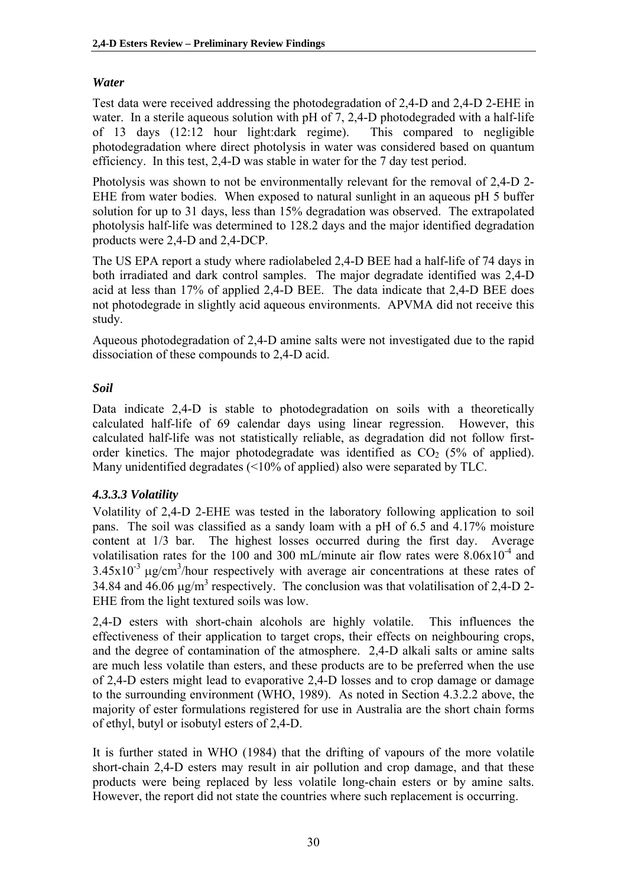### *Water*

Test data were received addressing the photodegradation of 2,4-D and 2,4-D 2-EHE in water. In a sterile aqueous solution with pH of 7, 2,4-D photodegraded with a half-life of 13 days (12:12 hour light:dark regime). This compared to negligible photodegradation where direct photolysis in water was considered based on quantum efficiency. In this test, 2,4-D was stable in water for the 7 day test period.

Photolysis was shown to not be environmentally relevant for the removal of 2,4-D 2-EHE from water bodies. When exposed to natural sunlight in an aqueous pH 5 buffer solution for up to 31 days, less than 15% degradation was observed. The extrapolated photolysis half-life was determined to 128.2 days and the major identified degradation products were 2,4-D and 2,4-DCP.

The US EPA report a study where radiolabeled 2,4-D BEE had a half-life of 74 days in both irradiated and dark control samples. The major degradate identified was 2,4-D acid at less than 17% of applied 2,4-D BEE. The data indicate that 2,4-D BEE does not photodegrade in slightly acid aqueous environments. APVMA did not receive this study.

Aqueous photodegradation of 2,4-D amine salts were not investigated due to the rapid dissociation of these compounds to 2,4-D acid.

### *Soil*

Data indicate 2,4-D is stable to photodegradation on soils with a theoretically calculated half-life of 69 calendar days using linear regression. However, this calculated half-life was not statistically reliable, as degradation did not follow first-order kinetics. The major photodegradate was identified as $CO_2$ (5% of applied). Many unidentified degradates (<10% of applied) also were separated by TLC.

### *4.3.3.3 Volatility*

Volatility of 2,4-D 2-EHE was tested in the laboratory following application to soil pans. The soil was classified as a sandy loam with a pH of 6.5 and 4.17% moisture content at 1/3 bar. The highest losses occurred during the first day. Average volatilisation rates for the 100 and 300 mL/minute air flow rates were $8.06 \times 10^{-4}$ and $3.45 \times 10^{-3}$ μg/cm$^3$/hour respectively with average air concentrations at these rates of 34.84 and 46.06 μg/m$^3$ respectively. The conclusion was that volatilisation of 2,4-D 2-EHE from the light textured soils was low.

2,4-D esters with short-chain alcohols are highly volatile. This influences the effectiveness of their application to target crops, their effects on neighbouring crops, and the degree of contamination of the atmosphere. 2,4-D alkali salts or amine salts are much less volatile than esters, and these products are to be preferred when the use of 2,4-D esters might lead to evaporative 2,4-D losses and to crop damage or damage to the surrounding environment (WHO, 1989). As noted in Section 4.3.2.2 above, the majority of ester formulations registered for use in Australia are the short chain forms of ethyl, butyl or isobutyl esters of 2,4-D.

It is further stated in WHO (1984) that the drifting of vapours of the more volatile short-chain 2,4-D esters may result in air pollution and crop damage, and that these products were being replaced by less volatile long-chain esters or by amine salts. However, the report did not state the countries where such replacement is occurring.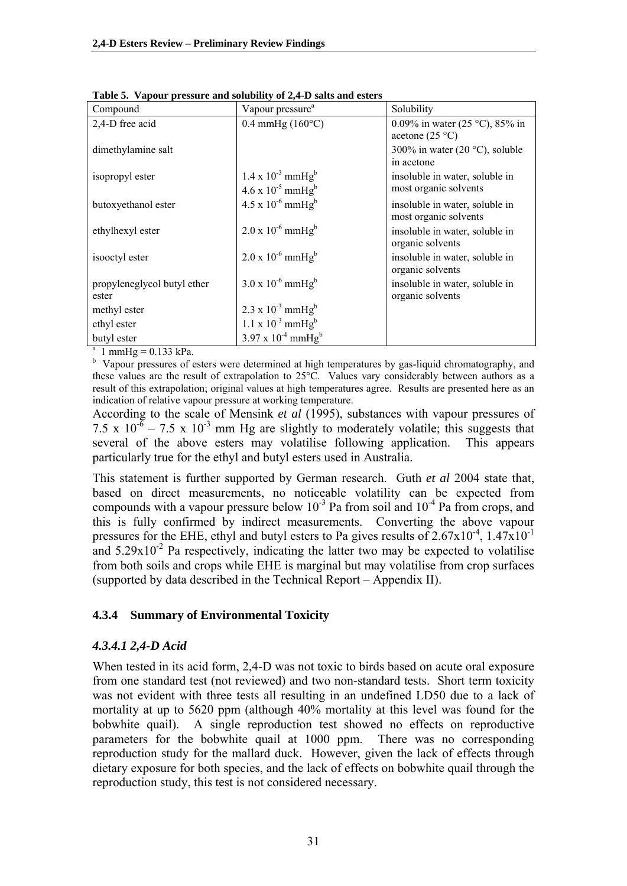**Table 5. Vapour pressure and solubility of 2,4-D salts and esters**

| Compound | Vapour pressure[a] | Solubility |
|---|---|---|
| 2,4-D free acid | 0.4 mmHg (160°C) | 0.09% in water (25 °C), 85% in acetone (25 °C) |
| dimethylamine salt | | 300% in water (20 °C), soluble in acetone |
| isopropyl ester | $1.4 \times 10^{-3}$ mmHg[b]<br>$4.6 \times 10^{-5}$ mmHg[b] | insoluble in water, soluble in most organic solvents |
| butoxyethanol ester | $4.5 \times 10^{-6}$ mmHg[b] | insoluble in water, soluble in most organic solvents |
| ethylhexyl ester | $2.0 \times 10^{-6}$ mmHg[b] | insoluble in water, soluble in organic solvents |
| isooctyl ester | $2.0 \times 10^{-6}$ mmHg[b] | insoluble in water, soluble in organic solvents |
| propyleneglycol butyl ether ester | $3.0 \times 10^{-6}$ mmHg[b] | insoluble in water, soluble in organic solvents |
| methyl ester | $2.3 \times 10^{-3}$ mmHg[b] | |
| ethyl ester | $1.1 \times 10^{-3}$ mmHg[b] | |
| butyl ester | $3.97 \times 10^{-4}$ mmHg[b] | |

[a] 1 mmHg = 0.133 kPa.

[b] Vapour pressures of esters were determined at high temperatures by gas-liquid chromatography, and these values are the result of extrapolation to 25°C. Values vary considerably between authors as a result of this extrapolation; original values at high temperatures agree. Results are presented here as an indication of relative vapour pressure at working temperature.

According to the scale of Mensink *et al* (1995), substances with vapour pressures of $7.5 \times 10^{-6}$ – $7.5 \times 10^{-3}$ mm Hg are slightly to moderately volatile; this suggests that several of the above esters may volatilise following application. This appears particularly true for the ethyl and butyl esters used in Australia.

This statement is further supported by German research. Guth *et al* 2004 state that, based on direct measurements, no noticeable volatility can be expected from compounds with a vapour pressure below $10^{-3}$ Pa from soil and $10^{-4}$ Pa from crops, and this is fully confirmed by indirect measurements. Converting the above vapour pressures for the EHE, ethyl and butyl esters to Pa gives results of $2.67 \times 10^{-4}$, $1.47 \times 10^{-1}$ and $5.29 \times 10^{-2}$ Pa respectively, indicating the latter two may be expected to volatilise from both soils and crops while EHE is marginal but may volatilise from crop surfaces (supported by data described in the Technical Report – Appendix II).

### 4.3.4 Summary of Environmental Toxicity

#### *4.3.4.1 2,4-D Acid*

When tested in its acid form, 2,4-D was not toxic to birds based on acute oral exposure from one standard test (not reviewed) and two non-standard tests. Short term toxicity was not evident with three tests all resulting in an undefined LD50 due to a lack of mortality at up to 5620 ppm (although 40% mortality at this level was found for the bobwhite quail). A single reproduction test showed no effects on reproductive parameters for the bobwhite quail at 1000 ppm. There was no corresponding reproduction study for the mallard duck. However, given the lack of effects through dietary exposure for both species, and the lack of effects on bobwhite quail through the reproduction study, this test is not considered necessary.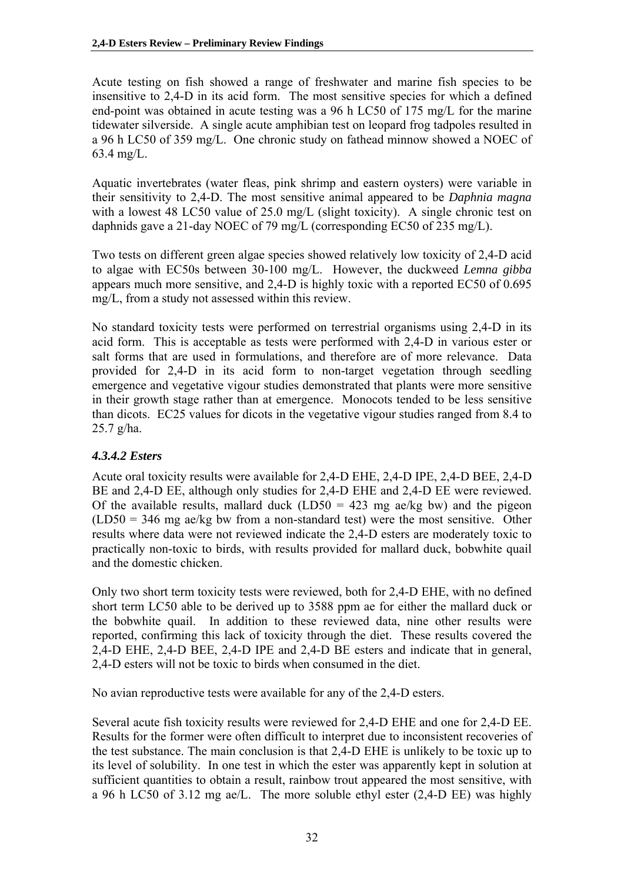Acute testing on fish showed a range of freshwater and marine fish species to be insensitive to 2,4-D in its acid form. The most sensitive species for which a defined end-point was obtained in acute testing was a 96 h LC50 of 175 mg/L for the marine tidewater silverside. A single acute amphibian test on leopard frog tadpoles resulted in a 96 h LC50 of 359 mg/L. One chronic study on fathead minnow showed a NOEC of 63.4 mg/L.

Aquatic invertebrates (water fleas, pink shrimp and eastern oysters) were variable in their sensitivity to 2,4-D. The most sensitive animal appeared to be *Daphnia magna* with a lowest 48 LC50 value of 25.0 mg/L (slight toxicity). A single chronic test on daphnids gave a 21-day NOEC of 79 mg/L (corresponding EC50 of 235 mg/L).

Two tests on different green algae species showed relatively low toxicity of 2,4-D acid to algae with EC50s between 30-100 mg/L. However, the duckweed *Lemna gibba* appears much more sensitive, and 2,4-D is highly toxic with a reported EC50 of 0.695 mg/L, from a study not assessed within this review.

No standard toxicity tests were performed on terrestrial organisms using 2,4-D in its acid form. This is acceptable as tests were performed with 2,4-D in various ester or salt forms that are used in formulations, and therefore are of more relevance. Data provided for 2,4-D in its acid form to non-target vegetation through seedling emergence and vegetative vigour studies demonstrated that plants were more sensitive in their growth stage rather than at emergence. Monocots tended to be less sensitive than dicots. EC25 values for dicots in the vegetative vigour studies ranged from 8.4 to 25.7 g/ha.

#### *4.3.4.2 Esters*

Acute oral toxicity results were available for 2,4-D EHE, 2,4-D IPE, 2,4-D BEE, 2,4-D BE and 2,4-D EE, although only studies for 2,4-D EHE and 2,4-D EE were reviewed. Of the available results, mallard duck (LD50 = 423 mg ae/kg bw) and the pigeon (LD50 = 346 mg ae/kg bw from a non-standard test) were the most sensitive. Other results where data were not reviewed indicate the 2,4-D esters are moderately toxic to practically non-toxic to birds, with results provided for mallard duck, bobwhite quail and the domestic chicken.

Only two short term toxicity tests were reviewed, both for 2,4-D EHE, with no defined short term LC50 able to be derived up to 3588 ppm ae for either the mallard duck or the bobwhite quail. In addition to these reviewed data, nine other results were reported, confirming this lack of toxicity through the diet. These results covered the 2,4-D EHE, 2,4-D BEE, 2,4-D IPE and 2,4-D BE esters and indicate that in general, 2,4-D esters will not be toxic to birds when consumed in the diet.

No avian reproductive tests were available for any of the 2,4-D esters.

Several acute fish toxicity results were reviewed for 2,4-D EHE and one for 2,4-D EE. Results for the former were often difficult to interpret due to inconsistent recoveries of the test substance. The main conclusion is that 2,4-D EHE is unlikely to be toxic up to its level of solubility. In one test in which the ester was apparently kept in solution at sufficient quantities to obtain a result, rainbow trout appeared the most sensitive, with a 96 h LC50 of 3.12 mg ae/L. The more soluble ethyl ester (2,4-D EE) was highly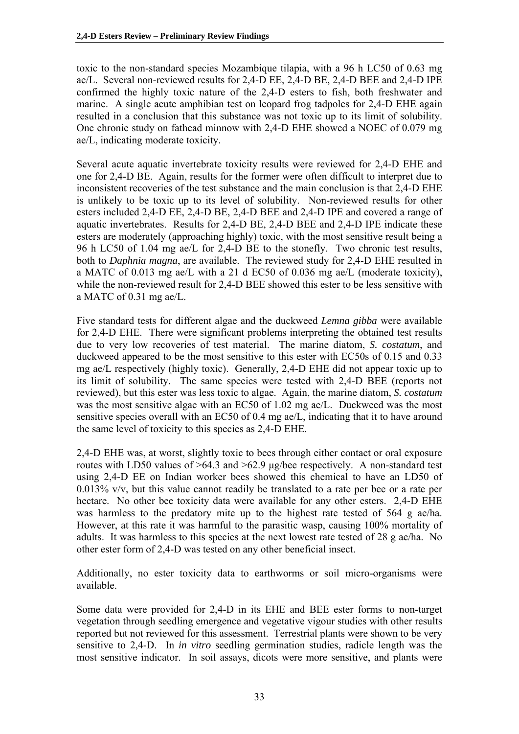toxic to the non-standard species Mozambique tilapia, with a 96 h LC50 of 0.63 mg ae/L. Several non-reviewed results for 2,4-D EE, 2,4-D BE, 2,4-D BEE and 2,4-D IPE confirmed the highly toxic nature of the 2,4-D esters to fish, both freshwater and marine. A single acute amphibian test on leopard frog tadpoles for 2,4-D EHE again resulted in a conclusion that this substance was not toxic up to its limit of solubility. One chronic study on fathead minnow with 2,4-D EHE showed a NOEC of 0.079 mg ae/L, indicating moderate toxicity.

Several acute aquatic invertebrate toxicity results were reviewed for 2,4-D EHE and one for 2,4-D BE. Again, results for the former were often difficult to interpret due to inconsistent recoveries of the test substance and the main conclusion is that 2,4-D EHE is unlikely to be toxic up to its level of solubility. Non-reviewed results for other esters included 2,4-D EE, 2,4-D BE, 2,4-D BEE and 2,4-D IPE and covered a range of aquatic invertebrates. Results for 2,4-D BE, 2,4-D BEE and 2,4-D IPE indicate these esters are moderately (approaching highly) toxic, with the most sensitive result being a 96 h LC50 of 1.04 mg ae/L for 2,4-D BE to the stonefly. Two chronic test results, both to *Daphnia magna*, are available. The reviewed study for 2,4-D EHE resulted in a MATC of 0.013 mg ae/L with a 21 d EC50 of 0.036 mg ae/L (moderate toxicity), while the non-reviewed result for 2,4-D BEE showed this ester to be less sensitive with a MATC of 0.31 mg ae/L.

Five standard tests for different algae and the duckweed *Lemna gibba* were available for 2,4-D EHE. There were significant problems interpreting the obtained test results due to very low recoveries of test material. The marine diatom, *S. costatum*, and duckweed appeared to be the most sensitive to this ester with EC50s of 0.15 and 0.33 mg ae/L respectively (highly toxic). Generally, 2,4-D EHE did not appear toxic up to its limit of solubility. The same species were tested with 2,4-D BEE (reports not reviewed), but this ester was less toxic to algae. Again, the marine diatom, *S. costatum* was the most sensitive algae with an EC50 of 1.02 mg ae/L. Duckweed was the most sensitive species overall with an EC50 of 0.4 mg ae/L, indicating that it to have around the same level of toxicity to this species as 2,4-D EHE.

2,4-D EHE was, at worst, slightly toxic to bees through either contact or oral exposure routes with LD50 values of >64.3 and >62.9 µg/bee respectively. A non-standard test using 2,4-D EE on Indian worker bees showed this chemical to have an LD50 of 0.013% v/v, but this value cannot readily be translated to a rate per bee or a rate per hectare. No other bee toxicity data were available for any other esters. 2,4-D EHE was harmless to the predatory mite up to the highest rate tested of 564 g ae/ha. However, at this rate it was harmful to the parasitic wasp, causing 100% mortality of adults. It was harmless to this species at the next lowest rate tested of 28 g ae/ha. No other ester form of 2,4-D was tested on any other beneficial insect.

Additionally, no ester toxicity data to earthworms or soil micro-organisms were available.

Some data were provided for 2,4-D in its EHE and BEE ester forms to non-target vegetation through seedling emergence and vegetative vigour studies with other results reported but not reviewed for this assessment. Terrestrial plants were shown to be very sensitive to 2,4-D. In *in vitro* seedling germination studies, radicle length was the most sensitive indicator. In soil assays, dicots were more sensitive, and plants were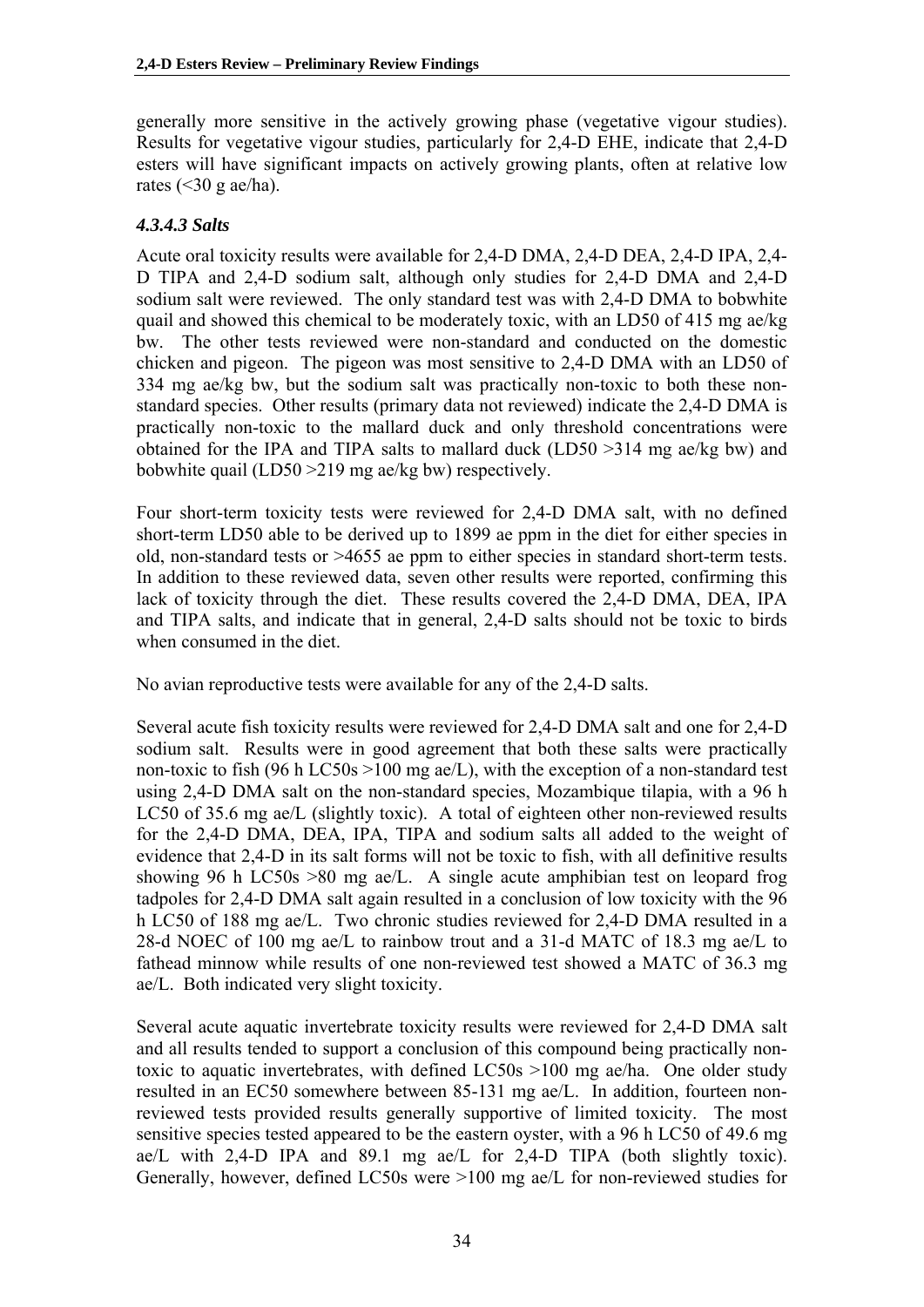generally more sensitive in the actively growing phase (vegetative vigour studies). Results for vegetative vigour studies, particularly for 2,4-D EHE, indicate that 2,4-D esters will have significant impacts on actively growing plants, often at relative low rates (<30 g ae/ha).

#### *4.3.4.3 Salts*

Acute oral toxicity results were available for 2,4-D DMA, 2,4-D DEA, 2,4-D IPA, 2,4-D TIPA and 2,4-D sodium salt, although only studies for 2,4-D DMA and 2,4-D sodium salt were reviewed. The only standard test was with 2,4-D DMA to bobwhite quail and showed this chemical to be moderately toxic, with an LD50 of 415 mg ae/kg bw. The other tests reviewed were non-standard and conducted on the domestic chicken and pigeon. The pigeon was most sensitive to 2,4-D DMA with an LD50 of 334 mg ae/kg bw, but the sodium salt was practically non-toxic to both these non-standard species. Other results (primary data not reviewed) indicate the 2,4-D DMA is practically non-toxic to the mallard duck and only threshold concentrations were obtained for the IPA and TIPA salts to mallard duck (LD50 >314 mg ae/kg bw) and bobwhite quail (LD50 >219 mg ae/kg bw) respectively.

Four short-term toxicity tests were reviewed for 2,4-D DMA salt, with no defined short-term LD50 able to be derived up to 1899 ae ppm in the diet for either species in old, non-standard tests or >4655 ae ppm to either species in standard short-term tests. In addition to these reviewed data, seven other results were reported, confirming this lack of toxicity through the diet. These results covered the 2,4-D DMA, DEA, IPA and TIPA salts, and indicate that in general, 2,4-D salts should not be toxic to birds when consumed in the diet.

No avian reproductive tests were available for any of the 2,4-D salts.

Several acute fish toxicity results were reviewed for 2,4-D DMA salt and one for 2,4-D sodium salt. Results were in good agreement that both these salts were practically non-toxic to fish (96 h LC50s >100 mg ae/L), with the exception of a non-standard test using 2,4-D DMA salt on the non-standard species, Mozambique tilapia, with a 96 h LC50 of 35.6 mg ae/L (slightly toxic). A total of eighteen other non-reviewed results for the 2,4-D DMA, DEA, IPA, TIPA and sodium salts all added to the weight of evidence that 2,4-D in its salt forms will not be toxic to fish, with all definitive results showing 96 h LC50s >80 mg ae/L. A single acute amphibian test on leopard frog tadpoles for 2,4-D DMA salt again resulted in a conclusion of low toxicity with the 96 h LC50 of 188 mg ae/L. Two chronic studies reviewed for 2,4-D DMA resulted in a 28-d NOEC of 100 mg ae/L to rainbow trout and a 31-d MATC of 18.3 mg ae/L to fathead minnow while results of one non-reviewed test showed a MATC of 36.3 mg ae/L. Both indicated very slight toxicity.

Several acute aquatic invertebrate toxicity results were reviewed for 2,4-D DMA salt and all results tended to support a conclusion of this compound being practically non-toxic to aquatic invertebrates, with defined LC50s >100 mg ae/ha. One older study resulted in an EC50 somewhere between 85-131 mg ae/L. In addition, fourteen non-reviewed tests provided results generally supportive of limited toxicity. The most sensitive species tested appeared to be the eastern oyster, with a 96 h LC50 of 49.6 mg ae/L with 2,4-D IPA and 89.1 mg ae/L for 2,4-D TIPA (both slightly toxic). Generally, however, defined LC50s were >100 mg ae/L for non-reviewed studies for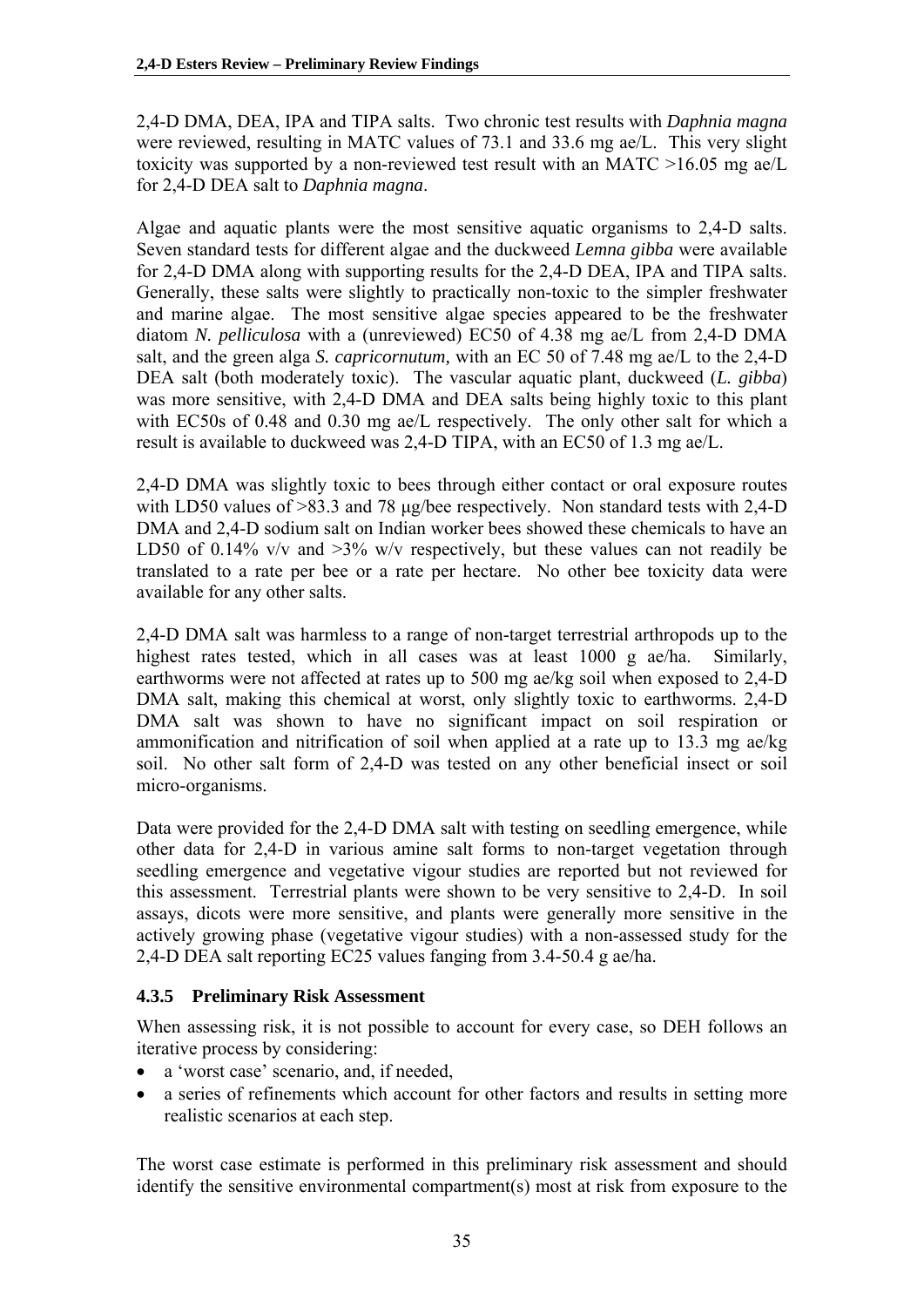2,4-D DMA, DEA, IPA and TIPA salts. Two chronic test results with *Daphnia magna* were reviewed, resulting in MATC values of 73.1 and 33.6 mg ae/L. This very slight toxicity was supported by a non-reviewed test result with an MATC >16.05 mg ae/L for 2,4-D DEA salt to *Daphnia magna*.

Algae and aquatic plants were the most sensitive aquatic organisms to 2,4-D salts. Seven standard tests for different algae and the duckweed *Lemna gibba* were available for 2,4-D DMA along with supporting results for the 2,4-D DEA, IPA and TIPA salts. Generally, these salts were slightly to practically non-toxic to the simpler freshwater and marine algae. The most sensitive algae species appeared to be the freshwater diatom ***N. pelliculosa*** with a (unreviewed) EC50 of 4.38 mg ae/L from 2,4-D DMA salt, and the green alga *S. capricornutum,* with an EC 50 of 7.48 mg ae/L to the 2,4-D DEA salt (both moderately toxic). The vascular aquatic plant, duckweed (*L. gibba*) was more sensitive, with 2,4-D DMA and DEA salts being highly toxic to this plant with EC50s of 0.48 and 0.30 mg ae/L respectively. The only other salt for which a result is available to duckweed was 2,4-D TIPA, with an EC50 of 1.3 mg ae/L.

2,4-D DMA was slightly toxic to bees through either contact or oral exposure routes with LD50 values of >83.3 and 78 µg/bee respectively. Non standard tests with 2,4-D DMA and 2,4-D sodium salt on Indian worker bees showed these chemicals to have an LD50 of 0.14% v/v and >3% w/v respectively, but these values can not readily be translated to a rate per bee or a rate per hectare. No other bee toxicity data were available for any other salts.

2,4-D DMA salt was harmless to a range of non-target terrestrial arthropods up to the highest rates tested, which in all cases was at least 1000 g ae/ha. Similarly, earthworms were not affected at rates up to 500 mg ae/kg soil when exposed to 2,4-D DMA salt, making this chemical at worst, only slightly toxic to earthworms. 2,4-D DMA salt was shown to have no significant impact on soil respiration or ammonification and nitrification of soil when applied at a rate up to 13.3 mg ae/kg soil. No other salt form of 2,4-D was tested on any other beneficial insect or soil micro-organisms.

Data were provided for the 2,4-D DMA salt with testing on seedling emergence, while other data for 2,4-D in various amine salt forms to non-target vegetation through seedling emergence and vegetative vigour studies are reported but not reviewed for this assessment. Terrestrial plants were shown to be very sensitive to 2,4-D. In soil assays, dicots were more sensitive, and plants were generally more sensitive in the actively growing phase (vegetative vigour studies) with a non-assessed study for the 2,4-D DEA salt reporting EC25 values fanging from 3.4-50.4 g ae/ha.

### 4.3.5 Preliminary Risk Assessment

When assessing risk, it is not possible to account for every case, so DEH follows an iterative process by considering:

- a 'worst case' scenario, and, if needed,
- a series of refinements which account for other factors and results in setting more realistic scenarios at each step.

The worst case estimate is performed in this preliminary risk assessment and should identify the sensitive environmental compartment(s) most at risk from exposure to the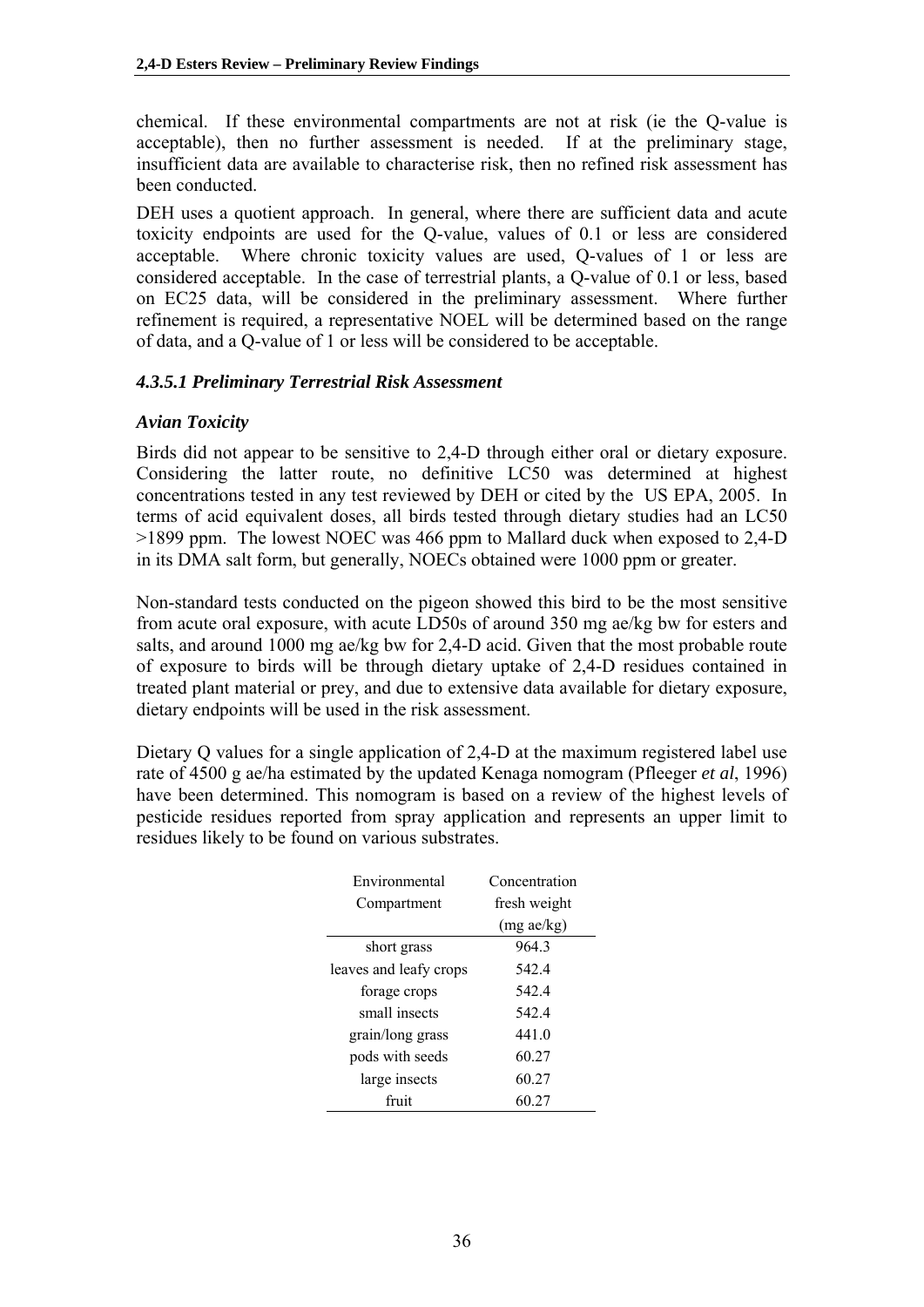chemical. If these environmental compartments are not at risk (ie the Q-value is acceptable), then no further assessment is needed. If at the preliminary stage, insufficient data are available to characterise risk, then no refined risk assessment has been conducted.

DEH uses a quotient approach. In general, where there are sufficient data and acute toxicity endpoints are used for the Q-value, values of 0.1 or less are considered acceptable. Where chronic toxicity values are used, Q-values of 1 or less are considered acceptable. In the case of terrestrial plants, a Q-value of 0.1 or less, based on EC25 data, will be considered in the preliminary assessment. Where further refinement is required, a representative NOEL will be determined based on the range of data, and a Q-value of 1 or less will be considered to be acceptable.

#### *4.3.5.1 Preliminary Terrestrial Risk Assessment*

#### *Avian Toxicity*

Birds did not appear to be sensitive to 2,4-D through either oral or dietary exposure. Considering the latter route, no definitive LC50 was determined at highest concentrations tested in any test reviewed by DEH or cited by the US EPA, 2005. In terms of acid equivalent doses, all birds tested through dietary studies had an LC50 >1899 ppm. The lowest NOEC was 466 ppm to Mallard duck when exposed to 2,4-D in its DMA salt form, but generally, NOECs obtained were 1000 ppm or greater.

Non-standard tests conducted on the pigeon showed this bird to be the most sensitive from acute oral exposure, with acute LD50s of around 350 mg ae/kg bw for esters and salts, and around 1000 mg ae/kg bw for 2,4-D acid. Given that the most probable route of exposure to birds will be through dietary uptake of 2,4-D residues contained in treated plant material or prey, and due to extensive data available for dietary exposure, dietary endpoints will be used in the risk assessment.

Dietary Q values for a single application of 2,4-D at the maximum registered label use rate of 4500 g ae/ha estimated by the updated Kenaga nomogram (Pfleeger *et al*, 1996) have been determined. This nomogram is based on a review of the highest levels of pesticide residues reported from spray application and represents an upper limit to residues likely to be found on various substrates.

| Environmental Compartment | Concentration fresh weight (mg ae/kg) |
|---|---|
| short grass | 964.3 |
| leaves and leafy crops | 542.4 |
| forage crops | 542.4 |
| small insects | 542.4 |
| grain/long grass | 441.0 |
| pods with seeds | 60.27 |
| large insects | 60.27 |
| fruit | 60.27 |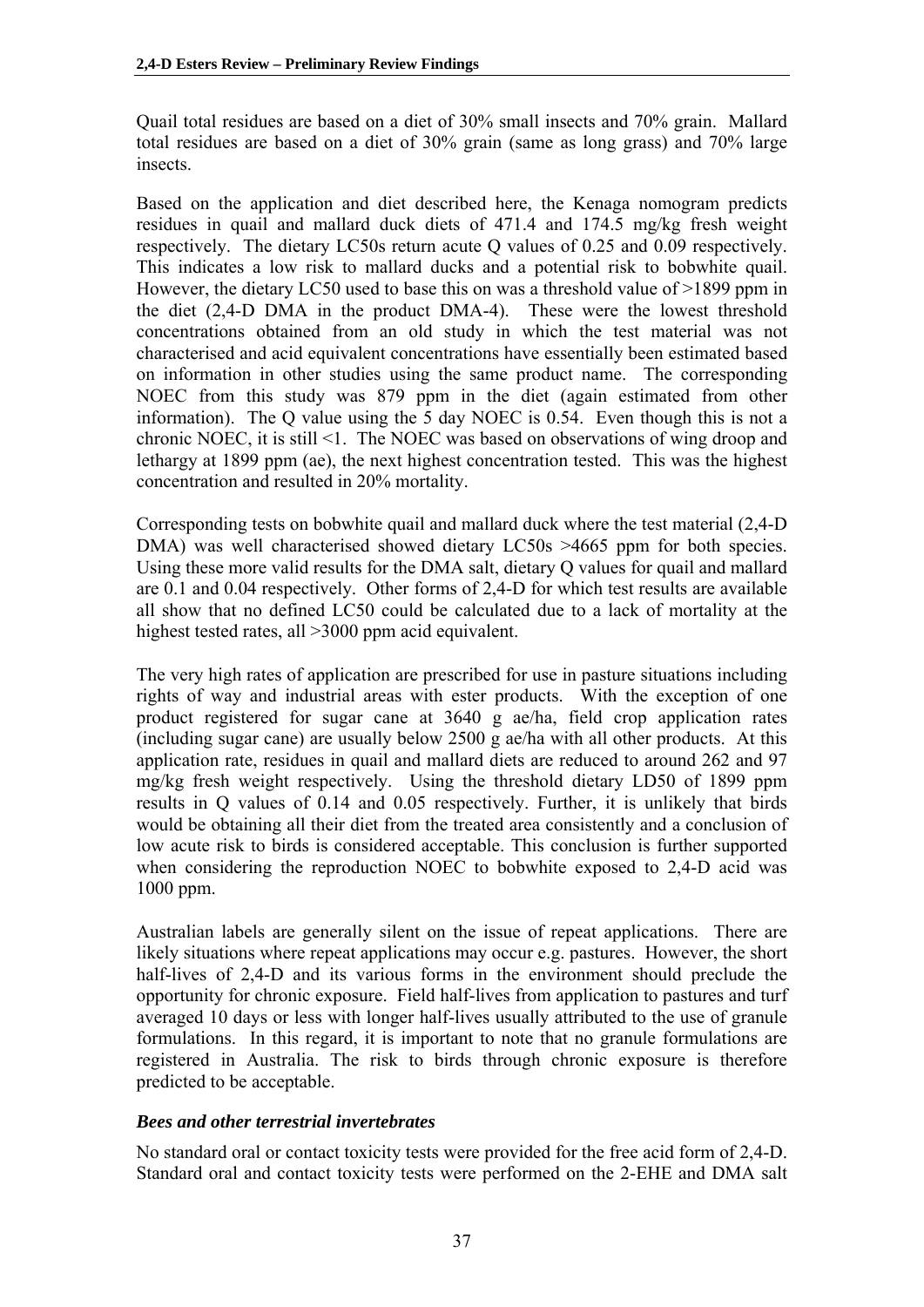Quail total residues are based on a diet of 30% small insects and 70% grain. Mallard total residues are based on a diet of 30% grain (same as long grass) and 70% large insects.

Based on the application and diet described here, the Kenaga nomogram predicts residues in quail and mallard duck diets of 471.4 and 174.5 mg/kg fresh weight respectively. The dietary LC50s return acute Q values of 0.25 and 0.09 respectively. This indicates a low risk to mallard ducks and a potential risk to bobwhite quail. However, the dietary LC50 used to base this on was a threshold value of >1899 ppm in the diet (2,4-D DMA in the product DMA-4). These were the lowest threshold concentrations obtained from an old study in which the test material was not characterised and acid equivalent concentrations have essentially been estimated based on information in other studies using the same product name. The corresponding NOEC from this study was 879 ppm in the diet (again estimated from other information). The Q value using the 5 day NOEC is 0.54. Even though this is not a chronic NOEC, it is still <1. The NOEC was based on observations of wing droop and lethargy at 1899 ppm (ae), the next highest concentration tested. This was the highest concentration and resulted in 20% mortality.

Corresponding tests on bobwhite quail and mallard duck where the test material (2,4-D DMA) was well characterised showed dietary LC50s >4665 ppm for both species. Using these more valid results for the DMA salt, dietary Q values for quail and mallard are 0.1 and 0.04 respectively. Other forms of 2,4-D for which test results are available all show that no defined LC50 could be calculated due to a lack of mortality at the highest tested rates, all >3000 ppm acid equivalent.

The very high rates of application are prescribed for use in pasture situations including rights of way and industrial areas with ester products. With the exception of one product registered for sugar cane at 3640 g ae/ha, field crop application rates (including sugar cane) are usually below 2500 g ae/ha with all other products. At this application rate, residues in quail and mallard diets are reduced to around 262 and 97 mg/kg fresh weight respectively. Using the threshold dietary LD50 of 1899 ppm results in Q values of 0.14 and 0.05 respectively. Further, it is unlikely that birds would be obtaining all their diet from the treated area consistently and a conclusion of low acute risk to birds is considered acceptable. This conclusion is further supported when considering the reproduction NOEC to bobwhite exposed to 2,4-D acid was 1000 ppm.

Australian labels are generally silent on the issue of repeat applications. There are likely situations where repeat applications may occur e.g. pastures. However, the short half-lives of 2,4-D and its various forms in the environment should preclude the opportunity for chronic exposure. Field half-lives from application to pastures and turf averaged 10 days or less with longer half-lives usually attributed to the use of granule formulations. In this regard, it is important to note that no granule formulations are registered in Australia. The risk to birds through chronic exposure is therefore predicted to be acceptable.

### *Bees and other terrestrial invertebrates*

No standard oral or contact toxicity tests were provided for the free acid form of 2,4-D. Standard oral and contact toxicity tests were performed on the 2-EHE and DMA salt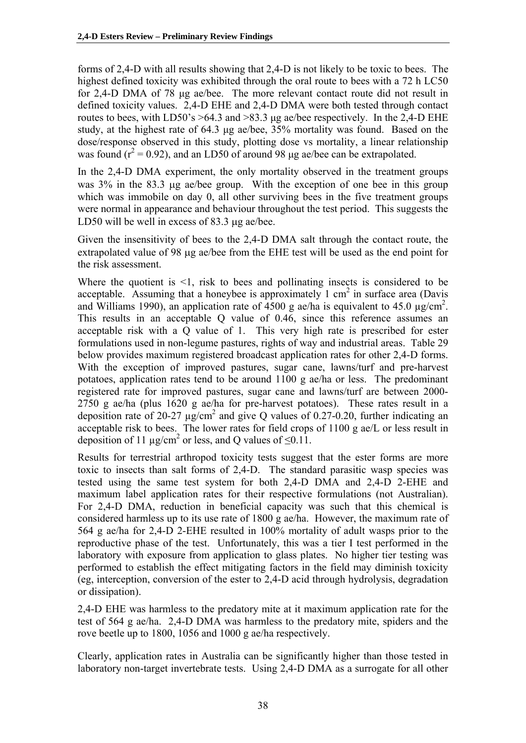forms of 2,4-D with all results showing that 2,4-D is not likely to be toxic to bees. The highest defined toxicity was exhibited through the oral route to bees with a 72 h LC50 for 2,4-D DMA of 78 μg ae/bee. The more relevant contact route did not result in defined toxicity values. 2,4-D EHE and 2,4-D DMA were both tested through contact routes to bees, with LD50's >64.3 and >83.3 μg ae/bee respectively. In the 2,4-D EHE study, at the highest rate of 64.3 μg ae/bee, 35% mortality was found. Based on the dose/response observed in this study, plotting dose vs mortality, a linear relationship was found ($r^2 = 0.92$), and an LD50 of around 98 μg ae/bee can be extrapolated.

In the 2,4-D DMA experiment, the only mortality observed in the treatment groups was 3% in the 83.3 μg ae/bee group. With the exception of one bee in this group which was immobile on day 0, all other surviving bees in the five treatment groups were normal in appearance and behaviour throughout the test period. This suggests the LD50 will be well in excess of 83.3 μg ae/bee.

Given the insensitivity of bees to the 2,4-D DMA salt through the contact route, the extrapolated value of 98 μg ae/bee from the EHE test will be used as the end point for the risk assessment.

Where the quotient is <1, risk to bees and pollinating insects is considered to be acceptable. Assuming that a honeybee is approximately 1 $cm^2$ in surface area (Davis and Williams 1990), an application rate of 4500 g ae/ha is equivalent to 45.0 $\mu g/cm^2$. This results in an acceptable Q value of 0.46, since this reference assumes an acceptable risk with a Q value of 1. This very high rate is prescribed for ester formulations used in non-legume pastures, rights of way and industrial areas. Table 29 below provides maximum registered broadcast application rates for other 2,4-D forms. With the exception of improved pastures, sugar cane, lawns/turf and pre-harvest potatoes, application rates tend to be around 1100 g ae/ha or less. The predominant registered rate for improved pastures, sugar cane and lawns/turf are between 2000-2750 g ae/ha (plus 1620 g ae/ha for pre-harvest potatoes). These rates result in a deposition rate of 20-27 $\mu g/cm^2$ and give Q values of 0.27-0.20, further indicating an acceptable risk to bees. The lower rates for field crops of 1100 g ae/L or less result in deposition of 11 $\mu g/cm^2$ or less, and Q values of ≤0.11.

Results for terrestrial arthropod toxicity tests suggest that the ester forms are more toxic to insects than salt forms of 2,4-D. The standard parasitic wasp species was tested using the same test system for both 2,4-D DMA and 2,4-D 2-EHE and maximum label application rates for their respective formulations (not Australian). For 2,4-D DMA, reduction in beneficial capacity was such that this chemical is considered harmless up to its use rate of 1800 g ae/ha. However, the maximum rate of 564 g ae/ha for 2,4-D 2-EHE resulted in 100% mortality of adult wasps prior to the reproductive phase of the test. Unfortunately, this was a tier I test performed in the laboratory with exposure from application to glass plates. No higher tier testing was performed to establish the effect mitigating factors in the field may diminish toxicity (eg, interception, conversion of the ester to 2,4-D acid through hydrolysis, degradation or dissipation).

2,4-D EHE was harmless to the predatory mite at it maximum application rate for the test of 564 g ae/ha. 2,4-D DMA was harmless to the predatory mite, spiders and the rove beetle up to 1800, 1056 and 1000 g ae/ha respectively.

Clearly, application rates in Australia can be significantly higher than those tested in laboratory non-target invertebrate tests. Using 2,4-D DMA as a surrogate for all other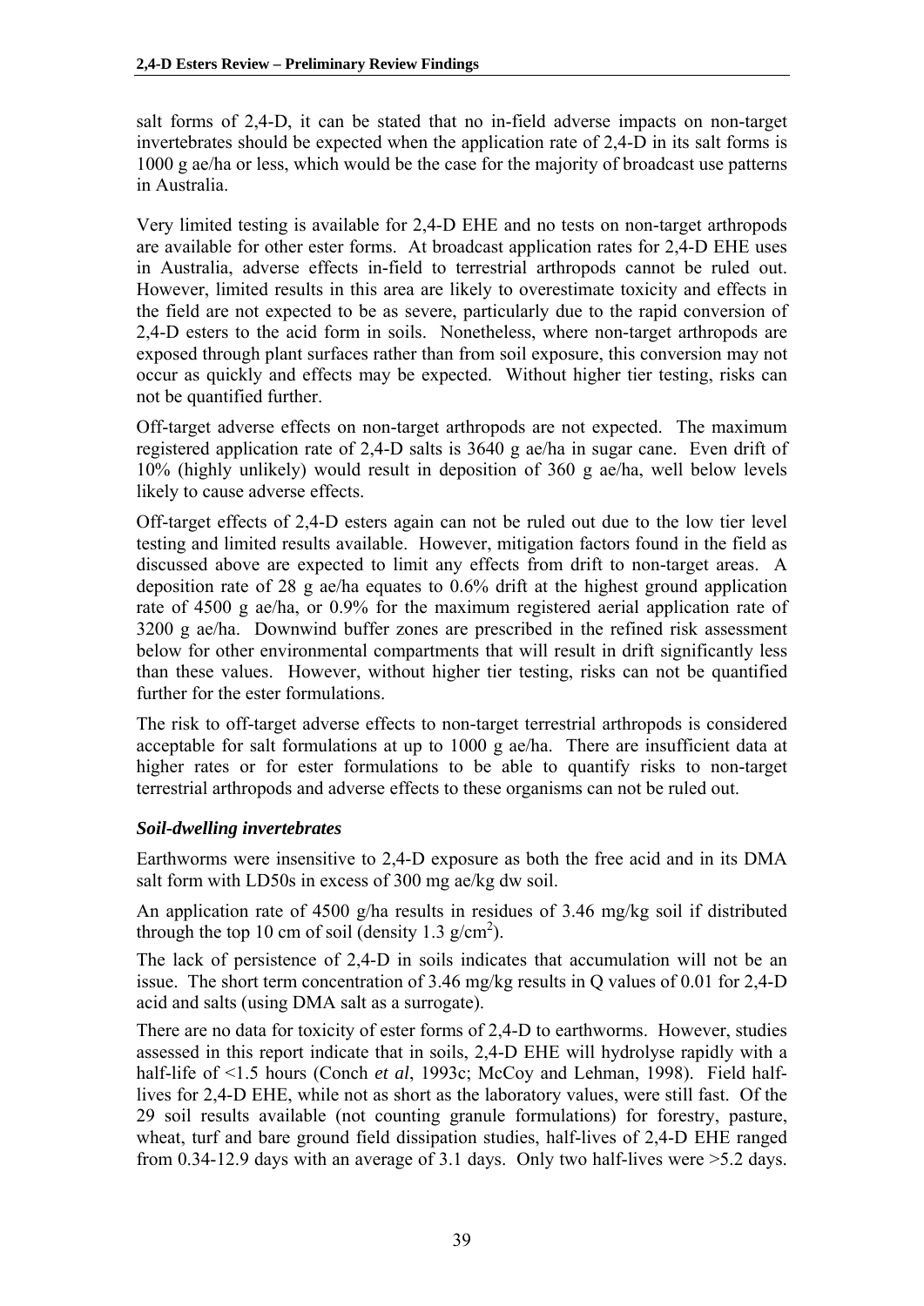salt forms of 2,4-D, it can be stated that no in-field adverse impacts on non-target invertebrates should be expected when the application rate of 2,4-D in its salt forms is 1000 g ae/ha or less, which would be the case for the majority of broadcast use patterns in Australia.

Very limited testing is available for 2,4-D EHE and no tests on non-target arthropods are available for other ester forms. At broadcast application rates for 2,4-D EHE uses in Australia, adverse effects in-field to terrestrial arthropods cannot be ruled out. However, limited results in this area are likely to overestimate toxicity and effects in the field are not expected to be as severe, particularly due to the rapid conversion of 2,4-D esters to the acid form in soils. Nonetheless, where non-target arthropods are exposed through plant surfaces rather than from soil exposure, this conversion may not occur as quickly and effects may be expected. Without higher tier testing, risks can not be quantified further.

Off-target adverse effects on non-target arthropods are not expected. The maximum registered application rate of 2,4-D salts is 3640 g ae/ha in sugar cane. Even drift of 10% (highly unlikely) would result in deposition of 360 g ae/ha, well below levels likely to cause adverse effects.

Off-target effects of 2,4-D esters again can not be ruled out due to the low tier level testing and limited results available. However, mitigation factors found in the field as discussed above are expected to limit any effects from drift to non-target areas. A deposition rate of 28 g ae/ha equates to 0.6% drift at the highest ground application rate of 4500 g ae/ha, or 0.9% for the maximum registered aerial application rate of 3200 g ae/ha. Downwind buffer zones are prescribed in the refined risk assessment below for other environmental compartments that will result in drift significantly less than these values. However, without higher tier testing, risks can not be quantified further for the ester formulations.

The risk to off-target adverse effects to non-target terrestrial arthropods is considered acceptable for salt formulations at up to 1000 g ae/ha. There are insufficient data at higher rates or for ester formulations to be able to quantify risks to non-target terrestrial arthropods and adverse effects to these organisms can not be ruled out.

### *Soil-dwelling invertebrates*

Earthworms were insensitive to 2,4-D exposure as both the free acid and in its DMA salt form with LD50s in excess of 300 mg ae/kg dw soil.

An application rate of 4500 g/ha results in residues of 3.46 mg/kg soil if distributed through the top 10 cm of soil (density 1.3 g/cm$^2$).

The lack of persistence of 2,4-D in soils indicates that accumulation will not be an issue. The short term concentration of 3.46 mg/kg results in Q values of 0.01 for 2,4-D acid and salts (using DMA salt as a surrogate).

There are no data for toxicity of ester forms of 2,4-D to earthworms. However, studies assessed in this report indicate that in soils, 2,4-D EHE will hydrolyse rapidly with a half-life of <1.5 hours (Conch *et al*, 1993c; McCoy and Lehman, 1998). Field half-lives for 2,4-D EHE, while not as short as the laboratory values, were still fast. Of the 29 soil results available (not counting granule formulations) for forestry, pasture, wheat, turf and bare ground field dissipation studies, half-lives of 2,4-D EHE ranged from 0.34-12.9 days with an average of 3.1 days. Only two half-lives were >5.2 days.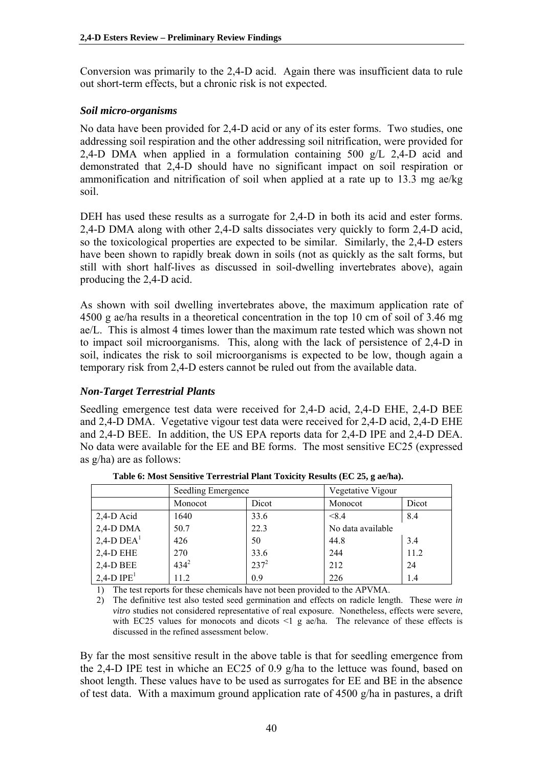Conversion was primarily to the 2,4-D acid. Again there was insufficient data to rule out short-term effects, but a chronic risk is not expected.

### *Soil micro-organisms*

No data have been provided for 2,4-D acid or any of its ester forms. Two studies, one addressing soil respiration and the other addressing soil nitrification, were provided for 2,4-D DMA when applied in a formulation containing 500 g/L 2,4-D acid and demonstrated that 2,4-D should have no significant impact on soil respiration or ammonification and nitrification of soil when applied at a rate up to 13.3 mg ae/kg soil.

DEH has used these results as a surrogate for 2,4-D in both its acid and ester forms. 2,4-D DMA along with other 2,4-D salts dissociates very quickly to form 2,4-D acid, so the toxicological properties are expected to be similar. Similarly, the 2,4-D esters have been shown to rapidly break down in soils (not as quickly as the salt forms, but still with short half-lives as discussed in soil-dwelling invertebrates above), again producing the 2,4-D acid.

As shown with soil dwelling invertebrates above, the maximum application rate of 4500 g ae/ha results in a theoretical concentration in the top 10 cm of soil of 3.46 mg ae/L. This is almost 4 times lower than the maximum rate tested which was shown not to impact soil microorganisms. This, along with the lack of persistence of 2,4-D in soil, indicates the risk to soil microorganisms is expected to be low, though again a temporary risk from 2,4-D esters cannot be ruled out from the available data.

### *Non-Target Terrestrial Plants*

Seedling emergence test data were received for 2,4-D acid, 2,4-D EHE, 2,4-D BEE and 2,4-D DMA. Vegetative vigour test data were received for 2,4-D acid, 2,4-D EHE and 2,4-D BEE. In addition, the US EPA reports data for 2,4-D IPE and 2,4-D DEA. No data were available for the EE and BE forms. The most sensitive EC25 (expressed as g/ha) are as follows:

**Table 6: Most Sensitive Terrestrial Plant Toxicity Results (EC 25, g ae/ha).**

| | Seedling Emergence | | Vegetative Vigour | |
|---|---|---|---|---|
| | Monocot | Dicot | Monocot | Dicot |
| 2,4-D Acid | 1640 | 33.6 | <8.4 | 8.4 |
| 2,4-D DMA | 50.7 | 22.3 | No data available | |
| 2,4-D DEA[1] | 426 | 50 | 44.8 | 3.4 |
| 2,4-D EHE | 270 | 33.6 | 244 | 11.2 |
| 2,4-D BEE | 434[2] | 237[2] | 212 | 24 |
| 2,4-D IPE[1] | 11.2 | 0.9 | 226 | 1.4 |

1) The test reports for these chemicals have not been provided to the APVMA.
2) The definitive test also tested seed germination and effects on radicle length. These were *in vitro* studies not considered representative of real exposure. Nonetheless, effects were severe, with EC25 values for monocots and dicots <1 g ae/ha. The relevance of these effects is discussed in the refined assessment below.

By far the most sensitive result in the above table is that for seedling emergence from the 2,4-D IPE test in whiche an EC25 of 0.9 g/ha to the lettuce was found, based on shoot length. These values have to be used as surrogates for EE and BE in the absence of test data. With a maximum ground application rate of 4500 g/ha in pastures, a drift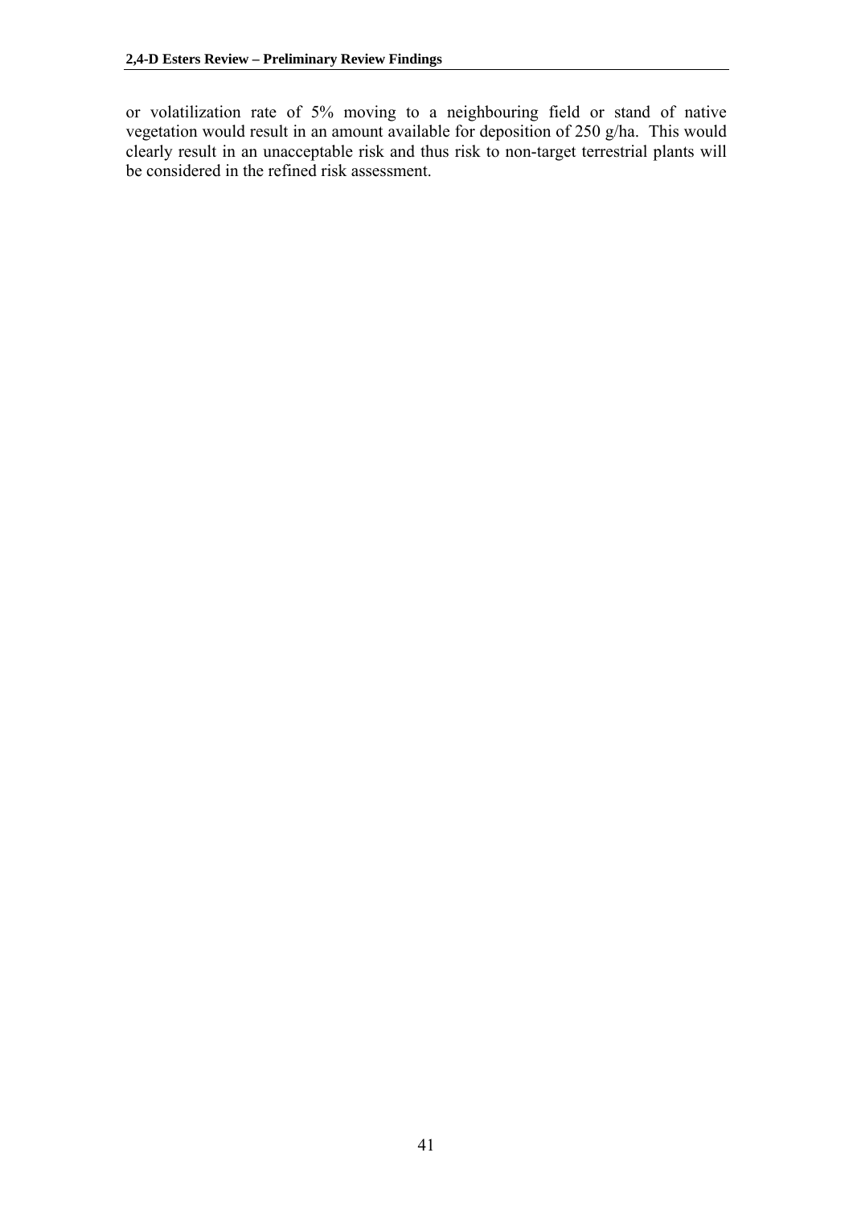or volatilization rate of 5% moving to a neighbouring field or stand of native vegetation would result in an amount available for deposition of 250 g/ha. This would clearly result in an unacceptable risk and thus risk to non-target terrestrial plants will be considered in the refined risk assessment.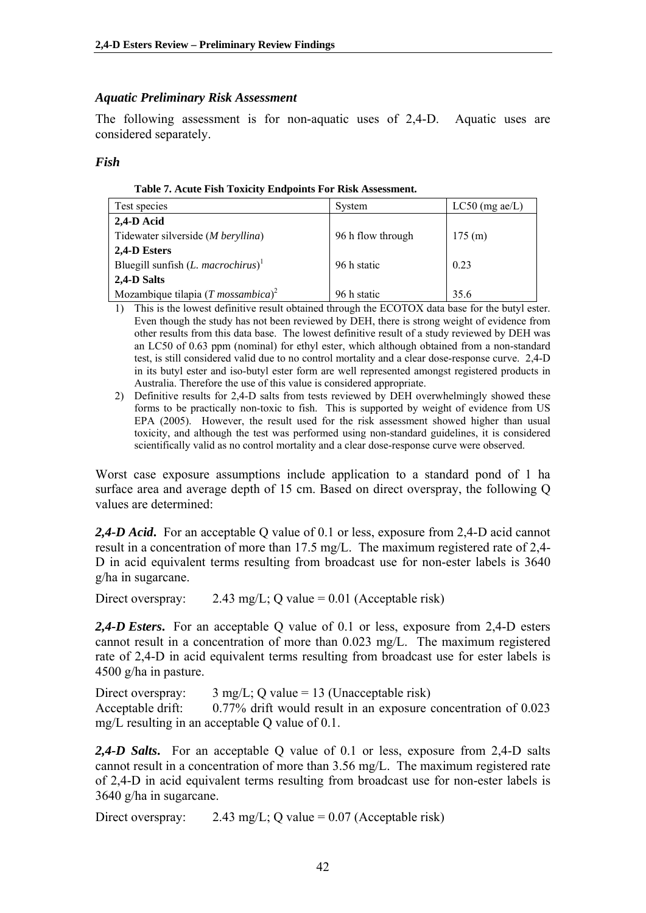### *Aquatic Preliminary Risk Assessment*

The following assessment is for non-aquatic uses of 2,4-D. Aquatic uses are considered separately.

### *Fish*

**Table 7. Acute Fish Toxicity Endpoints For Risk Assessment.**

| Test species | System | LC50 (mg ae/L) |
|---|---|---|
| **2,4-D Acid** | | |
| Tidewater silverside (*M beryllina*) | 96 h flow through | 175 (m) |
| **2,4-D Esters** | | |
| Bluegill sunfish (*L. macrochirus*)[1] | 96 h static | 0.23 |
| **2,4-D Salts** | | |
| Mozambique tilapia (*T mossambica*)[2] | 96 h static | 35.6 |

1) This is the lowest definitive result obtained through the ECOTOX data base for the butyl ester. Even though the study has not been reviewed by DEH, there is strong weight of evidence from other results from this data base. The lowest definitive result of a study reviewed by DEH was an LC50 of 0.63 ppm (nominal) for ethyl ester, which although obtained from a non-standard test, is still considered valid due to no control mortality and a clear dose-response curve. 2,4-D in its butyl ester and iso-butyl ester form are well represented amongst registered products in Australia. Therefore the use of this value is considered appropriate.

2) Definitive results for 2,4-D salts from tests reviewed by DEH overwhelmingly showed these forms to be practically non-toxic to fish. This is supported by weight of evidence from US EPA (2005). However, the result used for the risk assessment showed higher than usual toxicity, and although the test was performed using non-standard guidelines, it is considered scientifically valid as no control mortality and a clear dose-response curve were observed.

Worst case exposure assumptions include application to a standard pond of 1 ha surface area and average depth of 15 cm. Based on direct overspray, the following Q values are determined:

***2,4-D Acid***. For an acceptable Q value of 0.1 or less, exposure from 2,4-D acid cannot result in a concentration of more than 17.5 mg/L. The maximum registered rate of 2,4-D in acid equivalent terms resulting from broadcast use for non-ester labels is 3640 g/ha in sugarcane.

Direct overspray: 2.43 mg/L; Q value = 0.01 (Acceptable risk)

***2,4-D Esters***. For an acceptable Q value of 0.1 or less, exposure from 2,4-D esters cannot result in a concentration of more than 0.023 mg/L. The maximum registered rate of 2,4-D in acid equivalent terms resulting from broadcast use for ester labels is 4500 g/ha in pasture.

Direct overspray: 3 mg/L; Q value = 13 (Unacceptable risk)
Acceptable drift: 0.77% drift would result in an exposure concentration of 0.023 mg/L resulting in an acceptable Q value of 0.1.

***2,4-D Salts***. For an acceptable Q value of 0.1 or less, exposure from 2,4-D salts cannot result in a concentration of more than 3.56 mg/L. The maximum registered rate of 2,4-D in acid equivalent terms resulting from broadcast use for non-ester labels is 3640 g/ha in sugarcane.

Direct overspray: 2.43 mg/L; Q value = 0.07 (Acceptable risk)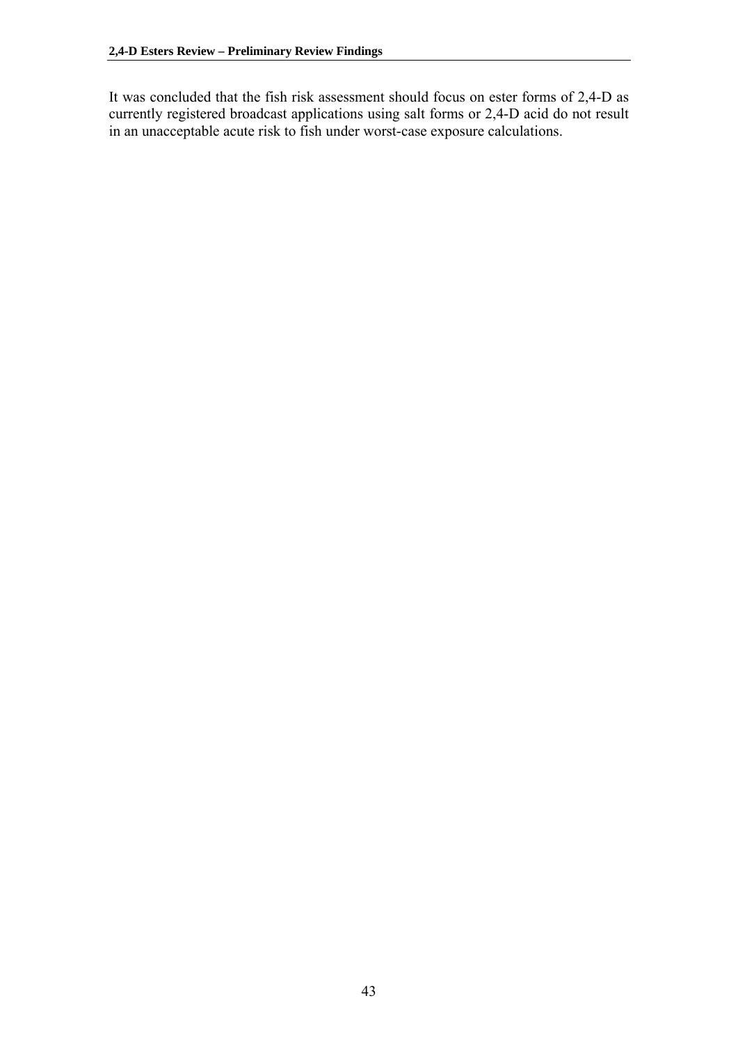It was concluded that the fish risk assessment should focus on ester forms of 2,4-D as currently registered broadcast applications using salt forms or 2,4-D acid do not result in an unacceptable acute risk to fish under worst-case exposure calculations.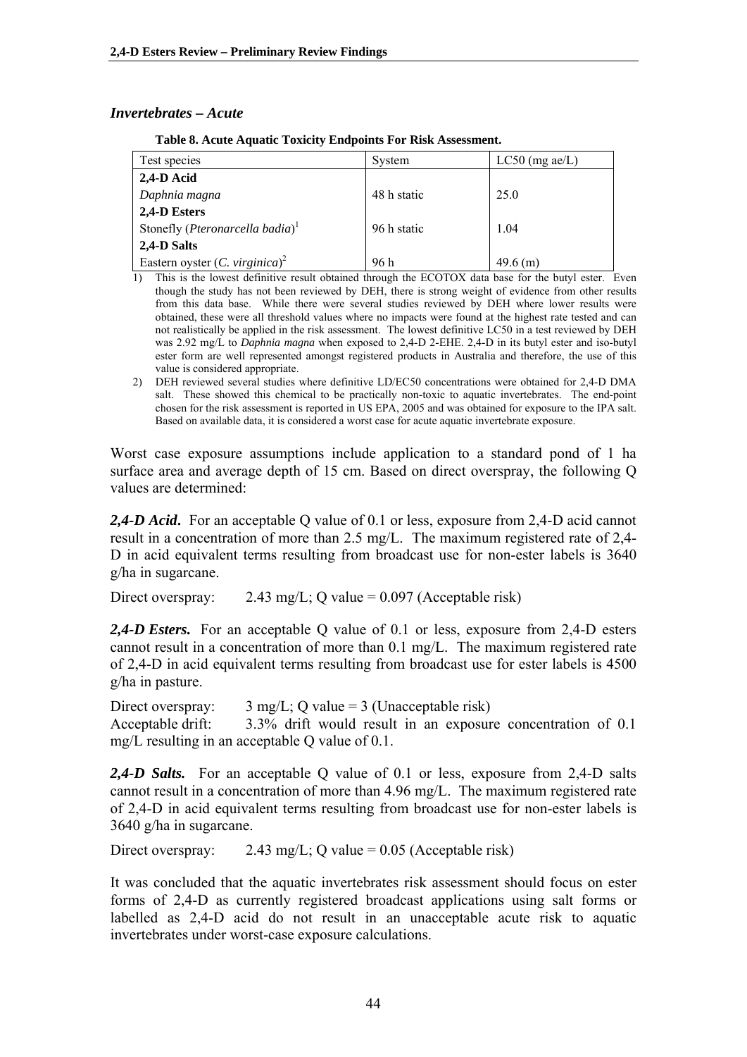### *Invertebrates – Acute*

**Table 8. Acute Aquatic Toxicity Endpoints For Risk Assessment.**

| Test species | System | LC50 (mg ae/L) |
|---|---|---|
| **2,4-D Acid** | | |
| *Daphnia magna* | 48 h static | 25.0 |
| **2,4-D Esters** | | |
| Stonefly (*Pteronarcella badia*)[1] | 96 h static | 1.04 |
| **2,4-D Salts** | | |
| Eastern oyster (*C. virginica*)[2] | 96 h | 49.6 (m) |

1) This is the lowest definitive result obtained through the ECOTOX data base for the butyl ester. Even though the study has not been reviewed by DEH, there is strong weight of evidence from other results from this data base. While there were several studies reviewed by DEH where lower results were obtained, these were all threshold values where no impacts were found at the highest rate tested and can not realistically be applied in the risk assessment. The lowest definitive LC50 in a test reviewed by DEH was 2.92 mg/L to *Daphnia magna* when exposed to 2,4-D 2-EHE. 2,4-D in its butyl ester and iso-butyl ester form are well represented amongst registered products in Australia and therefore, the use of this value is considered appropriate.

2) DEH reviewed several studies where definitive LD/EC50 concentrations were obtained for 2,4-D DMA salt. These showed this chemical to be practically non-toxic to aquatic invertebrates. The end-point chosen for the risk assessment is reported in US EPA, 2005 and was obtained for exposure to the IPA salt. Based on available data, it is considered a worst case for acute aquatic invertebrate exposure.

Worst case exposure assumptions include application to a standard pond of 1 ha surface area and average depth of 15 cm. Based on direct overspray, the following Q values are determined:

***2,4-D Acid*.** For an acceptable Q value of 0.1 or less, exposure from 2,4-D acid cannot result in a concentration of more than 2.5 mg/L. The maximum registered rate of 2,4-D in acid equivalent terms resulting from broadcast use for non-ester labels is 3640 g/ha in sugarcane.

Direct overspray: 2.43 mg/L; Q value = 0.097 (Acceptable risk)

***2,4-D Esters*.** For an acceptable Q value of 0.1 or less, exposure from 2,4-D esters cannot result in a concentration of more than 0.1 mg/L. The maximum registered rate of 2,4-D in acid equivalent terms resulting from broadcast use for ester labels is 4500 g/ha in pasture.

Direct overspray: 3 mg/L; Q value = 3 (Unacceptable risk)
Acceptable drift: 3.3% drift would result in an exposure concentration of 0.1 mg/L resulting in an acceptable Q value of 0.1.

***2,4-D Salts.*** For an acceptable Q value of 0.1 or less, exposure from 2,4-D salts cannot result in a concentration of more than 4.96 mg/L. The maximum registered rate of 2,4-D in acid equivalent terms resulting from broadcast use for non-ester labels is 3640 g/ha in sugarcane.

Direct overspray: 2.43 mg/L; Q value = 0.05 (Acceptable risk)

It was concluded that the aquatic invertebrates risk assessment should focus on ester forms of 2,4-D as currently registered broadcast applications using salt forms or labelled as 2,4-D acid do not result in an unacceptable acute risk to aquatic invertebrates under worst-case exposure calculations.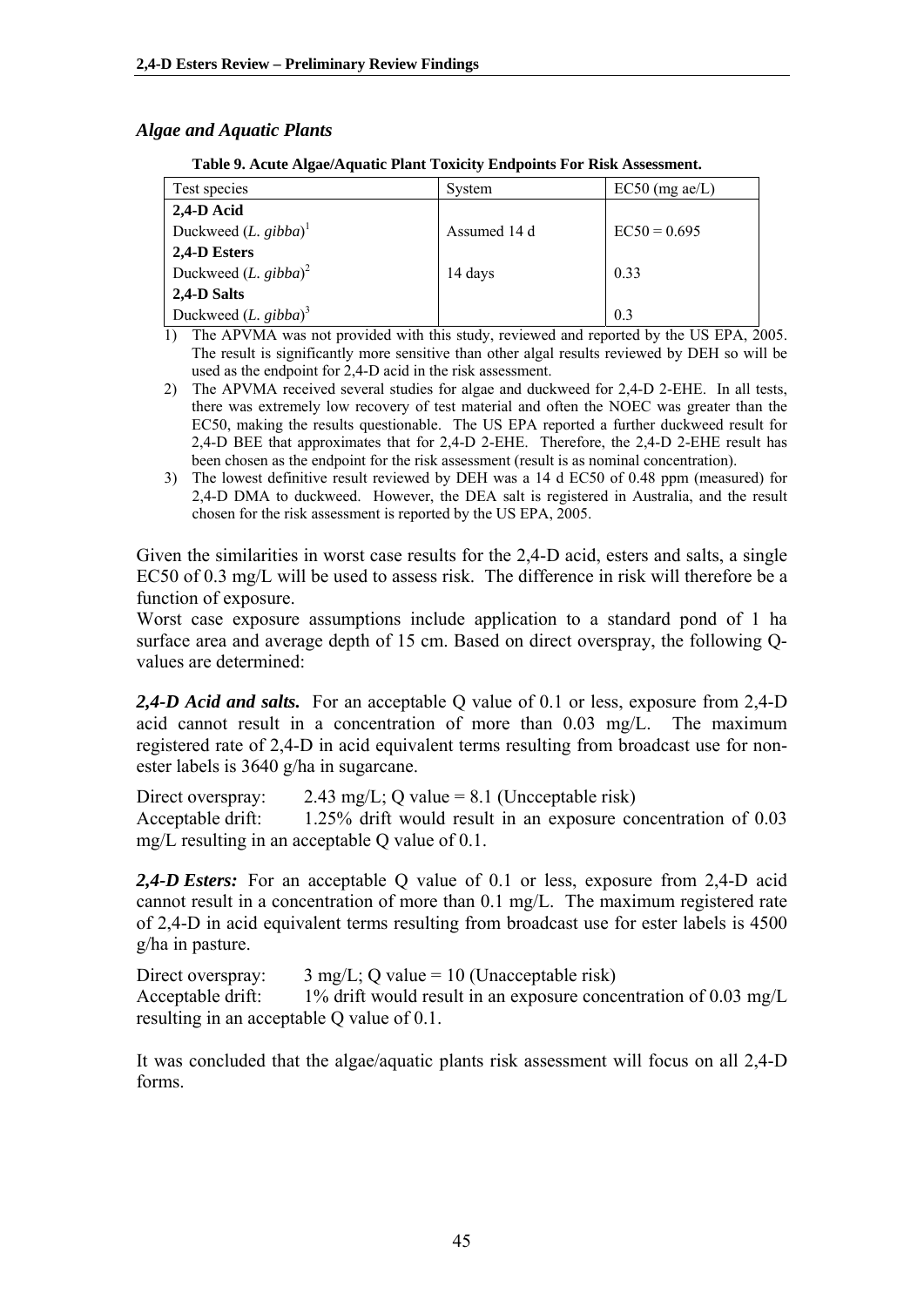### *Algae and Aquatic Plants*

**Table 9. Acute Algae/Aquatic Plant Toxicity Endpoints For Risk Assessment.**

| Test species | System | EC50 (mg ae/L) |
|---|---|---|
| **2,4-D Acid** | | |
| Duckweed (*L. gibba*)[1] | Assumed 14 d | EC50 = 0.695 |
| **2,4-D Esters** | | |
| Duckweed (*L. gibba*)[2] | 14 days | 0.33 |
| **2,4-D Salts** | | |
| Duckweed (*L. gibba*)[3] | | 0.3 |

1) The APVMA was not provided with this study, reviewed and reported by the US EPA, 2005. The result is significantly more sensitive than other algal results reviewed by DEH so will be used as the endpoint for 2,4-D acid in the risk assessment.
2) The APVMA received several studies for algae and duckweed for 2,4-D 2-EHE. In all tests, there was extremely low recovery of test material and often the NOEC was greater than the EC50, making the results questionable. The US EPA reported a further duckweed result for 2,4-D BEE that approximates that for 2,4-D 2-EHE. Therefore, the 2,4-D 2-EHE result has been chosen as the endpoint for the risk assessment (result is as nominal concentration).
3) The lowest definitive result reviewed by DEH was a 14 d EC50 of 0.48 ppm (measured) for 2,4-D DMA to duckweed. However, the DEA salt is registered in Australia, and the result chosen for the risk assessment is reported by the US EPA, 2005.

Given the similarities in worst case results for the 2,4-D acid, esters and salts, a single EC50 of 0.3 mg/L will be used to assess risk. The difference in risk will therefore be a function of exposure.

Worst case exposure assumptions include application to a standard pond of 1 ha surface area and average depth of 15 cm. Based on direct overspray, the following Q-values are determined:

***2,4-D Acid and salts.*** For an acceptable Q value of 0.1 or less, exposure from 2,4-D acid cannot result in a concentration of more than 0.03 mg/L. The maximum registered rate of 2,4-D in acid equivalent terms resulting from broadcast use for non-ester labels is 3640 g/ha in sugarcane.

Direct overspray: 2.43 mg/L; Q value = 8.1 (Uncceptable risk)
Acceptable drift: 1.25% drift would result in an exposure concentration of 0.03 mg/L resulting in an acceptable Q value of 0.1.

***2,4-D Esters:*** For an acceptable Q value of 0.1 or less, exposure from 2,4-D acid cannot result in a concentration of more than 0.1 mg/L. The maximum registered rate of 2,4-D in acid equivalent terms resulting from broadcast use for ester labels is 4500 g/ha in pasture.

Direct overspray: 3 mg/L; Q value = 10 (Unacceptable risk)
Acceptable drift: 1% drift would result in an exposure concentration of 0.03 mg/L resulting in an acceptable Q value of 0.1.

It was concluded that the algae/aquatic plants risk assessment will focus on all 2,4-D forms.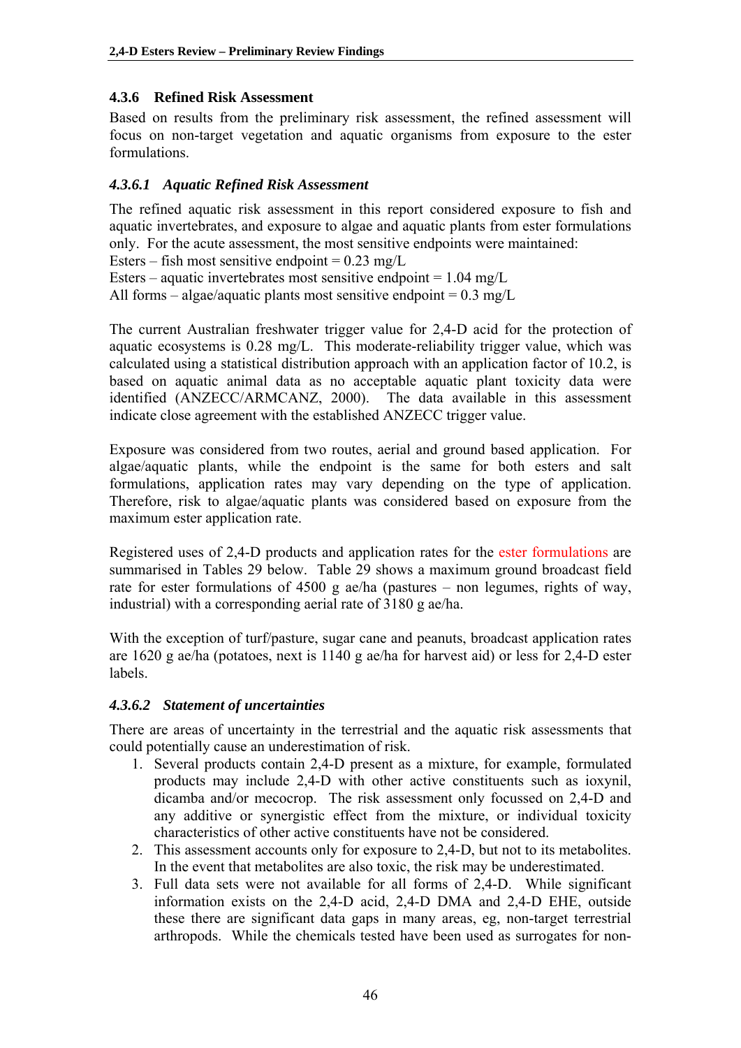### 4.3.6 Refined Risk Assessment

Based on results from the preliminary risk assessment, the refined assessment will focus on non-target vegetation and aquatic organisms from exposure to the ester formulations.

#### *4.3.6.1 Aquatic Refined Risk Assessment*

The refined aquatic risk assessment in this report considered exposure to fish and aquatic invertebrates, and exposure to algae and aquatic plants from ester formulations only. For the acute assessment, the most sensitive endpoints were maintained:
Esters – fish most sensitive endpoint = 0.23 mg/L
Esters – aquatic invertebrates most sensitive endpoint = 1.04 mg/L
All forms – algae/aquatic plants most sensitive endpoint = 0.3 mg/L

The current Australian freshwater trigger value for 2,4-D acid for the protection of aquatic ecosystems is 0.28 mg/L. This moderate-reliability trigger value, which was calculated using a statistical distribution approach with an application factor of 10.2, is based on aquatic animal data as no acceptable aquatic plant toxicity data were identified (ANZECC/ARMCANZ, 2000). The data available in this assessment indicate close agreement with the established ANZECC trigger value.

Exposure was considered from two routes, aerial and ground based application. For algae/aquatic plants, while the endpoint is the same for both esters and salt formulations, application rates may vary depending on the type of application. Therefore, risk to algae/aquatic plants was considered based on exposure from the maximum ester application rate.

Registered uses of 2,4-D products and application rates for the ester formulations are summarised in Tables 29 below. Table 29 shows a maximum ground broadcast field rate for ester formulations of 4500 g ae/ha (pastures – non legumes, rights of way, industrial) with a corresponding aerial rate of 3180 g ae/ha.

With the exception of turf/pasture, sugar cane and peanuts, broadcast application rates are 1620 g ae/ha (potatoes, next is 1140 g ae/ha for harvest aid) or less for 2,4-D ester labels.

#### *4.3.6.2 Statement of uncertainties*

There are areas of uncertainty in the terrestrial and the aquatic risk assessments that could potentially cause an underestimation of risk.

1. Several products contain 2,4-D present as a mixture, for example, formulated products may include 2,4-D with other active constituents such as ioxynil, dicamba and/or mecocrop. The risk assessment only focussed on 2,4-D and any additive or synergistic effect from the mixture, or individual toxicity characteristics of other active constituents have not be considered.
2. This assessment accounts only for exposure to 2,4-D, but not to its metabolites. In the event that metabolites are also toxic, the risk may be underestimated.
3. Full data sets were not available for all forms of 2,4-D. While significant information exists on the 2,4-D acid, 2,4-D DMA and 2,4-D EHE, outside these there are significant data gaps in many areas, eg, non-target terrestrial arthropods. While the chemicals tested have been used as surrogates for non-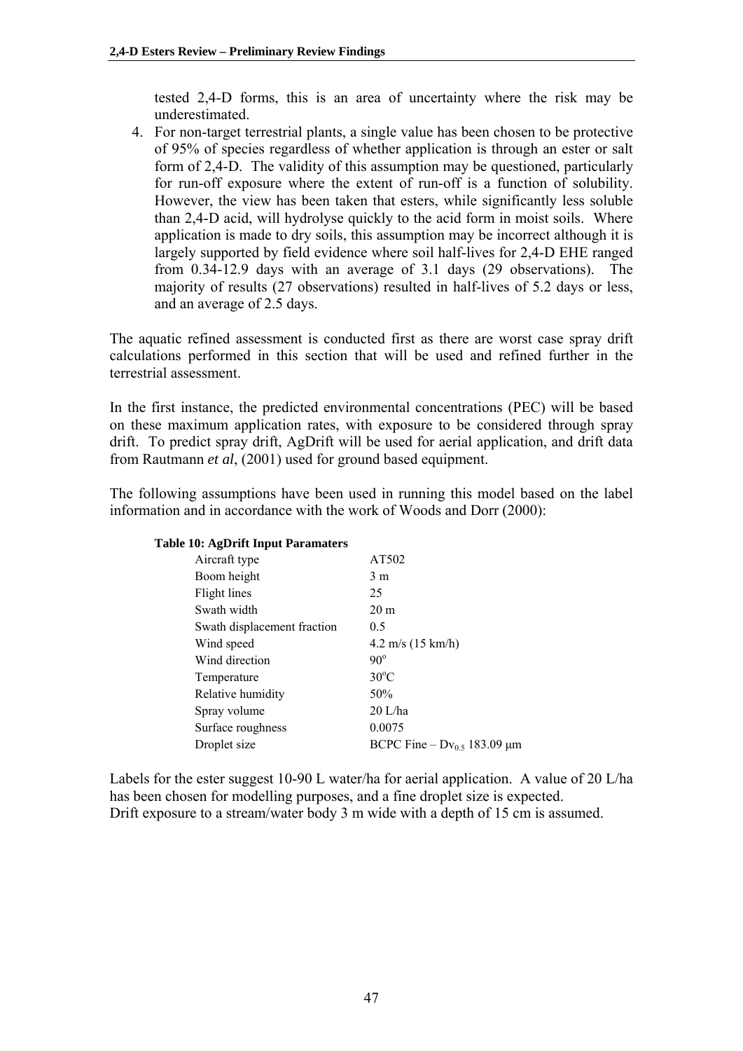tested 2,4-D forms, this is an area of uncertainty where the risk may be underestimated.

4. For non-target terrestrial plants, a single value has been chosen to be protective of 95% of species regardless of whether application is through an ester or salt form of 2,4-D. The validity of this assumption may be questioned, particularly for run-off exposure where the extent of run-off is a function of solubility. However, the view has been taken that esters, while significantly less soluble than 2,4-D acid, will hydrolyse quickly to the acid form in moist soils. Where application is made to dry soils, this assumption may be incorrect although it is largely supported by field evidence where soil half-lives for 2,4-D EHE ranged from 0.34-12.9 days with an average of 3.1 days (29 observations). The majority of results (27 observations) resulted in half-lives of 5.2 days or less, and an average of 2.5 days.

The aquatic refined assessment is conducted first as there are worst case spray drift calculations performed in this section that will be used and refined further in the terrestrial assessment.

In the first instance, the predicted environmental concentrations (PEC) will be based on these maximum application rates, with exposure to be considered through spray drift. To predict spray drift, AgDrift will be used for aerial application, and drift data from Rautmann *et al*, (2001) used for ground based equipment.

The following assumptions have been used in running this model based on the label information and in accordance with the work of Woods and Dorr (2000):

**Table 10: AgDrift Input Paramaters**

| | |
|---|---|
| Aircraft type | AT502 |
| Boom height | 3 m |
| Flight lines | 25 |
| Swath width | 20 m |
| Swath displacement fraction | 0.5 |
| Wind speed | 4.2 m/s (15 km/h) |
| Wind direction | $90^{o}$ |
| Temperature | $30^{o}C$ |
| Relative humidity | 50% |
| Spray volume | 20 L/ha |
| Surface roughness | 0.0075 |
| Droplet size | BCPC Fine – $Dv_{0.5}$ 183.09 μm |

Labels for the ester suggest 10-90 L water/ha for aerial application. A value of 20 L/ha has been chosen for modelling purposes, and a fine droplet size is expected.
Drift exposure to a stream/water body 3 m wide with a depth of 15 cm is assumed.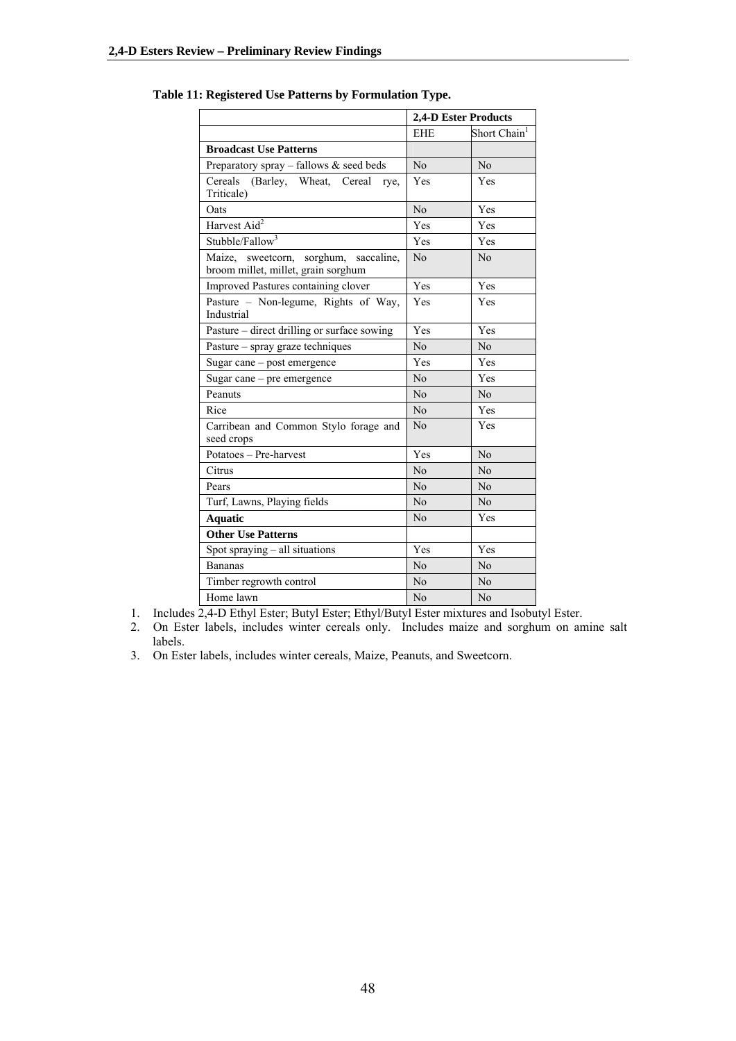**Table 11: Registered Use Patterns by Formulation Type.**

| | 2,4-D Ester Products | |
|---|---|---|
| | EHE | Short Chain[1] |
| **Broadcast Use Patterns** | | |
| Preparatory spray – fallows & seed beds | No | No |
| Cereals (Barley, Wheat, Cereal rye, Triticale) | Yes | Yes |
| Oats | No | Yes |
| Harvest Aid[2] | Yes | Yes |
| Stubble/Fallow[3] | Yes | Yes |
| Maize, sweetcorn, sorghum, saccaline, broom millet, millet, grain sorghum | No | No |
| Improved Pastures containing clover | Yes | Yes |
| Pasture – Non-legume, Rights of Way, Industrial | Yes | Yes |
| Pasture – direct drilling or surface sowing | Yes | Yes |
| Pasture – spray graze techniques | No | No |
| Sugar cane – post emergence | Yes | Yes |
| Sugar cane – pre emergence | No | Yes |
| Peanuts | No | No |
| Rice | No | Yes |
| Carribean and Common Stylo forage and seed crops | No | Yes |
| Potatoes – Pre-harvest | Yes | No |
| Citrus | No | No |
| Pears | No | No |
| Turf, Lawns, Playing fields | No | No |
| **Aquatic** | No | Yes |
| **Other Use Patterns** | | |
| Spot spraying – all situations | Yes | Yes |
| Bananas | No | No |
| Timber regrowth control | No | No |
| Home lawn | No | No |

1. Includes 2,4-D Ethyl Ester; Butyl Ester; Ethyl/Butyl Ester mixtures and Isobutyl Ester.
2. On Ester labels, includes winter cereals only. Includes maize and sorghum on amine salt labels.
3. On Ester labels, includes winter cereals, Maize, Peanuts, and Sweetcorn.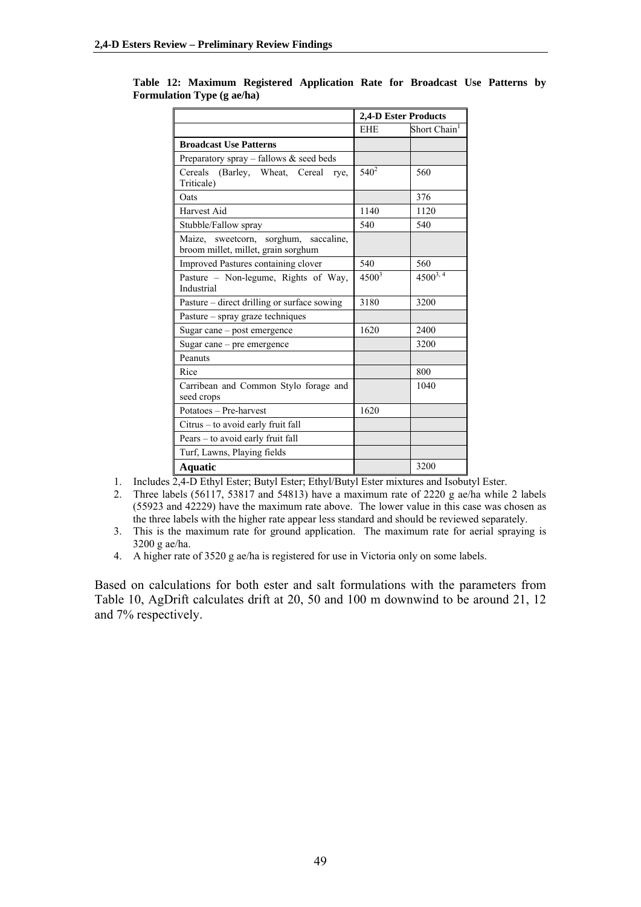**Table 12: Maximum Registered Application Rate for Broadcast Use Patterns by Formulation Type (g ae/ha)**

| | 2,4-D Ester Products | |
|---|---|---|
| | EHE | Short Chain[1] |
| **Broadcast Use Patterns** | | |
| Preparatory spray – fallows & seed beds | | |
| Cereals (Barley, Wheat, Cereal rye, Triticale) | 540[2] | 560 |
| Oats | | 376 |
| Harvest Aid | 1140 | 1120 |
| Stubble/Fallow spray | 540 | 540 |
| Maize, sweetcorn, sorghum, saccaline, broom millet, millet, grain sorghum | | |
| Improved Pastures containing clover | 540 | 560 |
| Pasture – Non-legume, Rights of Way, Industrial | 4500[3] | 4500[3, 4] |
| Pasture – direct drilling or surface sowing | 3180 | 3200 |
| Pasture – spray graze techniques | | |
| Sugar cane – post emergence | 1620 | 2400 |
| Sugar cane – pre emergence | | 3200 |
| Peanuts | | |
| Rice | | 800 |
| Carribean and Common Stylo forage and seed crops | | 1040 |
| Potatoes – Pre-harvest | 1620 | |
| Citrus – to avoid early fruit fall | | |
| Pears – to avoid early fruit fall | | |
| Turf, Lawns, Playing fields | | |
| **Aquatic** | | 3200 |

1. Includes 2,4-D Ethyl Ester; Butyl Ester; Ethyl/Butyl Ester mixtures and Isobutyl Ester.
2. Three labels (56117, 53817 and 54813) have a maximum rate of 2220 g ae/ha while 2 labels (55923 and 42229) have the maximum rate above. The lower value in this case was chosen as the three labels with the higher rate appear less standard and should be reviewed separately.
3. This is the maximum rate for ground application. The maximum rate for aerial spraying is 3200 g ae/ha.
4. A higher rate of 3520 g ae/ha is registered for use in Victoria only on some labels.

Based on calculations for both ester and salt formulations with the parameters from Table 10, AgDrift calculates drift at 20, 50 and 100 m downwind to be around 21, 12 and 7% respectively.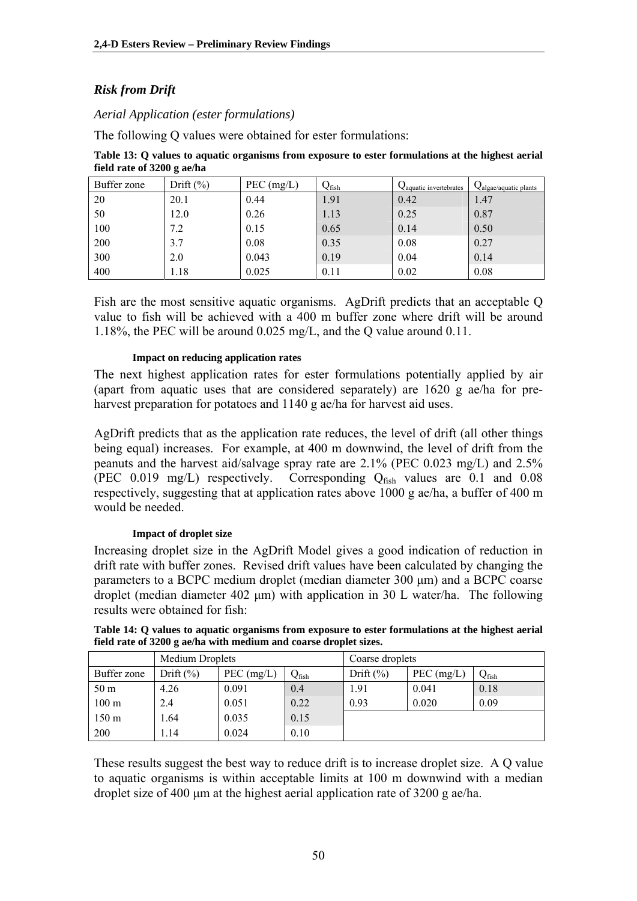### *Risk from Drift*

*Aerial Application (ester formulations)*

The following Q values were obtained for ester formulations:

**Table 13: Q values to aquatic organisms from exposure to ester formulations at the highest aerial field rate of 3200 g ae/ha**

| Buffer zone | Drift (%) | PEC (mg/L) | $Q_{fish}$ | $Q_{aquatic\ invertebrates}$ | $Q_{algae/aquatic\ plants}$ |
|---|---|---|---|---|---|
| 20 | 20.1 | 0.44 | 1.91 | 0.42 | 1.47 |
| 50 | 12.0 | 0.26 | 1.13 | 0.25 | 0.87 |
| 100 | 7.2 | 0.15 | 0.65 | 0.14 | 0.50 |
| 200 | 3.7 | 0.08 | 0.35 | 0.08 | 0.27 |
| 300 | 2.0 | 0.043 | 0.19 | 0.04 | 0.14 |
| 400 | 1.18 | 0.025 | 0.11 | 0.02 | 0.08 |

Fish are the most sensitive aquatic organisms. AgDrift predicts that an acceptable Q value to fish will be achieved with a 400 m buffer zone where drift will be around 1.18%, the PEC will be around 0.025 mg/L, and the Q value around 0.11.

**Impact on reducing application rates**

The next highest application rates for ester formulations potentially applied by air (apart from aquatic uses that are considered separately) are 1620 g ae/ha for pre-harvest preparation for potatoes and 1140 g ae/ha for harvest aid uses.

AgDrift predicts that as the application rate reduces, the level of drift (all other things being equal) increases. For example, at 400 m downwind, the level of drift from the peanuts and the harvest aid/salvage spray rate are 2.1% (PEC 0.023 mg/L) and 2.5% (PEC 0.019 mg/L) respectively. Corresponding $Q_{fish}$ values are 0.1 and 0.08 respectively, suggesting that at application rates above 1000 g ae/ha, a buffer of 400 m would be needed.

**Impact of droplet size**

Increasing droplet size in the AgDrift Model gives a good indication of reduction in drift rate with buffer zones. Revised drift values have been calculated by changing the parameters to a BCPC medium droplet (median diameter 300 μm) and a BCPC coarse droplet (median diameter 402 μm) with application in 30 L water/ha. The following results were obtained for fish:

**Table 14: Q values to aquatic organisms from exposure to ester formulations at the highest aerial field rate of 3200 g ae/ha with medium and coarse droplet sizes.**

| | Medium Droplets | | | Coarse droplets | | |
|---|---|---|---|---|---|---|
| Buffer zone | Drift (%) | PEC (mg/L) | $Q_{fish}$ | Drift (%) | PEC (mg/L) | $Q_{fish}$ |
| 50 m | 4.26 | 0.091 | 0.4 | 1.91 | 0.041 | 0.18 |
| 100 m | 2.4 | 0.051 | 0.22 | 0.93 | 0.020 | 0.09 |
| 150 m | 1.64 | 0.035 | 0.15 | | | |
| 200 | 1.14 | 0.024 | 0.10 | | | |

These results suggest the best way to reduce drift is to increase droplet size. A Q value to aquatic organisms is within acceptable limits at 100 m downwind with a median droplet size of 400 μm at the highest aerial application rate of 3200 g ae/ha.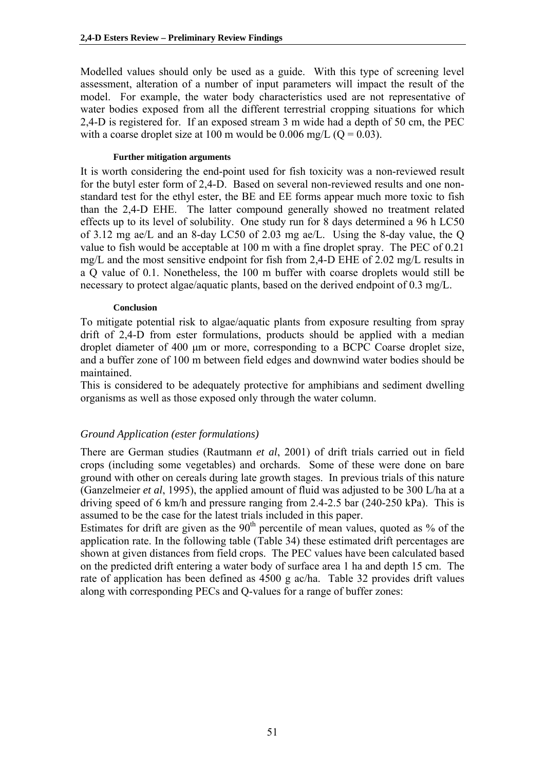Modelled values should only be used as a guide. With this type of screening level assessment, alteration of a number of input parameters will impact the result of the model. For example, the water body characteristics used are not representative of water bodies exposed from all the different terrestrial cropping situations for which 2,4-D is registered for. If an exposed stream 3 m wide had a depth of 50 cm, the PEC with a coarse droplet size at 100 m would be 0.006 mg/L (Q = 0.03).

#### Further mitigation arguments

It is worth considering the end-point used for fish toxicity was a non-reviewed result for the butyl ester form of 2,4-D. Based on several non-reviewed results and one non-standard test for the ethyl ester, the BE and EE forms appear much more toxic to fish than the 2,4-D EHE. The latter compound generally showed no treatment related effects up to its level of solubility. One study run for 8 days determined a 96 h LC50 of 3.12 mg ae/L and an 8-day LC50 of 2.03 mg ae/L. Using the 8-day value, the Q value to fish would be acceptable at 100 m with a fine droplet spray. The PEC of 0.21 mg/L and the most sensitive endpoint for fish from 2,4-D EHE of 2.02 mg/L results in a Q value of 0.1. Nonetheless, the 100 m buffer with coarse droplets would still be necessary to protect algae/aquatic plants, based on the derived endpoint of 0.3 mg/L.

#### Conclusion

To mitigate potential risk to algae/aquatic plants from exposure resulting from spray drift of 2,4-D from ester formulations, products should be applied with a median droplet diameter of 400 µm or more, corresponding to a BCPC Coarse droplet size, and a buffer zone of 100 m between field edges and downwind water bodies should be maintained.

This is considered to be adequately protective for amphibians and sediment dwelling organisms as well as those exposed only through the water column.

### *Ground Application (ester formulations)*

There are German studies (Rautmann *et al*, 2001) of drift trials carried out in field crops (including some vegetables) and orchards. Some of these were done on bare ground with other on cereals during late growth stages. In previous trials of this nature (Ganzelmeier *et al*, 1995), the applied amount of fluid was adjusted to be 300 L/ha at a driving speed of 6 km/h and pressure ranging from 2.4-2.5 bar (240-250 kPa). This is assumed to be the case for the latest trials included in this paper.

Estimates for drift are given as the 90th percentile of mean values, quoted as % of the application rate. In the following table (Table 34) these estimated drift percentages are shown at given distances from field crops. The PEC values have been calculated based on the predicted drift entering a water body of surface area 1 ha and depth 15 cm. The rate of application has been defined as 4500 g ac/ha. Table 32 provides drift values along with corresponding PECs and Q-values for a range of buffer zones: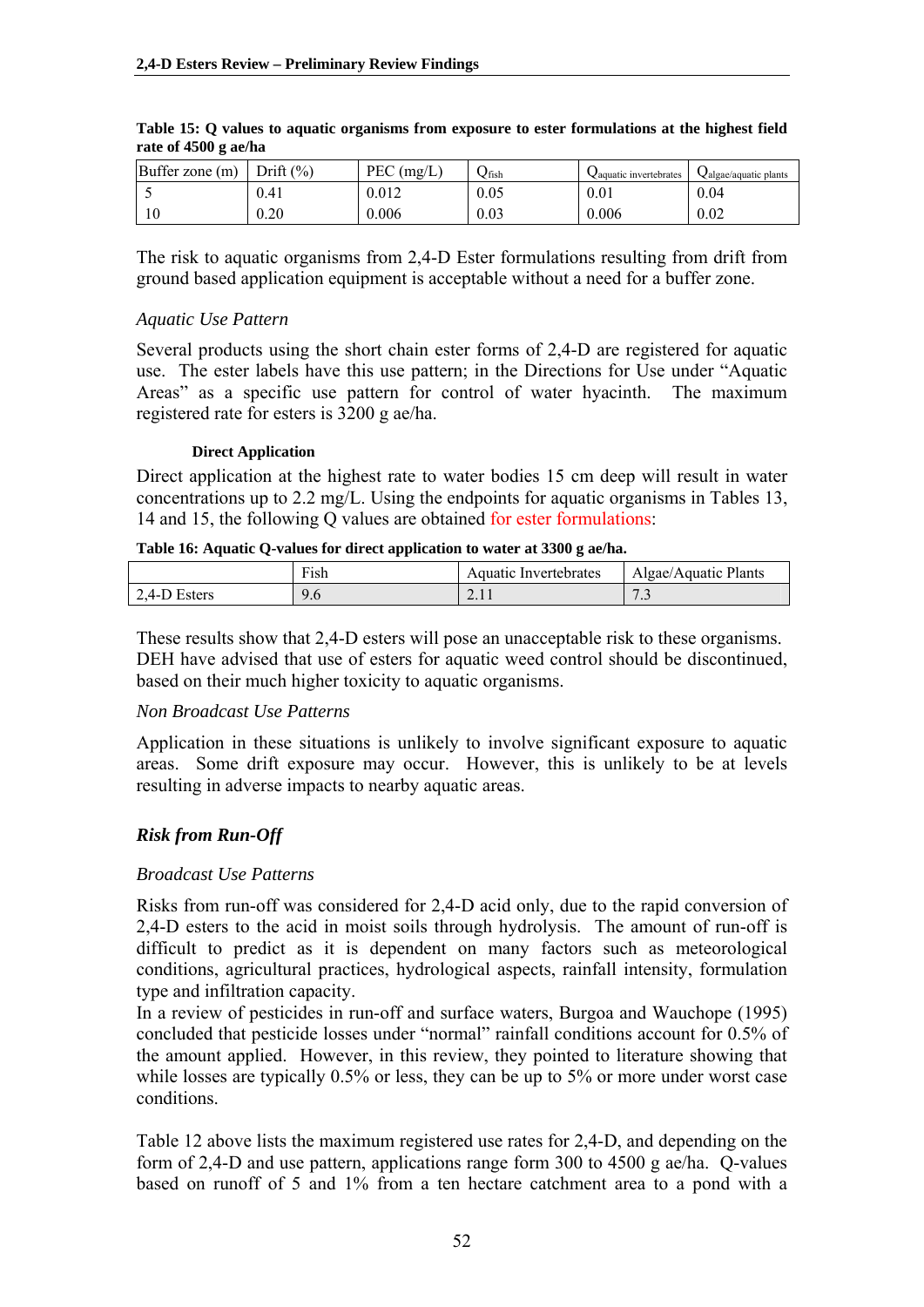**Table 15: Q values to aquatic organisms from exposure to ester formulations at the highest field rate of 4500 g ae/ha**

| Buffer zone (m) | Drift (%) | PEC (mg/L) | $Q_{fish}$ | $Q_{aquatic\ invertebrates}$ | $Q_{algae/aquatic\ plants}$ |
|---|---|---|---|---|---|
| 5 | 0.41 | 0.012 | 0.05 | 0.01 | 0.04 |
| 10 | 0.20 | 0.006 | 0.03 | 0.006 | 0.02 |

The risk to aquatic organisms from 2,4-D Ester formulations resulting from drift from ground based application equipment is acceptable without a need for a buffer zone.

*Aquatic Use Pattern*

Several products using the short chain ester forms of 2,4-D are registered for aquatic use. The ester labels have this use pattern; in the Directions for Use under "Aquatic Areas" as a specific use pattern for control of water hyacinth. The maximum registered rate for esters is 3200 g ae/ha.

**Direct Application**

Direct application at the highest rate to water bodies 15 cm deep will result in water concentrations up to 2.2 mg/L. Using the endpoints for aquatic organisms in Tables 13, 14 and 15, the following Q values are obtained for ester formulations:

**Table 16: Aquatic Q-values for direct application to water at 3300 g ae/ha.**

| | Fish | Aquatic Invertebrates | Algae/Aquatic Plants |
|---|---|---|---|
| 2,4-D Esters | 9.6 | 2.11 | 7.3 |

These results show that 2,4-D esters will pose an unacceptable risk to these organisms. DEH have advised that use of esters for aquatic weed control should be discontinued, based on their much higher toxicity to aquatic organisms.

*Non Broadcast Use Patterns*

Application in these situations is unlikely to involve significant exposure to aquatic areas. Some drift exposure may occur. However, this is unlikely to be at levels resulting in adverse impacts to nearby aquatic areas.

### *Risk from Run-Off*

*Broadcast Use Patterns*

Risks from run-off was considered for 2,4-D acid only, due to the rapid conversion of 2,4-D esters to the acid in moist soils through hydrolysis. The amount of run-off is difficult to predict as it is dependent on many factors such as meteorological conditions, agricultural practices, hydrological aspects, rainfall intensity, formulation type and infiltration capacity.
In a review of pesticides in run-off and surface waters, Burgoa and Wauchope (1995) concluded that pesticide losses under "normal" rainfall conditions account for 0.5% of the amount applied. However, in this review, they pointed to literature showing that while losses are typically 0.5% or less, they can be up to 5% or more under worst case conditions.

Table 12 above lists the maximum registered use rates for 2,4-D, and depending on the form of 2,4-D and use pattern, applications range form 300 to 4500 g ae/ha. Q-values based on runoff of 5 and 1% from a ten hectare catchment area to a pond with a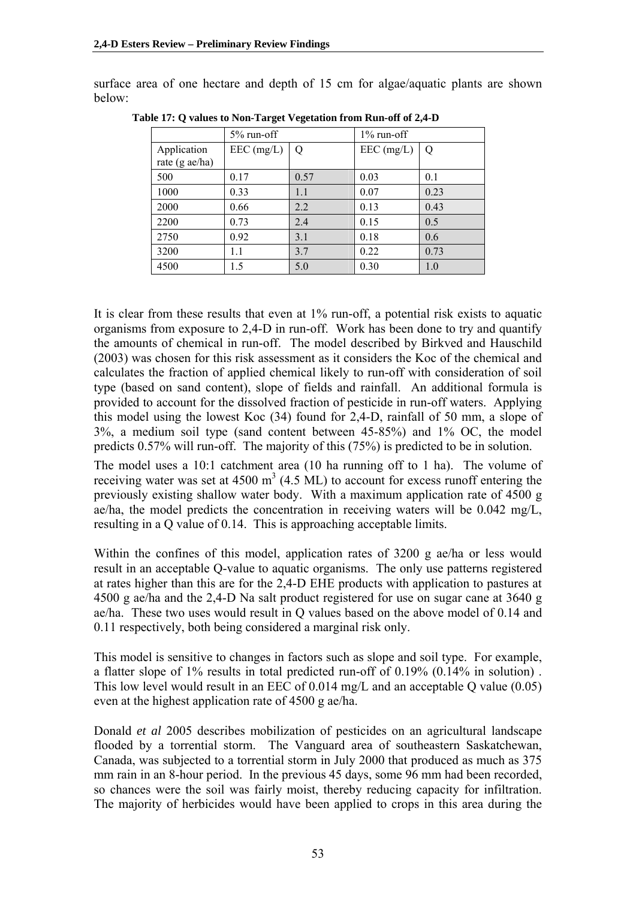surface area of one hectare and depth of 15 cm for algae/aquatic plants are shown below:

**Table 17: Q values to Non-Target Vegetation from Run-off of 2,4-D**

| | 5% run-off | | 1% run-off | |
|---|---|---|---|---|
| Application rate (g ae/ha) | EEC (mg/L) | Q | EEC (mg/L) | Q |
| 500 | 0.17 | 0.57 | 0.03 | 0.1 |
| 1000 | 0.33 | 1.1 | 0.07 | 0.23 |
| 2000 | 0.66 | 2.2 | 0.13 | 0.43 |
| 2200 | 0.73 | 2.4 | 0.15 | 0.5 |
| 2750 | 0.92 | 3.1 | 0.18 | 0.6 |
| 3200 | 1.1 | 3.7 | 0.22 | 0.73 |
| 4500 | 1.5 | 5.0 | 0.30 | 1.0 |

It is clear from these results that even at 1% run-off, a potential risk exists to aquatic organisms from exposure to 2,4-D in run-off. Work has been done to try and quantify the amounts of chemical in run-off. The model described by Birkved and Hauschild (2003) was chosen for this risk assessment as it considers the Koc of the chemical and calculates the fraction of applied chemical likely to run-off with consideration of soil type (based on sand content), slope of fields and rainfall. An additional formula is provided to account for the dissolved fraction of pesticide in run-off waters. Applying this model using the lowest Koc (34) found for 2,4-D, rainfall of 50 mm, a slope of 3%, a medium soil type (sand content between 45-85%) and 1% OC, the model predicts 0.57% will run-off. The majority of this (75%) is predicted to be in solution.

The model uses a 10:1 catchment area (10 ha running off to 1 ha). The volume of receiving water was set at 4500 $m^3$ (4.5 ML) to account for excess runoff entering the previously existing shallow water body. With a maximum application rate of 4500 g ae/ha, the model predicts the concentration in receiving waters will be 0.042 mg/L, resulting in a Q value of 0.14. This is approaching acceptable limits.

Within the confines of this model, application rates of 3200 g ae/ha or less would result in an acceptable Q-value to aquatic organisms. The only use patterns registered at rates higher than this are for the 2,4-D EHE products with application to pastures at 4500 g ae/ha and the 2,4-D Na salt product registered for use on sugar cane at 3640 g ae/ha. These two uses would result in Q values based on the above model of 0.14 and 0.11 respectively, both being considered a marginal risk only.

This model is sensitive to changes in factors such as slope and soil type. For example, a flatter slope of 1% results in total predicted run-off of 0.19% (0.14% in solution) . This low level would result in an EEC of 0.014 mg/L and an acceptable Q value (0.05) even at the highest application rate of 4500 g ae/ha.

Donald *et al* 2005 describes mobilization of pesticides on an agricultural landscape flooded by a torrential storm. The Vanguard area of southeastern Saskatchewan, Canada, was subjected to a torrential storm in July 2000 that produced as much as 375 mm rain in an 8-hour period. In the previous 45 days, some 96 mm had been recorded, so chances were the soil was fairly moist, thereby reducing capacity for infiltration. The majority of herbicides would have been applied to crops in this area during the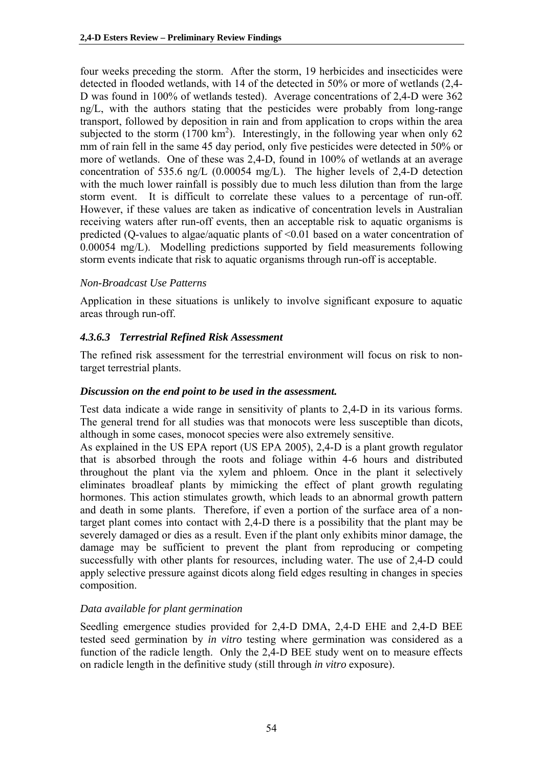four weeks preceding the storm. After the storm, 19 herbicides and insecticides were detected in flooded wetlands, with 14 of the detected in 50% or more of wetlands (2,4-D was found in 100% of wetlands tested). Average concentrations of 2,4-D were 362 ng/L, with the authors stating that the pesticides were probably from long-range transport, followed by deposition in rain and from application to crops within the area subjected to the storm (1700 $km^2$). Interestingly, in the following year when only 62 mm of rain fell in the same 45 day period, only five pesticides were detected in 50% or more of wetlands. One of these was 2,4-D, found in 100% of wetlands at an average concentration of 535.6 ng/L (0.00054 mg/L). The higher levels of 2,4-D detection with the much lower rainfall is possibly due to much less dilution than from the large storm event. It is difficult to correlate these values to a percentage of run-off. However, if these values are taken as indicative of concentration levels in Australian receiving waters after run-off events, then an acceptable risk to aquatic organisms is predicted (Q-values to algae/aquatic plants of <0.01 based on a water concentration of 0.00054 mg/L). Modelling predictions supported by field measurements following storm events indicate that risk to aquatic organisms through run-off is acceptable.

*Non-Broadcast Use Patterns*

Application in these situations is unlikely to involve significant exposure to aquatic areas through run-off.

#### *4.3.6.3 Terrestrial Refined Risk Assessment*

The refined risk assessment for the terrestrial environment will focus on risk to non-target terrestrial plants.

***Discussion on the end point to be used in the assessment.***

Test data indicate a wide range in sensitivity of plants to 2,4-D in its various forms. The general trend for all studies was that monocots were less susceptible than dicots, although in some cases, monocot species were also extremely sensitive.

As explained in the US EPA report (US EPA 2005), 2,4-D is a plant growth regulator that is absorbed through the roots and foliage within 4-6 hours and distributed throughout the plant via the xylem and phloem. Once in the plant it selectively eliminates broadleaf plants by mimicking the effect of plant growth regulating hormones. This action stimulates growth, which leads to an abnormal growth pattern and death in some plants. Therefore, if even a portion of the surface area of a non-target plant comes into contact with 2,4-D there is a possibility that the plant may be severely damaged or dies as a result. Even if the plant only exhibits minor damage, the damage may be sufficient to prevent the plant from reproducing or competing successfully with other plants for resources, including water. The use of 2,4-D could apply selective pressure against dicots along field edges resulting in changes in species composition.

*Data available for plant germination*

Seedling emergence studies provided for 2,4-D DMA, 2,4-D EHE and 2,4-D BEE tested seed germination by *in vitro* testing where germination was considered as a function of the radicle length. Only the 2,4-D BEE study went on to measure effects on radicle length in the definitive study (still through *in vitro* exposure).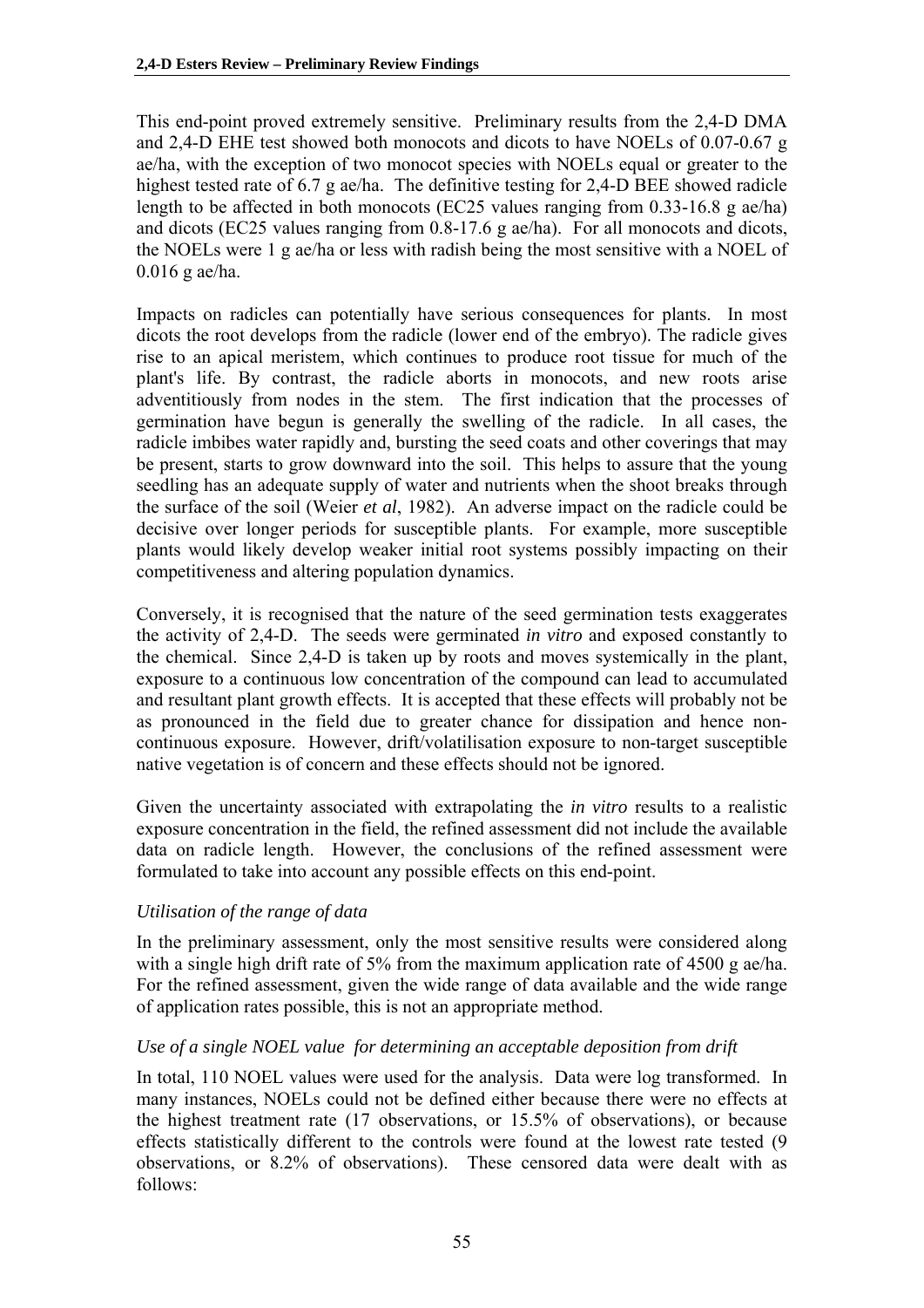This end-point proved extremely sensitive. Preliminary results from the 2,4-D DMA and 2,4-D EHE test showed both monocots and dicots to have NOELs of 0.07-0.67 g ae/ha, with the exception of two monocot species with NOELs equal or greater to the highest tested rate of 6.7 g ae/ha. The definitive testing for 2,4-D BEE showed radicle length to be affected in both monocots (EC25 values ranging from 0.33-16.8 g ae/ha) and dicots (EC25 values ranging from 0.8-17.6 g ae/ha). For all monocots and dicots, the NOELs were 1 g ae/ha or less with radish being the most sensitive with a NOEL of 0.016 g ae/ha.

Impacts on radicles can potentially have serious consequences for plants. In most dicots the root develops from the radicle (lower end of the embryo). The radicle gives rise to an apical meristem, which continues to produce root tissue for much of the plant's life. By contrast, the radicle aborts in monocots, and new roots arise adventitiously from nodes in the stem. The first indication that the processes of germination have begun is generally the swelling of the radicle. In all cases, the radicle imbibes water rapidly and, bursting the seed coats and other coverings that may be present, starts to grow downward into the soil. This helps to assure that the young seedling has an adequate supply of water and nutrients when the shoot breaks through the surface of the soil (Weier *et al*, 1982). An adverse impact on the radicle could be decisive over longer periods for susceptible plants. For example, more susceptible plants would likely develop weaker initial root systems possibly impacting on their competitiveness and altering population dynamics.

Conversely, it is recognised that the nature of the seed germination tests exaggerates the activity of 2,4-D. The seeds were germinated *in vitro* and exposed constantly to the chemical. Since 2,4-D is taken up by roots and moves systemically in the plant, exposure to a continuous low concentration of the compound can lead to accumulated and resultant plant growth effects. It is accepted that these effects will probably not be as pronounced in the field due to greater chance for dissipation and hence non-continuous exposure. However, drift/volatilisation exposure to non-target susceptible native vegetation is of concern and these effects should not be ignored.

Given the uncertainty associated with extrapolating the *in vitro* results to a realistic exposure concentration in the field, the refined assessment did not include the available data on radicle length. However, the conclusions of the refined assessment were formulated to take into account any possible effects on this end-point.

*Utilisation of the range of data*

In the preliminary assessment, only the most sensitive results were considered along with a single high drift rate of 5% from the maximum application rate of 4500 g ae/ha. For the refined assessment, given the wide range of data available and the wide range of application rates possible, this is not an appropriate method.

*Use of a single NOEL value for determining an acceptable deposition from drift*

In total, 110 NOEL values were used for the analysis. Data were log transformed. In many instances, NOELs could not be defined either because there were no effects at the highest treatment rate (17 observations, or 15.5% of observations), or because effects statistically different to the controls were found at the lowest rate tested (9 observations, or 8.2% of observations). These censored data were dealt with as follows: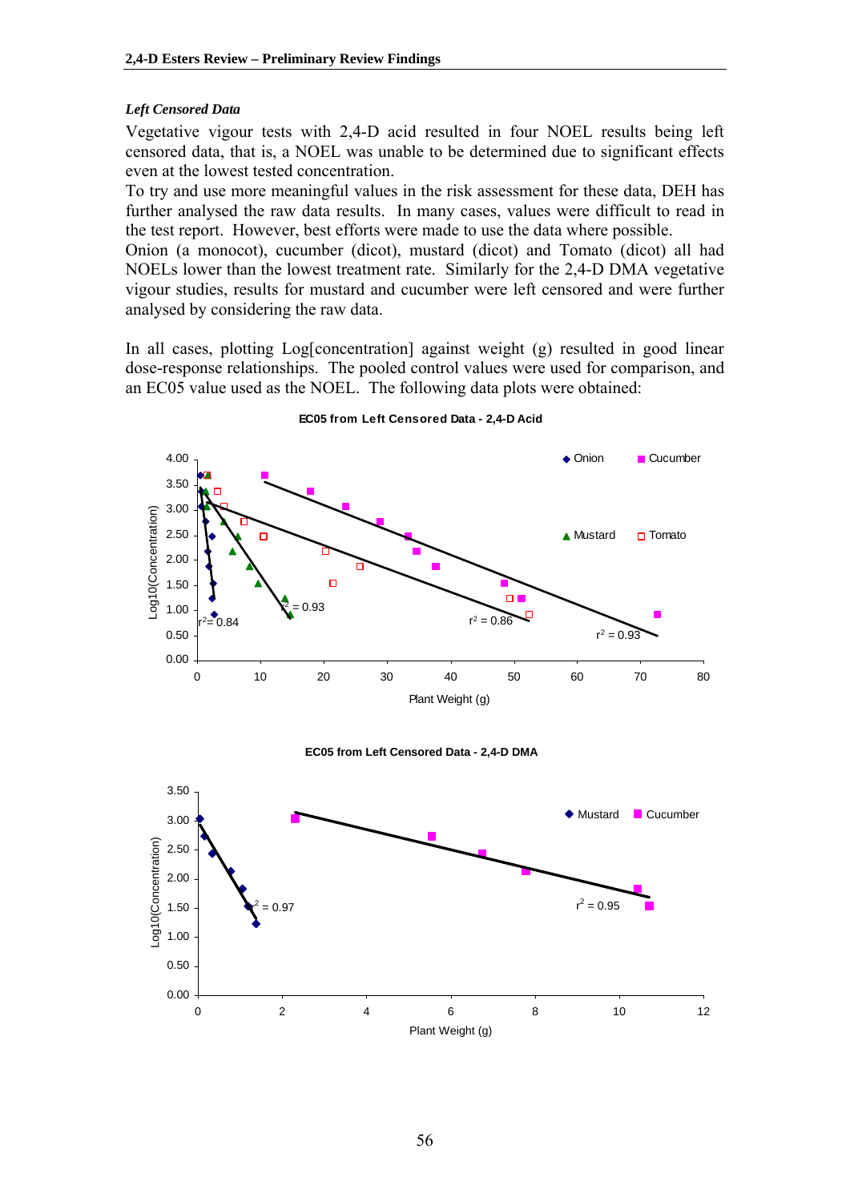*Left Censored Data*

Vegetative vigour tests with 2,4-D acid resulted in four NOEL results being left censored data, that is, a NOEL was unable to be determined due to significant effects even at the lowest tested concentration.

To try and use more meaningful values in the risk assessment for these data, DEH has further analysed the raw data results. In many cases, values were difficult to read in the test report. However, best efforts were made to use the data where possible.

Onion (a monocot), cucumber (dicot), mustard (dicot) and Tomato (dicot) all had NOELs lower than the lowest treatment rate. Similarly for the 2,4-D DMA vegetative vigour studies, results for mustard and cucumber were left censored and were further analysed by considering the raw data.

In all cases, plotting Log[concentration] against weight (g) resulted in good linear dose-response relationships. The pooled control values were used for comparison, and an EC05 value used as the NOEL. The following data plots were obtained:

**EC05 from Left Censored Data - 2,4-D Acid**

Log10(Concentration)

0.00, 0.50, 1.00, 1.50, 2.00, 2.50, 3.00, 3.50, 4.00

Plant Weight (g)

0, 10, 20, 30, 40, 50, 60, 70, 80

Onion, Cucumber, Mustard, Tomato

$r^2$ = 0.84

$r^2$ = 0.93

$r^2$ = 0.86

$r^2$ = 0.93

**EC05 from Left Censored Data - 2,4-D DMA**

Log10(Concentration)

0.00, 0.50, 1.00, 1.50, 2.00, 2.50, 3.00, 3.50

Plant Weight (g)

0, 2, 4, 6, 8, 10, 12

Mustard, Cucumber

$r^2$ = 0.97

$r^2$ = 0.95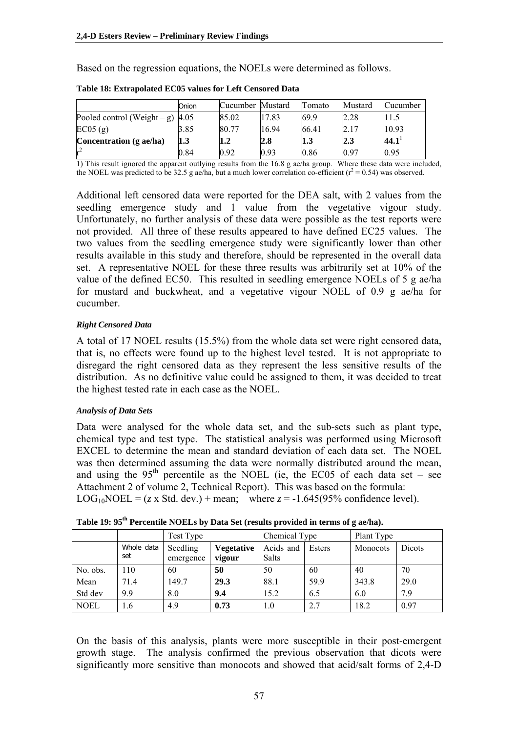Based on the regression equations, the NOELs were determined as follows.

**Table 18: Extrapolated EC05 values for Left Censored Data**

| | Onion | Cucumber | Mustard | Tomato | Mustard | Cucumber |
|---|---|---|---|---|---|---|
| Pooled control (Weight – g) | 4.05 | 85.02 | 17.83 | 69.9 | 2.28 | 11.5 |
| EC05 (g) | 3.85 | 80.77 | 16.94 | 66.41 | 2.17 | 10.93 |
| **Concentration (g ae/ha)** | **1.3** | **1.2** | **2.8** | **1.3** | **2.3** | **44.1**[1] |
| $r^2$ | 0.84 | 0.92 | 0.93 | 0.86 | 0.97 | 0.95 |

1) This result ignored the apparent outlying results from the 16.8 g ae/ha group. Where these data were included, the NOEL was predicted to be 32.5 g ae/ha, but a much lower correlation co-efficient ($r^2 = 0.54$) was observed.

Additional left censored data were reported for the DEA salt, with 2 values from the seedling emergence study and 1 value from the vegetative vigour study. Unfortunately, no further analysis of these data were possible as the test reports were not provided. All three of these results appeared to have defined EC25 values. The two values from the seedling emergence study were significantly lower than other results available in this study and therefore, should be represented in the overall data set. A representative NOEL for these three results was arbitrarily set at 10% of the value of the defined EC50. This resulted in seedling emergence NOELs of 5 g ae/ha for mustard and buckwheat, and a vegetative vigour NOEL of 0.9 g ae/ha for cucumber.

***Right Censored Data***

A total of 17 NOEL results (15.5%) from the whole data set were right censored data, that is, no effects were found up to the highest level tested. It is not appropriate to disregard the right censored data as they represent the less sensitive results of the distribution. As no definitive value could be assigned to them, it was decided to treat the highest tested rate in each case as the NOEL.

***Analysis of Data Sets***

Data were analysed for the whole data set, and the sub-sets such as plant type, chemical type and test type. The statistical analysis was performed using Microsoft EXCEL to determine the mean and standard deviation of each data set. The NOEL was then determined assuming the data were normally distributed around the mean, and using the 95[th] percentile as the NOEL (ie, the EC05 of each data set – see Attachment 2 of volume 2, Technical Report). This was based on the formula:
$LOG_{10}NOEL = (z \times \text{Std. dev.}) + \text{mean}$; where $z = -1.645$(95% confidence level).

**Table 19: 95[th] Percentile NOELs by Data Set (results provided in terms of g ae/ha).**

| | | Test Type | | Chemical Type | | Plant Type | |
|---|---|---|---|---|---|---|---|
| | Whole data set | Seedling emergence | **Vegetative vigour** | Acids and Salts | Esters | Monocots | Dicots |
| No. obs. | 110 | 60 | **50** | 50 | 60 | 40 | 70 |
| Mean | 71.4 | 149.7 | **29.3** | 88.1 | 59.9 | 343.8 | 29.0 |
| Std dev | 9.9 | 8.0 | **9.4** | 15.2 | 6.5 | 6.0 | 7.9 |
| NOEL | 1.6 | 4.9 | **0.73** | 1.0 | 2.7 | 18.2 | 0.97 |

On the basis of this analysis, plants were more susceptible in their post-emergent growth stage. The analysis confirmed the previous observation that dicots were significantly more sensitive than monocots and showed that acid/salt forms of 2,4-D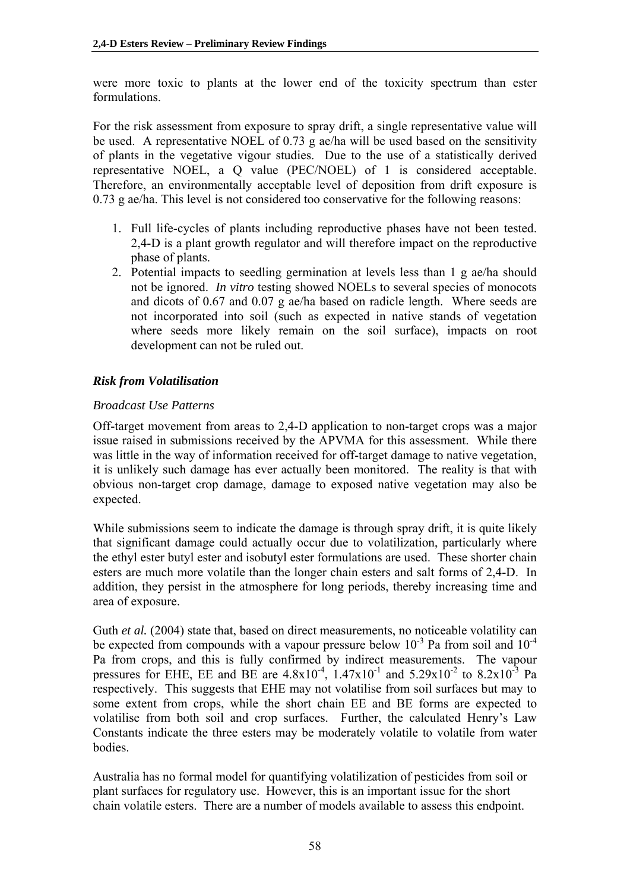were more toxic to plants at the lower end of the toxicity spectrum than ester formulations.

For the risk assessment from exposure to spray drift, a single representative value will be used. A representative NOEL of 0.73 g ae/ha will be used based on the sensitivity of plants in the vegetative vigour studies. Due to the use of a statistically derived representative NOEL, a Q value (PEC/NOEL) of 1 is considered acceptable. Therefore, an environmentally acceptable level of deposition from drift exposure is 0.73 g ae/ha. This level is not considered too conservative for the following reasons:

1. Full life-cycles of plants including reproductive phases have not been tested. 2,4-D is a plant growth regulator and will therefore impact on the reproductive phase of plants.
2. Potential impacts to seedling germination at levels less than 1 g ae/ha should not be ignored. *In vitro* testing showed NOELs to several species of monocots and dicots of 0.67 and 0.07 g ae/ha based on radicle length. Where seeds are not incorporated into soil (such as expected in native stands of vegetation where seeds more likely remain on the soil surface), impacts on root development can not be ruled out.

### *Risk from Volatilisation*

*Broadcast Use Patterns*

Off-target movement from areas to 2,4-D application to non-target crops was a major issue raised in submissions received by the APVMA for this assessment. While there was little in the way of information received for off-target damage to native vegetation, it is unlikely such damage has ever actually been monitored. The reality is that with obvious non-target crop damage, damage to exposed native vegetation may also be expected.

While submissions seem to indicate the damage is through spray drift, it is quite likely that significant damage could actually occur due to volatilization, particularly where the ethyl ester butyl ester and isobutyl ester formulations are used. These shorter chain esters are much more volatile than the longer chain esters and salt forms of 2,4-D. In addition, they persist in the atmosphere for long periods, thereby increasing time and area of exposure.

Guth *et al.* (2004) state that, based on direct measurements, no noticeable volatility can be expected from compounds with a vapour pressure below $10^{-3}$ Pa from soil and $10^{-4}$ Pa from crops, and this is fully confirmed by indirect measurements. The vapour pressures for EHE, EE and BE are $4.8 \times 10^{-4}$, $1.47 \times 10^{-1}$ and $5.29 \times 10^{-2}$ to $8.2 \times 10^{-3}$ Pa respectively. This suggests that EHE may not volatilise from soil surfaces but may to some extent from crops, while the short chain EE and BE forms are expected to volatilise from both soil and crop surfaces. Further, the calculated Henry's Law Constants indicate the three esters may be moderately volatile to volatile from water bodies.

Australia has no formal model for quantifying volatilization of pesticides from soil or plant surfaces for regulatory use. However, this is an important issue for the short chain volatile esters. There are a number of models available to assess this endpoint.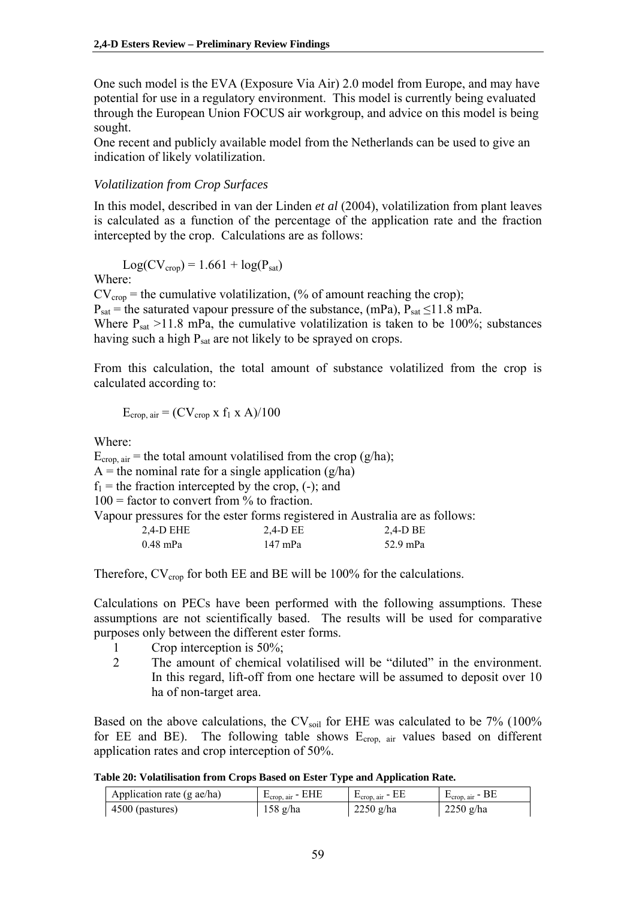One such model is the EVA (Exposure Via Air) 2.0 model from Europe, and may have potential for use in a regulatory environment. This model is currently being evaluated through the European Union FOCUS air workgroup, and advice on this model is being sought.
One recent and publicly available model from the Netherlands can be used to give an indication of likely volatilization.

### *Volatilization from Crop Surfaces*

In this model, described in van der Linden *et al* (2004), volatilization from plant leaves is calculated as a function of the percentage of the application rate and the fraction intercepted by the crop. Calculations are as follows:

$$\text{Log}(CV_{crop}) = 1.661 + \log(P_{sat})$$

Where:
$CV_{crop}$ = the cumulative volatilization, (% of amount reaching the crop);
$P_{sat}$ = the saturated vapour pressure of the substance, (mPa), $P_{sat} \leq 11.8$ mPa.
Where $P_{sat} > 11.8$ mPa, the cumulative volatilization is taken to be 100%; substances having such a high $P_{sat}$ are not likely to be sprayed on crops.

From this calculation, the total amount of substance volatilized from the crop is calculated according to:

$$E_{crop,\, air} = (CV_{crop} \times f_1 \times A)/100$$

Where:
$E_{crop,\, air}$ = the total amount volatilised from the crop (g/ha);
A = the nominal rate for a single application (g/ha)
$f_1$ = the fraction intercepted by the crop, (-); and
100 = factor to convert from % to fraction.
Vapour pressures for the ester forms registered in Australia are as follows:

| 2,4-D EHE | 2,4-D EE | 2,4-D BE |
|---|---|---|
| 0.48 mPa | 147 mPa | 52.9 mPa |

Therefore, $CV_{crop}$ for both EE and BE will be 100% for the calculations.

Calculations on PECs have been performed with the following assumptions. These assumptions are not scientifically based. The results will be used for comparative purposes only between the different ester forms.

1. Crop interception is 50%;
2. The amount of chemical volatilised will be "diluted" in the environment. In this regard, lift-off from one hectare will be assumed to deposit over 10 ha of non-target area.

Based on the above calculations, the $CV_{soil}$ for EHE was calculated to be 7% (100% for EE and BE). The following table shows $E_{crop,\, air}$ values based on different application rates and crop interception of 50%.

**Table 20: Volatilisation from Crops Based on Ester Type and Application Rate.**

| Application rate (g ae/ha) | $E_{crop,\, air}$ - EHE | $E_{crop,\, air}$ - EE | $E_{crop,\, air}$ - BE |
|---|---|---|---|
| 4500 (pastures) | 158 g/ha | 2250 g/ha | 2250 g/ha |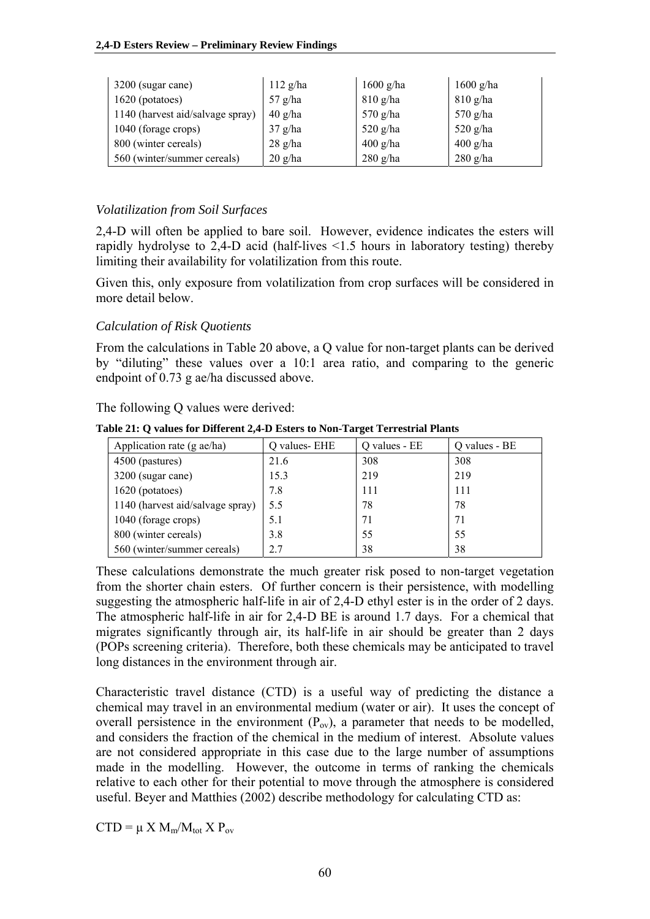| | | | |
|---|---|---|---|
| 3200 (sugar cane) | 112 g/ha | 1600 g/ha | 1600 g/ha |
| 1620 (potatoes) | 57 g/ha | 810 g/ha | 810 g/ha |
| 1140 (harvest aid/salvage spray) | 40 g/ha | 570 g/ha | 570 g/ha |
| 1040 (forage crops) | 37 g/ha | 520 g/ha | 520 g/ha |
| 800 (winter cereals) | 28 g/ha | 400 g/ha | 400 g/ha |
| 560 (winter/summer cereals) | 20 g/ha | 280 g/ha | 280 g/ha |

*Volatilization from Soil Surfaces*

2,4-D will often be applied to bare soil. However, evidence indicates the esters will rapidly hydrolyse to 2,4-D acid (half-lives <1.5 hours in laboratory testing) thereby limiting their availability for volatilization from this route.

Given this, only exposure from volatilization from crop surfaces will be considered in more detail below.

*Calculation of Risk Quotients*

From the calculations in Table 20 above, a Q value for non-target plants can be derived by "diluting" these values over a 10:1 area ratio, and comparing to the generic endpoint of 0.73 g ae/ha discussed above.

The following Q values were derived:

**Table 21: Q values for Different 2,4-D Esters to Non-Target Terrestrial Plants**

| Application rate (g ae/ha) | Q values- EHE | Q values - EE | Q values - BE |
|---|---|---|---|
| 4500 (pastures) | 21.6 | 308 | 308 |
| 3200 (sugar cane) | 15.3 | 219 | 219 |
| 1620 (potatoes) | 7.8 | 111 | 111 |
| 1140 (harvest aid/salvage spray) | 5.5 | 78 | 78 |
| 1040 (forage crops) | 5.1 | 71 | 71 |
| 800 (winter cereals) | 3.8 | 55 | 55 |
| 560 (winter/summer cereals) | 2.7 | 38 | 38 |

These calculations demonstrate the much greater risk posed to non-target vegetation from the shorter chain esters. Of further concern is their persistence, with modelling suggesting the atmospheric half-life in air of 2,4-D ethyl ester is in the order of 2 days. The atmospheric half-life in air for 2,4-D BE is around 1.7 days. For a chemical that migrates significantly through air, its half-life in air should be greater than 2 days (POPs screening criteria). Therefore, both these chemicals may be anticipated to travel long distances in the environment through air.

Characteristic travel distance (CTD) is a useful way of predicting the distance a chemical may travel in an environmental medium (water or air). It uses the concept of overall persistence in the environment ($P_{ov}$), a parameter that needs to be modelled, and considers the fraction of the chemical in the medium of interest. Absolute values are not considered appropriate in this case due to the large number of assumptions made in the modelling. However, the outcome in terms of ranking the chemicals relative to each other for their potential to move through the atmosphere is considered useful. Beyer and Matthies (2002) describe methodology for calculating CTD as:

$$CTD = \mu \times M_m/M_{tot} \times P_{ov}$$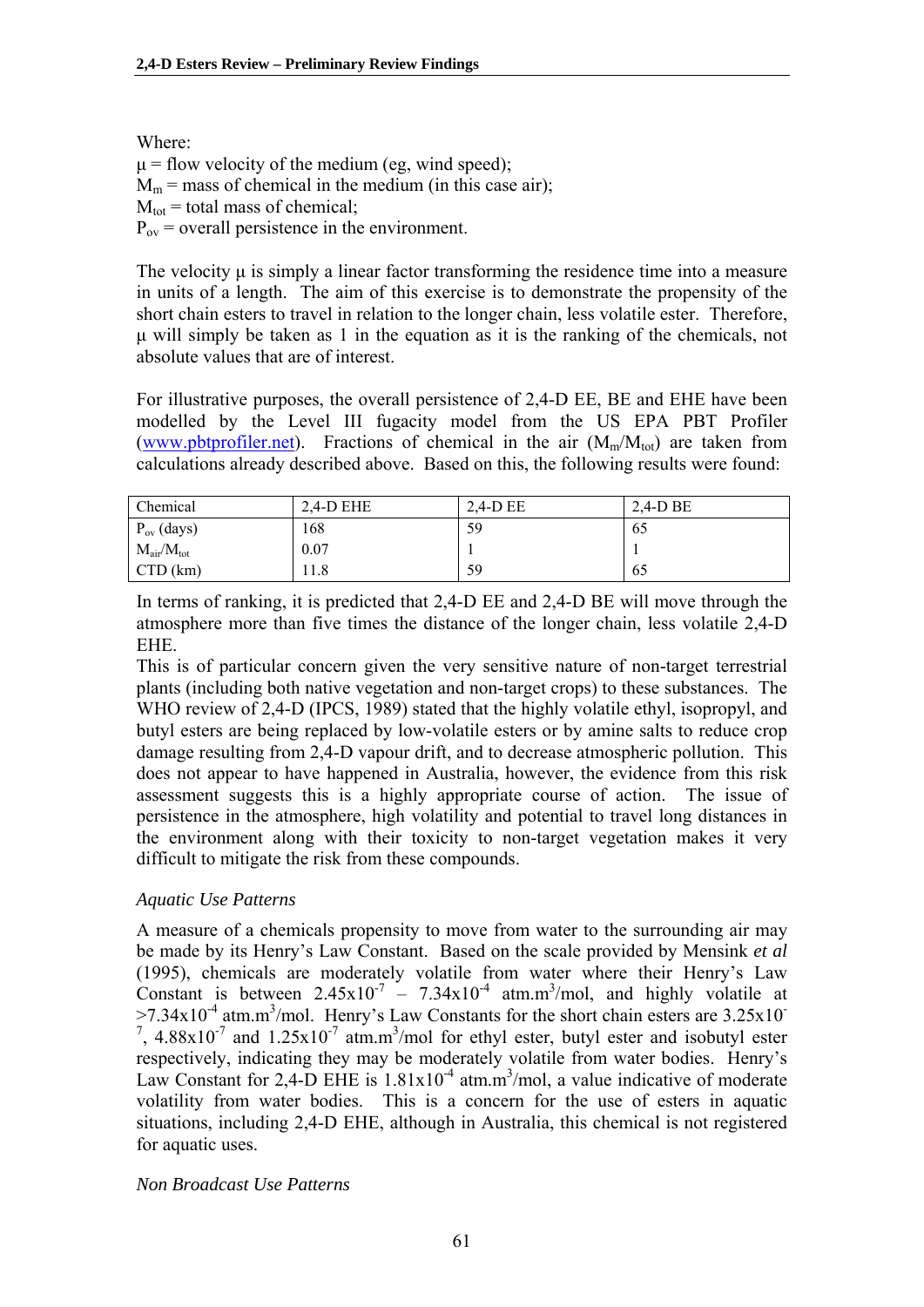Where:
$\mu$ = flow velocity of the medium (eg, wind speed);
$M_m$ = mass of chemical in the medium (in this case air);
$M_{tot}$ = total mass of chemical;
$P_{ov}$ = overall persistence in the environment.

The velocity $\mu$ is simply a linear factor transforming the residence time into a measure in units of a length. The aim of this exercise is to demonstrate the propensity of the short chain esters to travel in relation to the longer chain, less volatile ester. Therefore, $\mu$ will simply be taken as 1 in the equation as it is the ranking of the chemicals, not absolute values that are of interest.

For illustrative purposes, the overall persistence of 2,4-D EE, BE and EHE have been modelled by the Level III fugacity model from the US EPA PBT Profiler (www.pbtprofiler.net). Fractions of chemical in the air ($M_m/M_{tot}$) are taken from calculations already described above. Based on this, the following results were found:

| Chemical | 2,4-D EHE | 2,4-D EE | 2,4-D BE |
|---|---|---|---|
| $P_{ov}$ (days) | 168 | 59 | 65 |
| $M_{air}/M_{tot}$ | 0.07 | 1 | 1 |
| CTD (km) | 11.8 | 59 | 65 |

In terms of ranking, it is predicted that 2,4-D EE and 2,4-D BE will move through the atmosphere more than five times the distance of the longer chain, less volatile 2,4-D EHE.

This is of particular concern given the very sensitive nature of non-target terrestrial plants (including both native vegetation and non-target crops) to these substances. The WHO review of 2,4-D (IPCS, 1989) stated that the highly volatile ethyl, isopropyl, and butyl esters are being replaced by low-volatile esters or by amine salts to reduce crop damage resulting from 2,4-D vapour drift, and to decrease atmospheric pollution. This does not appear to have happened in Australia, however, the evidence from this risk assessment suggests this is a highly appropriate course of action. The issue of persistence in the atmosphere, high volatility and potential to travel long distances in the environment along with their toxicity to non-target vegetation makes it very difficult to mitigate the risk from these compounds.

*Aquatic Use Patterns*

A measure of a chemicals propensity to move from water to the surrounding air may be made by its Henry's Law Constant. Based on the scale provided by Mensink *et al* (1995), chemicals are moderately volatile from water where their Henry's Law Constant is between $2.45\times10^{-7}$ – $7.34\times10^{-4}$ atm.m$^3$/mol, and highly volatile at $>7.34\times10^{-4}$ atm.m$^3$/mol. Henry's Law Constants for the short chain esters are $3.25\times10^{-7}$, $4.88\times10^{-7}$ and $1.25\times10^{-7}$ atm.m$^3$/mol for ethyl ester, butyl ester and isobutyl ester respectively, indicating they may be moderately volatile from water bodies. Henry's Law Constant for 2,4-D EHE is $1.81\times10^{-4}$ atm.m$^3$/mol, a value indicative of moderate volatility from water bodies. This is a concern for the use of esters in aquatic situations, including 2,4-D EHE, although in Australia, this chemical is not registered for aquatic uses.

*Non Broadcast Use Patterns*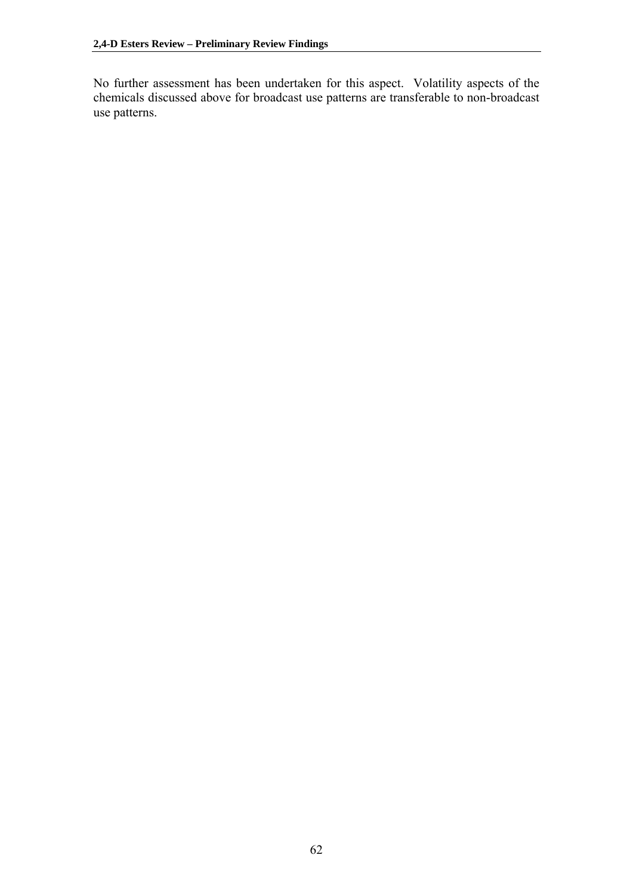No further assessment has been undertaken for this aspect. Volatility aspects of the chemicals discussed above for broadcast use patterns are transferable to non-broadcast use patterns.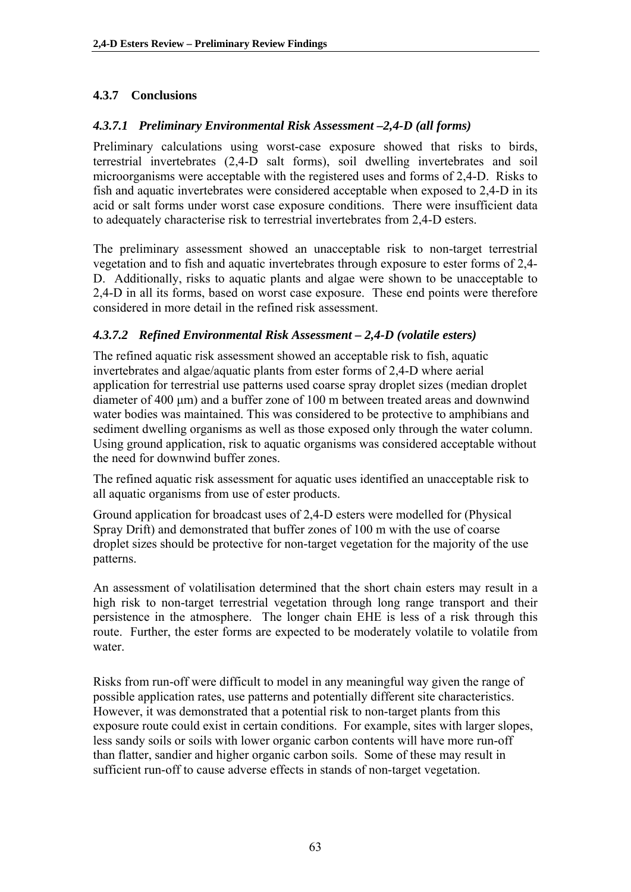### 4.3.7 Conclusions

#### *4.3.7.1 Preliminary Environmental Risk Assessment –2,4-D (all forms)*

Preliminary calculations using worst-case exposure showed that risks to birds, terrestrial invertebrates (2,4-D salt forms), soil dwelling invertebrates and soil microorganisms were acceptable with the registered uses and forms of 2,4-D. Risks to fish and aquatic invertebrates were considered acceptable when exposed to 2,4-D in its acid or salt forms under worst case exposure conditions. There were insufficient data to adequately characterise risk to terrestrial invertebrates from 2,4-D esters.

The preliminary assessment showed an unacceptable risk to non-target terrestrial vegetation and to fish and aquatic invertebrates through exposure to ester forms of 2,4-D. Additionally, risks to aquatic plants and algae were shown to be unacceptable to 2,4-D in all its forms, based on worst case exposure. These end points were therefore considered in more detail in the refined risk assessment.

#### *4.3.7.2 Refined Environmental Risk Assessment – 2,4-D (volatile esters)*

The refined aquatic risk assessment showed an acceptable risk to fish, aquatic invertebrates and algae/aquatic plants from ester forms of 2,4-D where aerial application for terrestrial use patterns used coarse spray droplet sizes (median droplet diameter of 400 μm) and a buffer zone of 100 m between treated areas and downwind water bodies was maintained. This was considered to be protective to amphibians and sediment dwelling organisms as well as those exposed only through the water column. Using ground application, risk to aquatic organisms was considered acceptable without the need for downwind buffer zones.

The refined aquatic risk assessment for aquatic uses identified an unacceptable risk to all aquatic organisms from use of ester products.

Ground application for broadcast uses of 2,4-D esters were modelled for (Physical Spray Drift) and demonstrated that buffer zones of 100 m with the use of coarse droplet sizes should be protective for non-target vegetation for the majority of the use patterns.

An assessment of volatilisation determined that the short chain esters may result in a high risk to non-target terrestrial vegetation through long range transport and their persistence in the atmosphere. The longer chain EHE is less of a risk through this route. Further, the ester forms are expected to be moderately volatile to volatile from water.

Risks from run-off were difficult to model in any meaningful way given the range of possible application rates, use patterns and potentially different site characteristics. However, it was demonstrated that a potential risk to non-target plants from this exposure route could exist in certain conditions. For example, sites with larger slopes, less sandy soils or soils with lower organic carbon contents will have more run-off than flatter, sandier and higher organic carbon soils. Some of these may result in sufficient run-off to cause adverse effects in stands of non-target vegetation.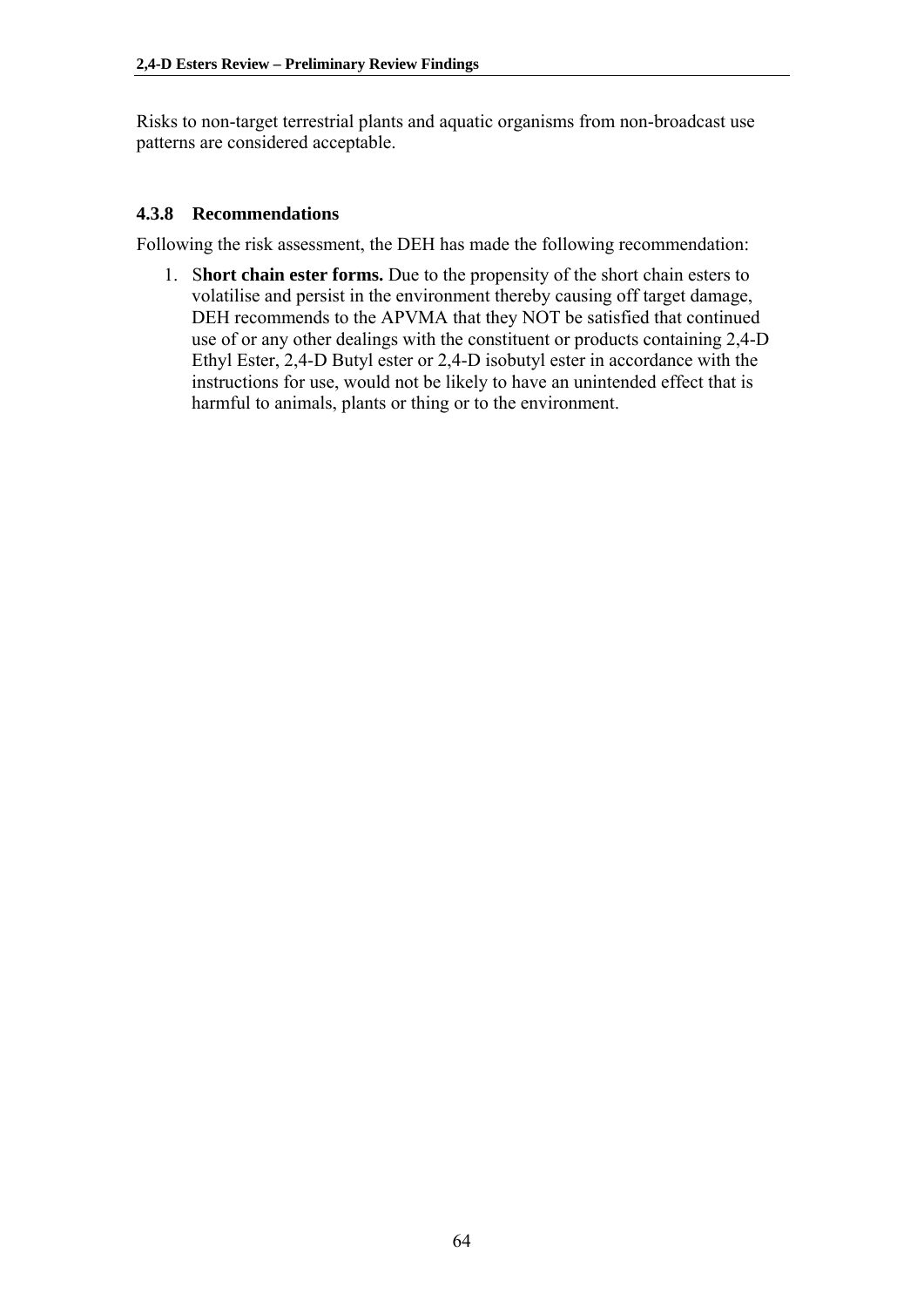Risks to non-target terrestrial plants and aquatic organisms from non-broadcast use patterns are considered acceptable.

### 4.3.8 Recommendations

Following the risk assessment, the DEH has made the following recommendation:

1. S**hort chain ester forms.** Due to the propensity of the short chain esters to volatilise and persist in the environment thereby causing off target damage, DEH recommends to the APVMA that they NOT be satisfied that continued use of or any other dealings with the constituent or products containing 2,4-D Ethyl Ester, 2,4-D Butyl ester or 2,4-D isobutyl ester in accordance with the instructions for use, would not be likely to have an unintended effect that is harmful to animals, plants or thing or to the environment.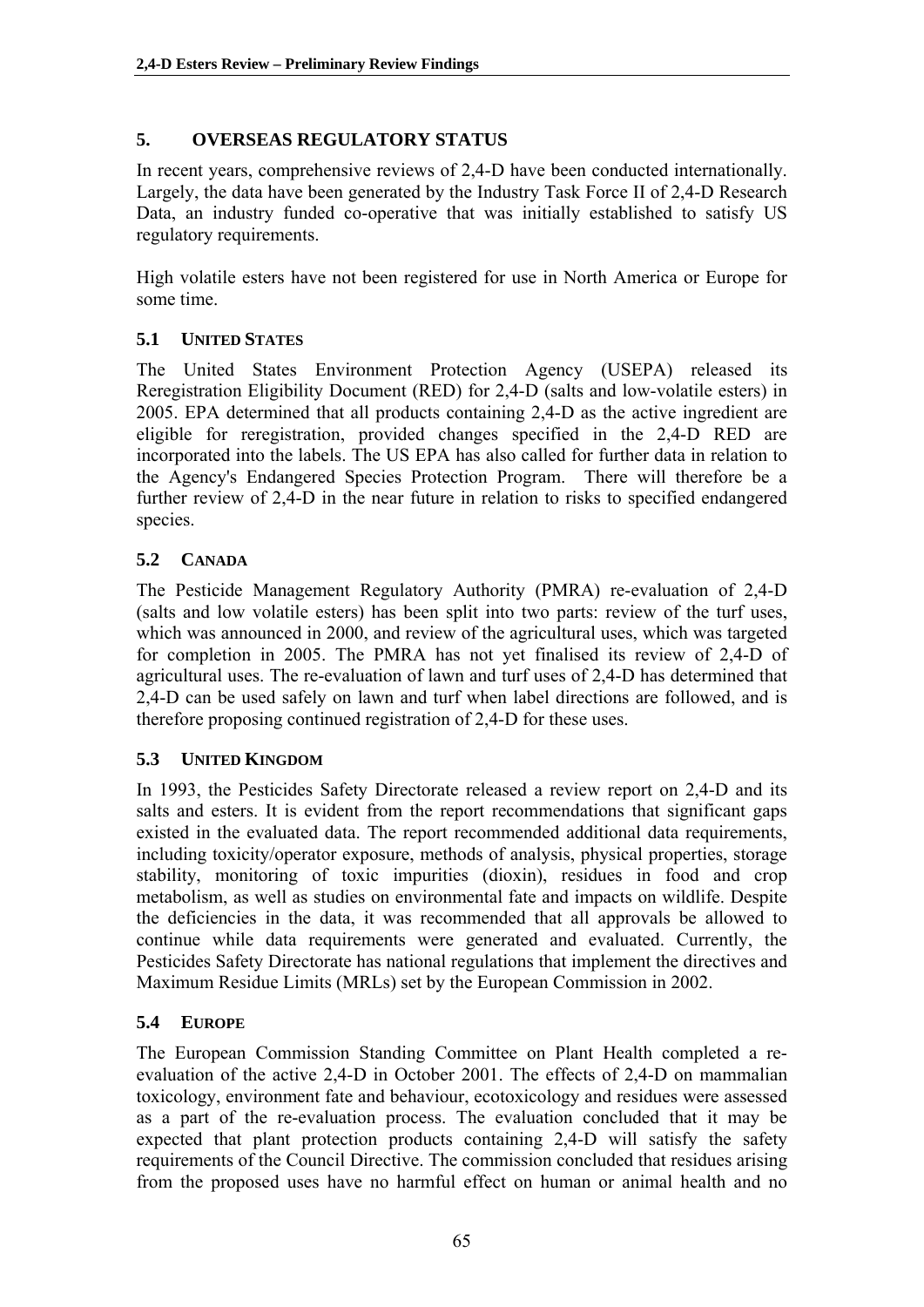## 5. OVERSEAS REGULATORY STATUS

In recent years, comprehensive reviews of 2,4-D have been conducted internationally. Largely, the data have been generated by the Industry Task Force II of 2,4-D Research Data, an industry funded co-operative that was initially established to satisfy US regulatory requirements.

High volatile esters have not been registered for use in North America or Europe for some time.

### 5.1 UNITED STATES

The United States Environment Protection Agency (USEPA) released its Reregistration Eligibility Document (RED) for 2,4-D (salts and low-volatile esters) in 2005. EPA determined that all products containing 2,4-D as the active ingredient are eligible for reregistration, provided changes specified in the 2,4-D RED are incorporated into the labels. The US EPA has also called for further data in relation to the Agency's Endangered Species Protection Program. There will therefore be a further review of 2,4-D in the near future in relation to risks to specified endangered species.

### 5.2 CANADA

The Pesticide Management Regulatory Authority (PMRA) re-evaluation of 2,4-D (salts and low volatile esters) has been split into two parts: review of the turf uses, which was announced in 2000, and review of the agricultural uses, which was targeted for completion in 2005. The PMRA has not yet finalised its review of 2,4-D of agricultural uses. The re-evaluation of lawn and turf uses of 2,4-D has determined that 2,4-D can be used safely on lawn and turf when label directions are followed, and is therefore proposing continued registration of 2,4-D for these uses.

### 5.3 UNITED KINGDOM

In 1993, the Pesticides Safety Directorate released a review report on 2,4-D and its salts and esters. It is evident from the report recommendations that significant gaps existed in the evaluated data. The report recommended additional data requirements, including toxicity/operator exposure, methods of analysis, physical properties, storage stability, monitoring of toxic impurities (dioxin), residues in food and crop metabolism, as well as studies on environmental fate and impacts on wildlife. Despite the deficiencies in the data, it was recommended that all approvals be allowed to continue while data requirements were generated and evaluated. Currently, the Pesticides Safety Directorate has national regulations that implement the directives and Maximum Residue Limits (MRLs) set by the European Commission in 2002.

### 5.4 EUROPE

The European Commission Standing Committee on Plant Health completed a re-evaluation of the active 2,4-D in October 2001. The effects of 2,4-D on mammalian toxicology, environment fate and behaviour, ecotoxicology and residues were assessed as a part of the re-evaluation process. The evaluation concluded that it may be expected that plant protection products containing 2,4-D will satisfy the safety requirements of the Council Directive. The commission concluded that residues arising from the proposed uses have no harmful effect on human or animal health and no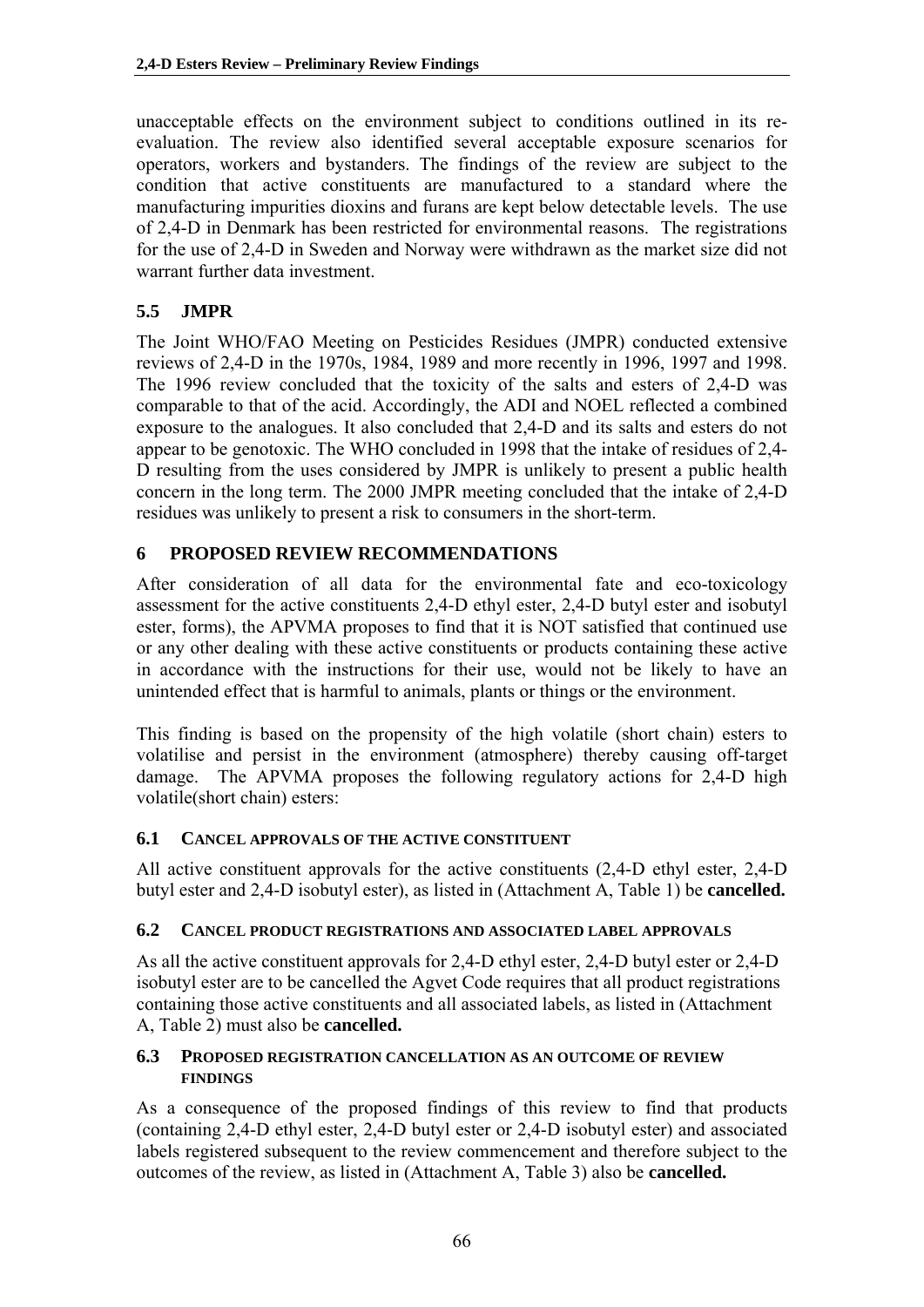unacceptable effects on the environment subject to conditions outlined in its re-evaluation. The review also identified several acceptable exposure scenarios for operators, workers and bystanders. The findings of the review are subject to the condition that active constituents are manufactured to a standard where the manufacturing impurities dioxins and furans are kept below detectable levels. The use of 2,4-D in Denmark has been restricted for environmental reasons. The registrations for the use of 2,4-D in Sweden and Norway were withdrawn as the market size did not warrant further data investment.

## 5.5 JMPR

The Joint WHO/FAO Meeting on Pesticides Residues (JMPR) conducted extensive reviews of 2,4-D in the 1970s, 1984, 1989 and more recently in 1996, 1997 and 1998. The 1996 review concluded that the toxicity of the salts and esters of 2,4-D was comparable to that of the acid. Accordingly, the ADI and NOEL reflected a combined exposure to the analogues. It also concluded that 2,4-D and its salts and esters do not appear to be genotoxic. The WHO concluded in 1998 that the intake of residues of 2,4-D resulting from the uses considered by JMPR is unlikely to present a public health concern in the long term. The 2000 JMPR meeting concluded that the intake of 2,4-D residues was unlikely to present a risk to consumers in the short-term.

# 6 PROPOSED REVIEW RECOMMENDATIONS

After consideration of all data for the environmental fate and eco-toxicology assessment for the active constituents 2,4-D ethyl ester, 2,4-D butyl ester and isobutyl ester, forms), the APVMA proposes to find that it is NOT satisfied that continued use or any other dealing with these active constituents or products containing these active in accordance with the instructions for their use, would not be likely to have an unintended effect that is harmful to animals, plants or things or the environment.

This finding is based on the propensity of the high volatile (short chain) esters to volatilise and persist in the environment (atmosphere) thereby causing off-target damage. The APVMA proposes the following regulatory actions for 2,4-D high volatile(short chain) esters:

### 6.1 CANCEL APPROVALS OF THE ACTIVE CONSTITUENT

All active constituent approvals for the active constituents (2,4-D ethyl ester, 2,4-D butyl ester and 2,4-D isobutyl ester), as listed in (Attachment A, Table 1) be **cancelled.**

### 6.2 CANCEL PRODUCT REGISTRATIONS AND ASSOCIATED LABEL APPROVALS

As all the active constituent approvals for 2,4-D ethyl ester, 2,4-D butyl ester or 2,4-D isobutyl ester are to be cancelled the Agvet Code requires that all product registrations containing those active constituents and all associated labels, as listed in (Attachment A, Table 2) must also be **cancelled.**

### 6.3 PROPOSED REGISTRATION CANCELLATION AS AN OUTCOME OF REVIEW FINDINGS

As a consequence of the proposed findings of this review to find that products (containing 2,4-D ethyl ester, 2,4-D butyl ester or 2,4-D isobutyl ester) and associated labels registered subsequent to the review commencement and therefore subject to the outcomes of the review, as listed in (Attachment A, Table 3) also be **cancelled.**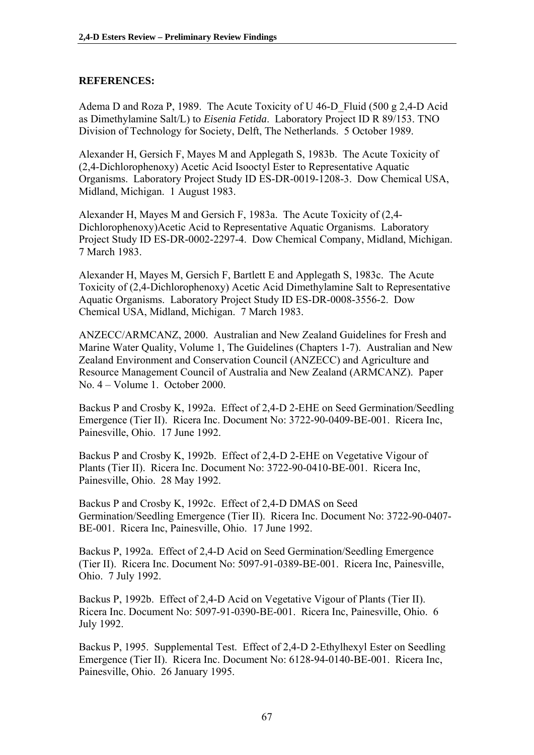**REFERENCES:**

Adema D and Roza P, 1989. The Acute Toxicity of U 46-D_Fluid (500 g 2,4-D Acid as Dimethylamine Salt/L) to *Eisenia Fetida*. Laboratory Project ID R 89/153. TNO Division of Technology for Society, Delft, The Netherlands. 5 October 1989.

Alexander H, Gersich F, Mayes M and Applegath S, 1983b. The Acute Toxicity of (2,4-Dichlorophenoxy) Acetic Acid Isooctyl Ester to Representative Aquatic Organisms. Laboratory Project Study ID ES-DR-0019-1208-3. Dow Chemical USA, Midland, Michigan. 1 August 1983.

Alexander H, Mayes M and Gersich F, 1983a. The Acute Toxicity of (2,4-Dichlorophenoxy)Acetic Acid to Representative Aquatic Organisms. Laboratory Project Study ID ES-DR-0002-2297-4. Dow Chemical Company, Midland, Michigan. 7 March 1983.

Alexander H, Mayes M, Gersich F, Bartlett E and Applegath S, 1983c. The Acute Toxicity of (2,4-Dichlorophenoxy) Acetic Acid Dimethylamine Salt to Representative Aquatic Organisms. Laboratory Project Study ID ES-DR-0008-3556-2. Dow Chemical USA, Midland, Michigan. 7 March 1983.

ANZECC/ARMCANZ, 2000. Australian and New Zealand Guidelines for Fresh and Marine Water Quality, Volume 1, The Guidelines (Chapters 1-7). Australian and New Zealand Environment and Conservation Council (ANZECC) and Agriculture and Resource Management Council of Australia and New Zealand (ARMCANZ). Paper No. 4 – Volume 1. October 2000.

Backus P and Crosby K, 1992a. Effect of 2,4-D 2-EHE on Seed Germination/Seedling Emergence (Tier II). Ricera Inc. Document No: 3722-90-0409-BE-001. Ricera Inc, Painesville, Ohio. 17 June 1992.

Backus P and Crosby K, 1992b. Effect of 2,4-D 2-EHE on Vegetative Vigour of Plants (Tier II). Ricera Inc. Document No: 3722-90-0410-BE-001. Ricera Inc, Painesville, Ohio. 28 May 1992.

Backus P and Crosby K, 1992c. Effect of 2,4-D DMAS on Seed Germination/Seedling Emergence (Tier II). Ricera Inc. Document No: 3722-90-0407-BE-001. Ricera Inc, Painesville, Ohio. 17 June 1992.

Backus P, 1992a. Effect of 2,4-D Acid on Seed Germination/Seedling Emergence (Tier II). Ricera Inc. Document No: 5097-91-0389-BE-001. Ricera Inc, Painesville, Ohio. 7 July 1992.

Backus P, 1992b. Effect of 2,4-D Acid on Vegetative Vigour of Plants (Tier II). Ricera Inc. Document No: 5097-91-0390-BE-001. Ricera Inc, Painesville, Ohio. 6 July 1992.

Backus P, 1995. Supplemental Test. Effect of 2,4-D 2-Ethylhexyl Ester on Seedling Emergence (Tier II). Ricera Inc. Document No: 6128-94-0140-BE-001. Ricera Inc, Painesville, Ohio. 26 January 1995.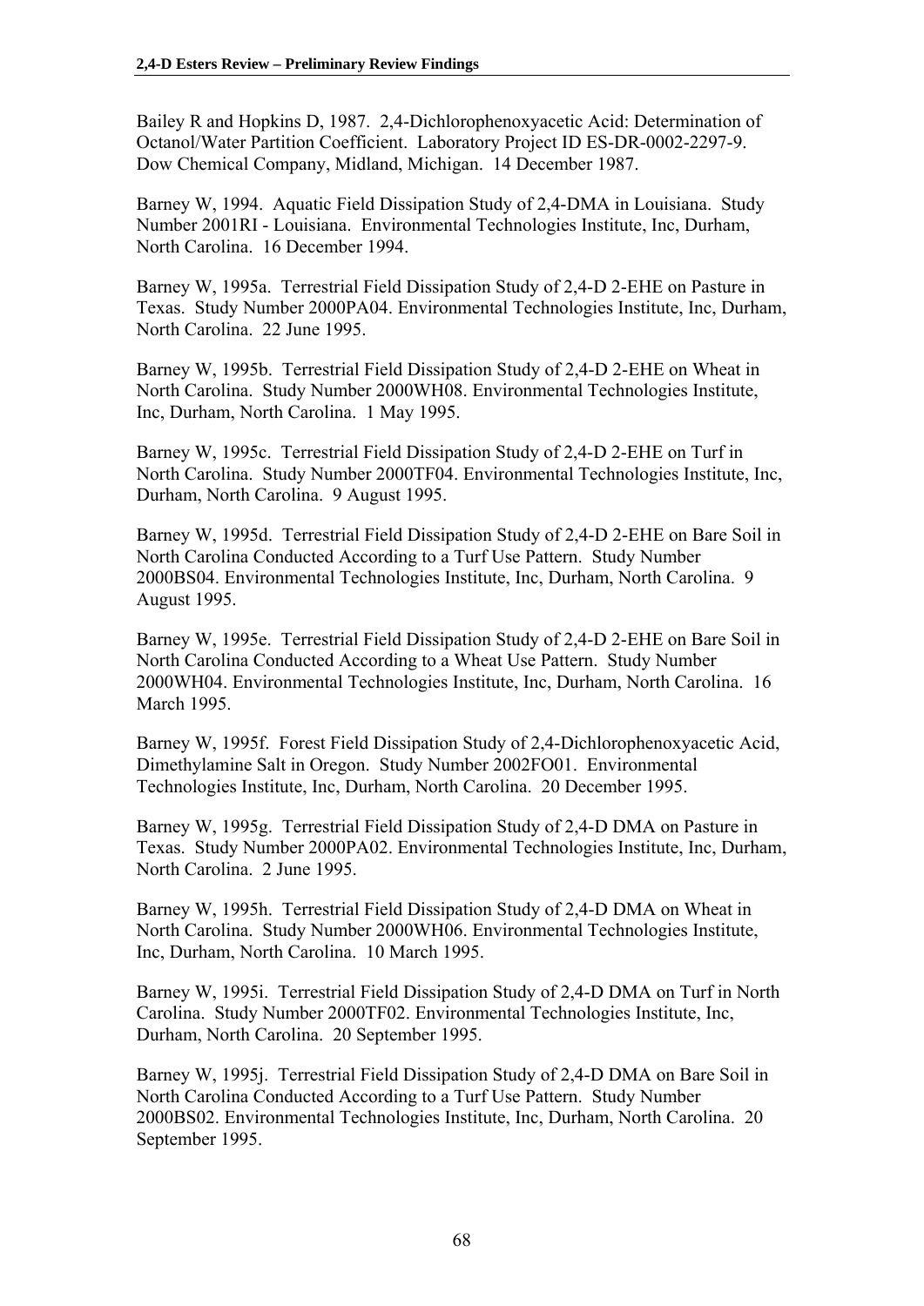Bailey R and Hopkins D, 1987. 2,4-Dichlorophenoxyacetic Acid: Determination of Octanol/Water Partition Coefficient. Laboratory Project ID ES-DR-0002-2297-9. Dow Chemical Company, Midland, Michigan. 14 December 1987.

Barney W, 1994. Aquatic Field Dissipation Study of 2,4-DMA in Louisiana. Study Number 2001RI - Louisiana. Environmental Technologies Institute, Inc, Durham, North Carolina. 16 December 1994.

Barney W, 1995a. Terrestrial Field Dissipation Study of 2,4-D 2-EHE on Pasture in Texas. Study Number 2000PA04. Environmental Technologies Institute, Inc, Durham, North Carolina. 22 June 1995.

Barney W, 1995b. Terrestrial Field Dissipation Study of 2,4-D 2-EHE on Wheat in North Carolina. Study Number 2000WH08. Environmental Technologies Institute, Inc, Durham, North Carolina. 1 May 1995.

Barney W, 1995c. Terrestrial Field Dissipation Study of 2,4-D 2-EHE on Turf in North Carolina. Study Number 2000TF04. Environmental Technologies Institute, Inc, Durham, North Carolina. 9 August 1995.

Barney W, 1995d. Terrestrial Field Dissipation Study of 2,4-D 2-EHE on Bare Soil in North Carolina Conducted According to a Turf Use Pattern. Study Number 2000BS04. Environmental Technologies Institute, Inc, Durham, North Carolina. 9 August 1995.

Barney W, 1995e. Terrestrial Field Dissipation Study of 2,4-D 2-EHE on Bare Soil in North Carolina Conducted According to a Wheat Use Pattern. Study Number 2000WH04. Environmental Technologies Institute, Inc, Durham, North Carolina. 16 March 1995.

Barney W, 1995f. Forest Field Dissipation Study of 2,4-Dichlorophenoxyacetic Acid, Dimethylamine Salt in Oregon. Study Number 2002FO01. Environmental Technologies Institute, Inc, Durham, North Carolina. 20 December 1995.

Barney W, 1995g. Terrestrial Field Dissipation Study of 2,4-D DMA on Pasture in Texas. Study Number 2000PA02. Environmental Technologies Institute, Inc, Durham, North Carolina. 2 June 1995.

Barney W, 1995h. Terrestrial Field Dissipation Study of 2,4-D DMA on Wheat in North Carolina. Study Number 2000WH06. Environmental Technologies Institute, Inc, Durham, North Carolina. 10 March 1995.

Barney W, 1995i. Terrestrial Field Dissipation Study of 2,4-D DMA on Turf in North Carolina. Study Number 2000TF02. Environmental Technologies Institute, Inc, Durham, North Carolina. 20 September 1995.

Barney W, 1995j. Terrestrial Field Dissipation Study of 2,4-D DMA on Bare Soil in North Carolina Conducted According to a Turf Use Pattern. Study Number 2000BS02. Environmental Technologies Institute, Inc, Durham, North Carolina. 20 September 1995.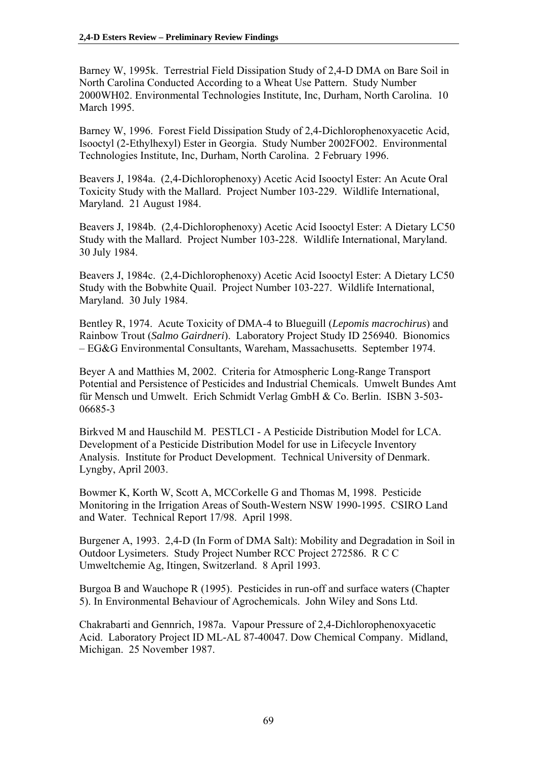Barney W, 1995k. Terrestrial Field Dissipation Study of 2,4-D DMA on Bare Soil in North Carolina Conducted According to a Wheat Use Pattern. Study Number 2000WH02. Environmental Technologies Institute, Inc, Durham, North Carolina. 10 March 1995.

Barney W, 1996. Forest Field Dissipation Study of 2,4-Dichlorophenoxyacetic Acid, Isooctyl (2-Ethylhexyl) Ester in Georgia. Study Number 2002FO02. Environmental Technologies Institute, Inc, Durham, North Carolina. 2 February 1996.

Beavers J, 1984a. (2,4-Dichlorophenoxy) Acetic Acid Isooctyl Ester: An Acute Oral Toxicity Study with the Mallard. Project Number 103-229. Wildlife International, Maryland. 21 August 1984.

Beavers J, 1984b. (2,4-Dichlorophenoxy) Acetic Acid Isooctyl Ester: A Dietary LC50 Study with the Mallard. Project Number 103-228. Wildlife International, Maryland. 30 July 1984.

Beavers J, 1984c. (2,4-Dichlorophenoxy) Acetic Acid Isooctyl Ester: A Dietary LC50 Study with the Bobwhite Quail. Project Number 103-227. Wildlife International, Maryland. 30 July 1984.

Bentley R, 1974. Acute Toxicity of DMA-4 to Blueguill (*Lepomis macrochirus*) and Rainbow Trout (*Salmo Gairdneri*). Laboratory Project Study ID 256940. Bionomics – EG&G Environmental Consultants, Wareham, Massachusetts. September 1974.

Beyer A and Matthies M, 2002. Criteria for Atmospheric Long-Range Transport Potential and Persistence of Pesticides and Industrial Chemicals. Umwelt Bundes Amt für Mensch und Umwelt. Erich Schmidt Verlag GmbH & Co. Berlin. ISBN 3-503-06685-3

Birkved M and Hauschild M. PESTLCI - A Pesticide Distribution Model for LCA. Development of a Pesticide Distribution Model for use in Lifecycle Inventory Analysis. Institute for Product Development. Technical University of Denmark. Lyngby, April 2003.

Bowmer K, Korth W, Scott A, MCCorkelle G and Thomas M, 1998. Pesticide Monitoring in the Irrigation Areas of South-Western NSW 1990-1995. CSIRO Land and Water. Technical Report 17/98. April 1998.

Burgener A, 1993. 2,4-D (In Form of DMA Salt): Mobility and Degradation in Soil in Outdoor Lysimeters. Study Project Number RCC Project 272586. R C C Umweltchemie Ag, Itingen, Switzerland. 8 April 1993.

Burgoa B and Wauchope R (1995). Pesticides in run-off and surface waters (Chapter 5). In Environmental Behaviour of Agrochemicals. John Wiley and Sons Ltd.

Chakrabarti and Gennrich, 1987a. Vapour Pressure of 2,4-Dichlorophenoxyacetic Acid. Laboratory Project ID ML-AL 87-40047. Dow Chemical Company. Midland, Michigan. 25 November 1987.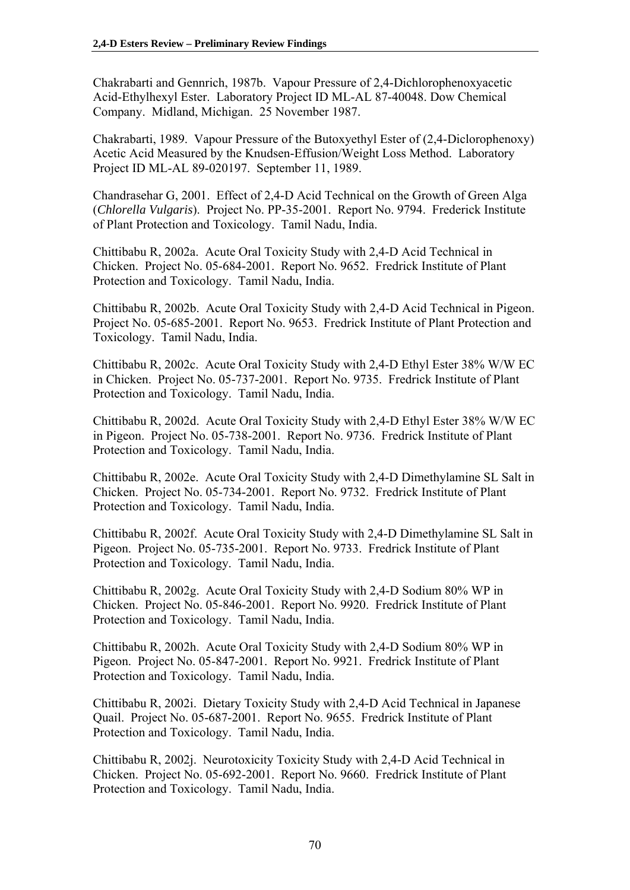Chakrabarti and Gennrich, 1987b. Vapour Pressure of 2,4-Dichlorophenoxyacetic Acid-Ethylhexyl Ester. Laboratory Project ID ML-AL 87-40048. Dow Chemical Company. Midland, Michigan. 25 November 1987.

Chakrabarti, 1989. Vapour Pressure of the Butoxyethyl Ester of (2,4-Diclorophenoxy) Acetic Acid Measured by the Knudsen-Effusion/Weight Loss Method. Laboratory Project ID ML-AL 89-020197. September 11, 1989.

Chandrasehar G, 2001. Effect of 2,4-D Acid Technical on the Growth of Green Alga (*Chlorella Vulgaris*). Project No. PP-35-2001. Report No. 9794. Frederick Institute of Plant Protection and Toxicology. Tamil Nadu, India.

Chittibabu R, 2002a. Acute Oral Toxicity Study with 2,4-D Acid Technical in Chicken. Project No. 05-684-2001. Report No. 9652. Fredrick Institute of Plant Protection and Toxicology. Tamil Nadu, India.

Chittibabu R, 2002b. Acute Oral Toxicity Study with 2,4-D Acid Technical in Pigeon. Project No. 05-685-2001. Report No. 9653. Fredrick Institute of Plant Protection and Toxicology. Tamil Nadu, India.

Chittibabu R, 2002c. Acute Oral Toxicity Study with 2,4-D Ethyl Ester 38% W/W EC in Chicken. Project No. 05-737-2001. Report No. 9735. Fredrick Institute of Plant Protection and Toxicology. Tamil Nadu, India.

Chittibabu R, 2002d. Acute Oral Toxicity Study with 2,4-D Ethyl Ester 38% W/W EC in Pigeon. Project No. 05-738-2001. Report No. 9736. Fredrick Institute of Plant Protection and Toxicology. Tamil Nadu, India.

Chittibabu R, 2002e. Acute Oral Toxicity Study with 2,4-D Dimethylamine SL Salt in Chicken. Project No. 05-734-2001. Report No. 9732. Fredrick Institute of Plant Protection and Toxicology. Tamil Nadu, India.

Chittibabu R, 2002f. Acute Oral Toxicity Study with 2,4-D Dimethylamine SL Salt in Pigeon. Project No. 05-735-2001. Report No. 9733. Fredrick Institute of Plant Protection and Toxicology. Tamil Nadu, India.

Chittibabu R, 2002g. Acute Oral Toxicity Study with 2,4-D Sodium 80% WP in Chicken. Project No. 05-846-2001. Report No. 9920. Fredrick Institute of Plant Protection and Toxicology. Tamil Nadu, India.

Chittibabu R, 2002h. Acute Oral Toxicity Study with 2,4-D Sodium 80% WP in Pigeon. Project No. 05-847-2001. Report No. 9921. Fredrick Institute of Plant Protection and Toxicology. Tamil Nadu, India.

Chittibabu R, 2002i. Dietary Toxicity Study with 2,4-D Acid Technical in Japanese Quail. Project No. 05-687-2001. Report No. 9655. Fredrick Institute of Plant Protection and Toxicology. Tamil Nadu, India.

Chittibabu R, 2002j. Neurotoxicity Toxicity Study with 2,4-D Acid Technical in Chicken. Project No. 05-692-2001. Report No. 9660. Fredrick Institute of Plant Protection and Toxicology. Tamil Nadu, India.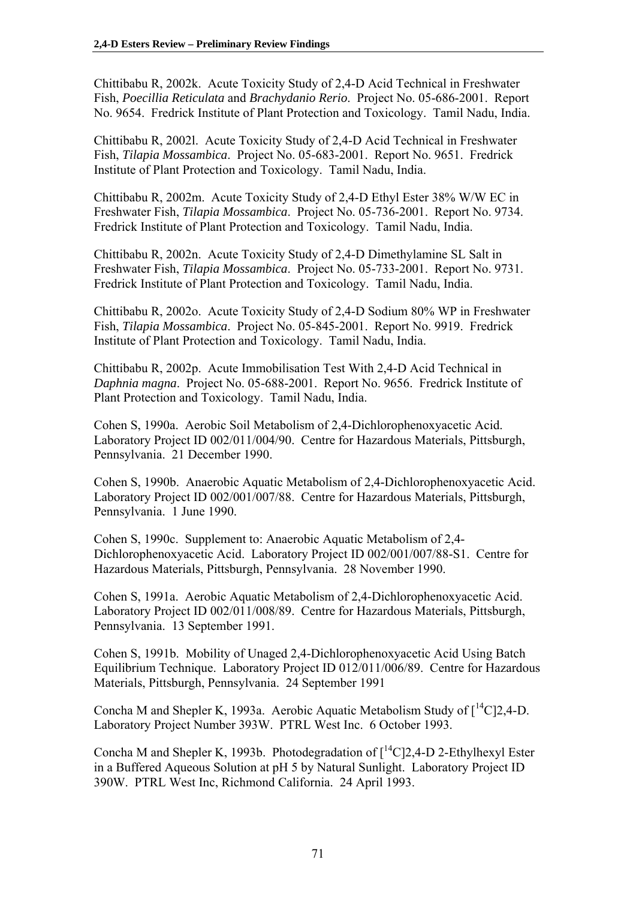Chittibabu R, 2002k. Acute Toxicity Study of 2,4-D Acid Technical in Freshwater Fish, *Poecillia Reticulata* and *Brachydanio Rerio*. Project No. 05-686-2001. Report No. 9654. Fredrick Institute of Plant Protection and Toxicology. Tamil Nadu, India.

Chittibabu R, 2002l. Acute Toxicity Study of 2,4-D Acid Technical in Freshwater Fish, *Tilapia Mossambica*. Project No. 05-683-2001. Report No. 9651. Fredrick Institute of Plant Protection and Toxicology. Tamil Nadu, India.

Chittibabu R, 2002m. Acute Toxicity Study of 2,4-D Ethyl Ester 38% W/W EC in Freshwater Fish, *Tilapia Mossambica*. Project No. 05-736-2001. Report No. 9734. Fredrick Institute of Plant Protection and Toxicology. Tamil Nadu, India.

Chittibabu R, 2002n. Acute Toxicity Study of 2,4-D Dimethylamine SL Salt in Freshwater Fish, *Tilapia Mossambica*. Project No. 05-733-2001. Report No. 9731. Fredrick Institute of Plant Protection and Toxicology. Tamil Nadu, India.

Chittibabu R, 2002o. Acute Toxicity Study of 2,4-D Sodium 80% WP in Freshwater Fish, *Tilapia Mossambica*. Project No. 05-845-2001. Report No. 9919. Fredrick Institute of Plant Protection and Toxicology. Tamil Nadu, India.

Chittibabu R, 2002p. Acute Immobilisation Test With 2,4-D Acid Technical in *Daphnia magna*. Project No. 05-688-2001. Report No. 9656. Fredrick Institute of Plant Protection and Toxicology. Tamil Nadu, India.

Cohen S, 1990a. Aerobic Soil Metabolism of 2,4-Dichlorophenoxyacetic Acid. Laboratory Project ID 002/011/004/90. Centre for Hazardous Materials, Pittsburgh, Pennsylvania. 21 December 1990.

Cohen S, 1990b. Anaerobic Aquatic Metabolism of 2,4-Dichlorophenoxyacetic Acid. Laboratory Project ID 002/001/007/88. Centre for Hazardous Materials, Pittsburgh, Pennsylvania. 1 June 1990.

Cohen S, 1990c. Supplement to: Anaerobic Aquatic Metabolism of 2,4-Dichlorophenoxyacetic Acid. Laboratory Project ID 002/001/007/88-S1. Centre for Hazardous Materials, Pittsburgh, Pennsylvania. 28 November 1990.

Cohen S, 1991a. Aerobic Aquatic Metabolism of 2,4-Dichlorophenoxyacetic Acid. Laboratory Project ID 002/011/008/89. Centre for Hazardous Materials, Pittsburgh, Pennsylvania. 13 September 1991.

Cohen S, 1991b. Mobility of Unaged 2,4-Dichlorophenoxyacetic Acid Using Batch Equilibrium Technique. Laboratory Project ID 012/011/006/89. Centre for Hazardous Materials, Pittsburgh, Pennsylvania. 24 September 1991

Concha M and Shepler K, 1993a. Aerobic Aquatic Metabolism Study of [$^{14}$C]2,4-D. Laboratory Project Number 393W. PTRL West Inc. 6 October 1993.

Concha M and Shepler K, 1993b. Photodegradation of [$^{14}$C]2,4-D 2-Ethylhexyl Ester in a Buffered Aqueous Solution at pH 5 by Natural Sunlight. Laboratory Project ID 390W. PTRL West Inc, Richmond California. 24 April 1993.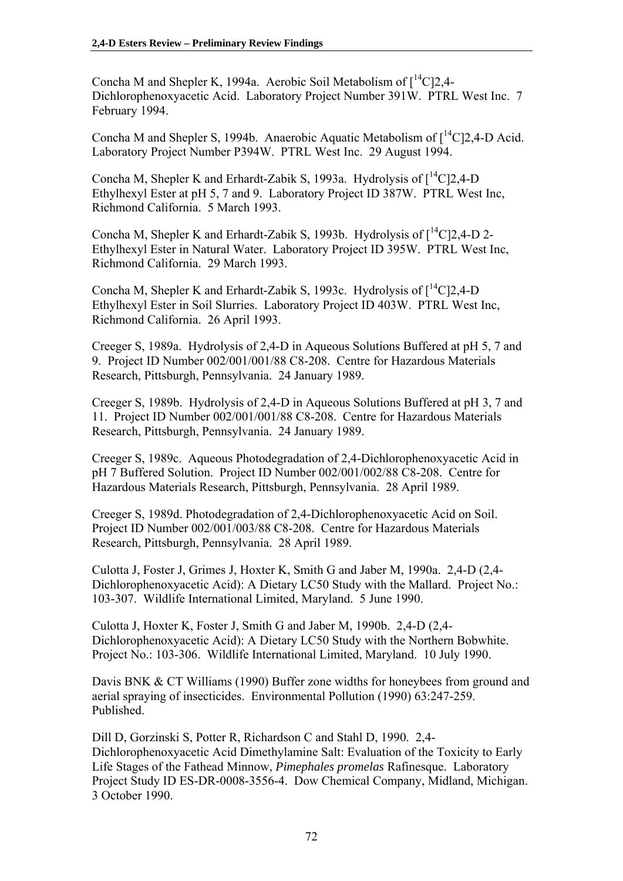Concha M and Shepler K, 1994a. Aerobic Soil Metabolism of [$^{14}$C]2,4-Dichlorophenoxyacetic Acid. Laboratory Project Number 391W. PTRL West Inc. 7 February 1994.

Concha M and Shepler S, 1994b. Anaerobic Aquatic Metabolism of [$^{14}$C]2,4-D Acid. Laboratory Project Number P394W. PTRL West Inc. 29 August 1994.

Concha M, Shepler K and Erhardt-Zabik S, 1993a. Hydrolysis of [$^{14}$C]2,4-D Ethylhexyl Ester at pH 5, 7 and 9. Laboratory Project ID 387W. PTRL West Inc, Richmond California. 5 March 1993.

Concha M, Shepler K and Erhardt-Zabik S, 1993b. Hydrolysis of [$^{14}$C]2,4-D 2-Ethylhexyl Ester in Natural Water. Laboratory Project ID 395W. PTRL West Inc, Richmond California. 29 March 1993.

Concha M, Shepler K and Erhardt-Zabik S, 1993c. Hydrolysis of [$^{14}$C]2,4-D Ethylhexyl Ester in Soil Slurries. Laboratory Project ID 403W. PTRL West Inc, Richmond California. 26 April 1993.

Creeger S, 1989a. Hydrolysis of 2,4-D in Aqueous Solutions Buffered at pH 5, 7 and 9. Project ID Number 002/001/001/88 C8-208. Centre for Hazardous Materials Research, Pittsburgh, Pennsylvania. 24 January 1989.

Creeger S, 1989b. Hydrolysis of 2,4-D in Aqueous Solutions Buffered at pH 3, 7 and 11. Project ID Number 002/001/001/88 C8-208. Centre for Hazardous Materials Research, Pittsburgh, Pennsylvania. 24 January 1989.

Creeger S, 1989c. Aqueous Photodegradation of 2,4-Dichlorophenoxyacetic Acid in pH 7 Buffered Solution. Project ID Number 002/001/002/88 C8-208. Centre for Hazardous Materials Research, Pittsburgh, Pennsylvania. 28 April 1989.

Creeger S, 1989d. Photodegradation of 2,4-Dichlorophenoxyacetic Acid on Soil. Project ID Number 002/001/003/88 C8-208. Centre for Hazardous Materials Research, Pittsburgh, Pennsylvania. 28 April 1989.

Culotta J, Foster J, Grimes J, Hoxter K, Smith G and Jaber M, 1990a. 2,4-D (2,4-Dichlorophenoxyacetic Acid): A Dietary LC50 Study with the Mallard. Project No.: 103-307. Wildlife International Limited, Maryland. 5 June 1990.

Culotta J, Hoxter K, Foster J, Smith G and Jaber M, 1990b. 2,4-D (2,4-Dichlorophenoxyacetic Acid): A Dietary LC50 Study with the Northern Bobwhite. Project No.: 103-306. Wildlife International Limited, Maryland. 10 July 1990.

Davis BNK & CT Williams (1990) Buffer zone widths for honeybees from ground and aerial spraying of insecticides. Environmental Pollution (1990) 63:247-259. Published.

Dill D, Gorzinski S, Potter R, Richardson C and Stahl D, 1990. 2,4-Dichlorophenoxyacetic Acid Dimethylamine Salt: Evaluation of the Toxicity to Early Life Stages of the Fathead Minnow, *Pimephales promelas* Rafinesque. Laboratory Project Study ID ES-DR-0008-3556-4. Dow Chemical Company, Midland, Michigan. 3 October 1990.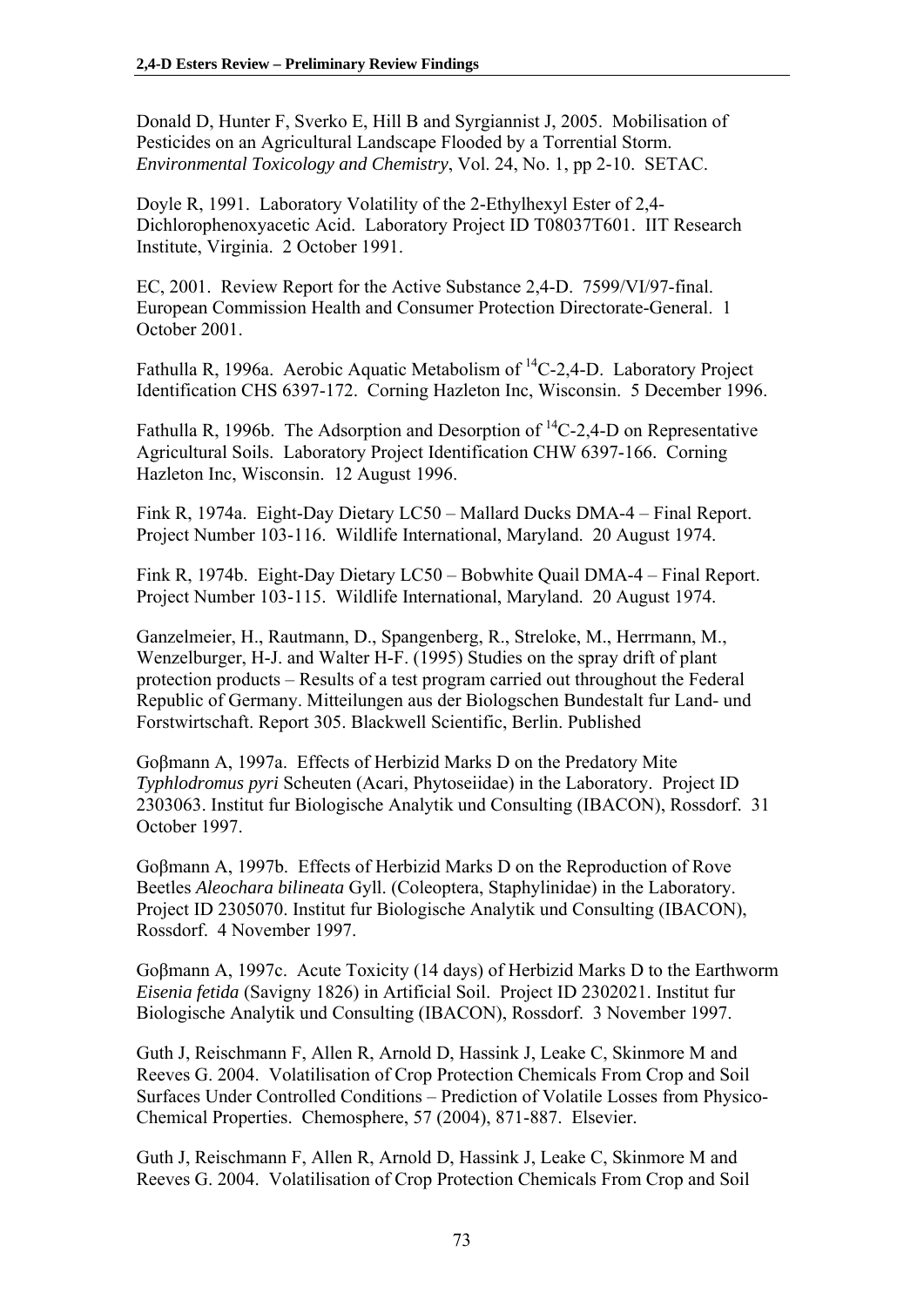Donald D, Hunter F, Sverko E, Hill B and Syrgiannist J, 2005. Mobilisation of Pesticides on an Agricultural Landscape Flooded by a Torrential Storm. *Environmental Toxicology and Chemistry*, Vol. 24, No. 1, pp 2-10. SETAC.

Doyle R, 1991. Laboratory Volatility of the 2-Ethylhexyl Ester of 2,4-Dichlorophenoxyacetic Acid. Laboratory Project ID T08037T601. IIT Research Institute, Virginia. 2 October 1991.

EC, 2001. Review Report for the Active Substance 2,4-D. 7599/VI/97-final. European Commission Health and Consumer Protection Directorate-General. 1 October 2001.

Fathulla R, 1996a. Aerobic Aquatic Metabolism of $^{14}$C-2,4-D. Laboratory Project Identification CHS 6397-172. Corning Hazleton Inc, Wisconsin. 5 December 1996.

Fathulla R, 1996b. The Adsorption and Desorption of $^{14}$C-2,4-D on Representative Agricultural Soils. Laboratory Project Identification CHW 6397-166. Corning Hazleton Inc, Wisconsin. 12 August 1996.

Fink R, 1974a. Eight-Day Dietary LC50 – Mallard Ducks DMA-4 – Final Report. Project Number 103-116. Wildlife International, Maryland. 20 August 1974.

Fink R, 1974b. Eight-Day Dietary LC50 – Bobwhite Quail DMA-4 – Final Report. Project Number 103-115. Wildlife International, Maryland. 20 August 1974.

Ganzelmeier, H., Rautmann, D., Spangenberg, R., Streloke, M., Herrmann, M., Wenzelburger, H-J. and Walter H-F. (1995) Studies on the spray drift of plant protection products – Results of a test program carried out throughout the Federal Republic of Germany. Mitteilungen aus der Biologschen Bundestalt fur Land- und Forstwirtschaft. Report 305. Blackwell Scientific, Berlin. Published

Goβmann A, 1997a. Effects of Herbizid Marks D on the Predatory Mite *Typhlodromus pyri* Scheuten (Acari, Phytoseiidae) in the Laboratory. Project ID 2303063. Institut fur Biologische Analytik und Consulting (IBACON), Rossdorf. 31 October 1997.

Goβmann A, 1997b. Effects of Herbizid Marks D on the Reproduction of Rove Beetles *Aleochara bilineata* Gyll. (Coleoptera, Staphylinidae) in the Laboratory. Project ID 2305070. Institut fur Biologische Analytik und Consulting (IBACON), Rossdorf. 4 November 1997.

Goβmann A, 1997c. Acute Toxicity (14 days) of Herbizid Marks D to the Earthworm *Eisenia fetida* (Savigny 1826) in Artificial Soil. Project ID 2302021. Institut fur Biologische Analytik und Consulting (IBACON), Rossdorf. 3 November 1997.

Guth J, Reischmann F, Allen R, Arnold D, Hassink J, Leake C, Skinmore M and Reeves G. 2004. Volatilisation of Crop Protection Chemicals From Crop and Soil Surfaces Under Controlled Conditions – Prediction of Volatile Losses from Physico-Chemical Properties. Chemosphere, 57 (2004), 871-887. Elsevier.

Guth J, Reischmann F, Allen R, Arnold D, Hassink J, Leake C, Skinmore M and Reeves G. 2004. Volatilisation of Crop Protection Chemicals From Crop and Soil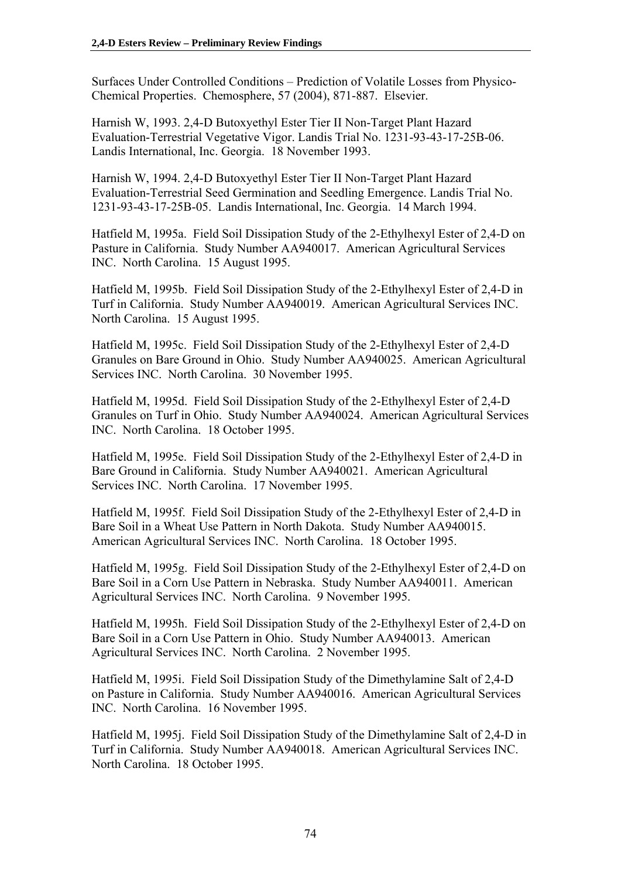Surfaces Under Controlled Conditions – Prediction of Volatile Losses from Physico-Chemical Properties. Chemosphere, 57 (2004), 871-887. Elsevier.

Harnish W, 1993. 2,4-D Butoxyethyl Ester Tier II Non-Target Plant Hazard Evaluation-Terrestrial Vegetative Vigor. Landis Trial No. 1231-93-43-17-25B-06. Landis International, Inc. Georgia. 18 November 1993.

Harnish W, 1994. 2,4-D Butoxyethyl Ester Tier II Non-Target Plant Hazard Evaluation-Terrestrial Seed Germination and Seedling Emergence. Landis Trial No. 1231-93-43-17-25B-05. Landis International, Inc. Georgia. 14 March 1994.

Hatfield M, 1995a. Field Soil Dissipation Study of the 2-Ethylhexyl Ester of 2,4-D on Pasture in California. Study Number AA940017. American Agricultural Services INC. North Carolina. 15 August 1995.

Hatfield M, 1995b. Field Soil Dissipation Study of the 2-Ethylhexyl Ester of 2,4-D in Turf in California. Study Number AA940019. American Agricultural Services INC. North Carolina. 15 August 1995.

Hatfield M, 1995c. Field Soil Dissipation Study of the 2-Ethylhexyl Ester of 2,4-D Granules on Bare Ground in Ohio. Study Number AA940025. American Agricultural Services INC. North Carolina. 30 November 1995.

Hatfield M, 1995d. Field Soil Dissipation Study of the 2-Ethylhexyl Ester of 2,4-D Granules on Turf in Ohio. Study Number AA940024. American Agricultural Services INC. North Carolina. 18 October 1995.

Hatfield M, 1995e. Field Soil Dissipation Study of the 2-Ethylhexyl Ester of 2,4-D in Bare Ground in California. Study Number AA940021. American Agricultural Services INC. North Carolina. 17 November 1995.

Hatfield M, 1995f. Field Soil Dissipation Study of the 2-Ethylhexyl Ester of 2,4-D in Bare Soil in a Wheat Use Pattern in North Dakota. Study Number AA940015. American Agricultural Services INC. North Carolina. 18 October 1995.

Hatfield M, 1995g. Field Soil Dissipation Study of the 2-Ethylhexyl Ester of 2,4-D on Bare Soil in a Corn Use Pattern in Nebraska. Study Number AA940011. American Agricultural Services INC. North Carolina. 9 November 1995.

Hatfield M, 1995h. Field Soil Dissipation Study of the 2-Ethylhexyl Ester of 2,4-D on Bare Soil in a Corn Use Pattern in Ohio. Study Number AA940013. American Agricultural Services INC. North Carolina. 2 November 1995.

Hatfield M, 1995i. Field Soil Dissipation Study of the Dimethylamine Salt of 2,4-D on Pasture in California. Study Number AA940016. American Agricultural Services INC. North Carolina. 16 November 1995.

Hatfield M, 1995j. Field Soil Dissipation Study of the Dimethylamine Salt of 2,4-D in Turf in California. Study Number AA940018. American Agricultural Services INC. North Carolina. 18 October 1995.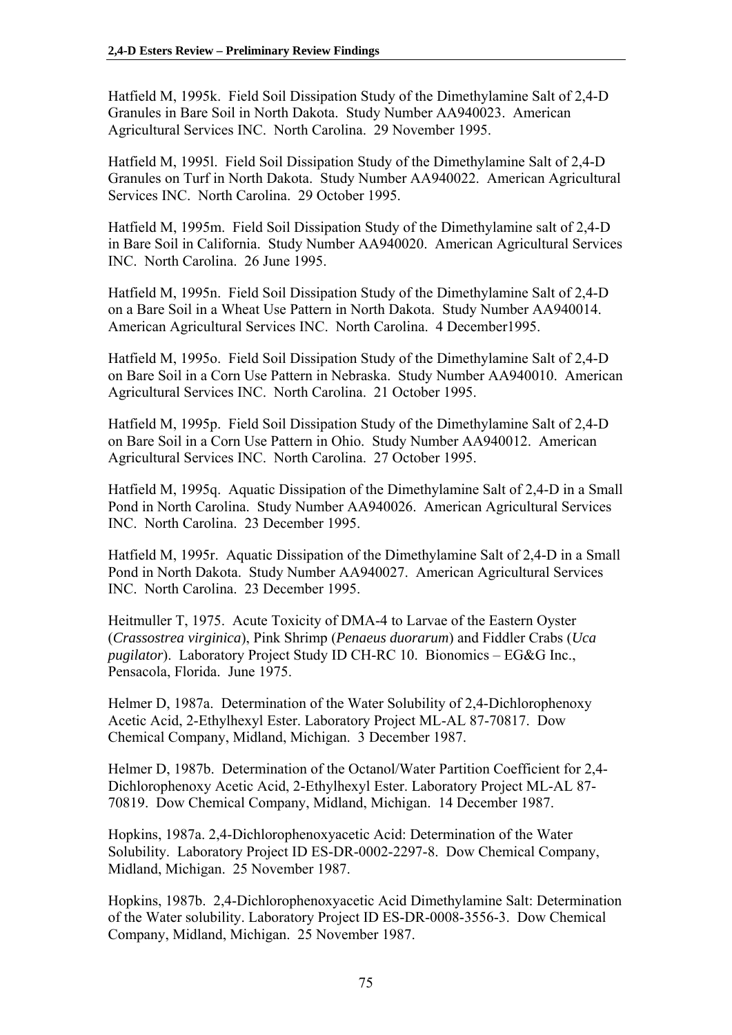Hatfield M, 1995k. Field Soil Dissipation Study of the Dimethylamine Salt of 2,4-D Granules in Bare Soil in North Dakota. Study Number AA940023. American Agricultural Services INC. North Carolina. 29 November 1995.

Hatfield M, 1995l. Field Soil Dissipation Study of the Dimethylamine Salt of 2,4-D Granules on Turf in North Dakota. Study Number AA940022. American Agricultural Services INC. North Carolina. 29 October 1995.

Hatfield M, 1995m. Field Soil Dissipation Study of the Dimethylamine salt of 2,4-D in Bare Soil in California. Study Number AA940020. American Agricultural Services INC. North Carolina. 26 June 1995.

Hatfield M, 1995n. Field Soil Dissipation Study of the Dimethylamine Salt of 2,4-D on a Bare Soil in a Wheat Use Pattern in North Dakota. Study Number AA940014. American Agricultural Services INC. North Carolina. 4 December1995.

Hatfield M, 1995o. Field Soil Dissipation Study of the Dimethylamine Salt of 2,4-D on Bare Soil in a Corn Use Pattern in Nebraska. Study Number AA940010. American Agricultural Services INC. North Carolina. 21 October 1995.

Hatfield M, 1995p. Field Soil Dissipation Study of the Dimethylamine Salt of 2,4-D on Bare Soil in a Corn Use Pattern in Ohio. Study Number AA940012. American Agricultural Services INC. North Carolina. 27 October 1995.

Hatfield M, 1995q. Aquatic Dissipation of the Dimethylamine Salt of 2,4-D in a Small Pond in North Carolina. Study Number AA940026. American Agricultural Services INC. North Carolina. 23 December 1995.

Hatfield M, 1995r. Aquatic Dissipation of the Dimethylamine Salt of 2,4-D in a Small Pond in North Dakota. Study Number AA940027. American Agricultural Services INC. North Carolina. 23 December 1995.

Heitmuller T, 1975. Acute Toxicity of DMA-4 to Larvae of the Eastern Oyster (*Crassostrea virginica*), Pink Shrimp (*Penaeus duorarum*) and Fiddler Crabs (*Uca pugilator*). Laboratory Project Study ID CH-RC 10. Bionomics – EG&G Inc., Pensacola, Florida. June 1975.

Helmer D, 1987a. Determination of the Water Solubility of 2,4-Dichlorophenoxy Acetic Acid, 2-Ethylhexyl Ester. Laboratory Project ML-AL 87-70817. Dow Chemical Company, Midland, Michigan. 3 December 1987.

Helmer D, 1987b. Determination of the Octanol/Water Partition Coefficient for 2,4-Dichlorophenoxy Acetic Acid, 2-Ethylhexyl Ester. Laboratory Project ML-AL 87-70819. Dow Chemical Company, Midland, Michigan. 14 December 1987.

Hopkins, 1987a. 2,4-Dichlorophenoxyacetic Acid: Determination of the Water Solubility. Laboratory Project ID ES-DR-0002-2297-8. Dow Chemical Company, Midland, Michigan. 25 November 1987.

Hopkins, 1987b. 2,4-Dichlorophenoxyacetic Acid Dimethylamine Salt: Determination of the Water solubility. Laboratory Project ID ES-DR-0008-3556-3. Dow Chemical Company, Midland, Michigan. 25 November 1987.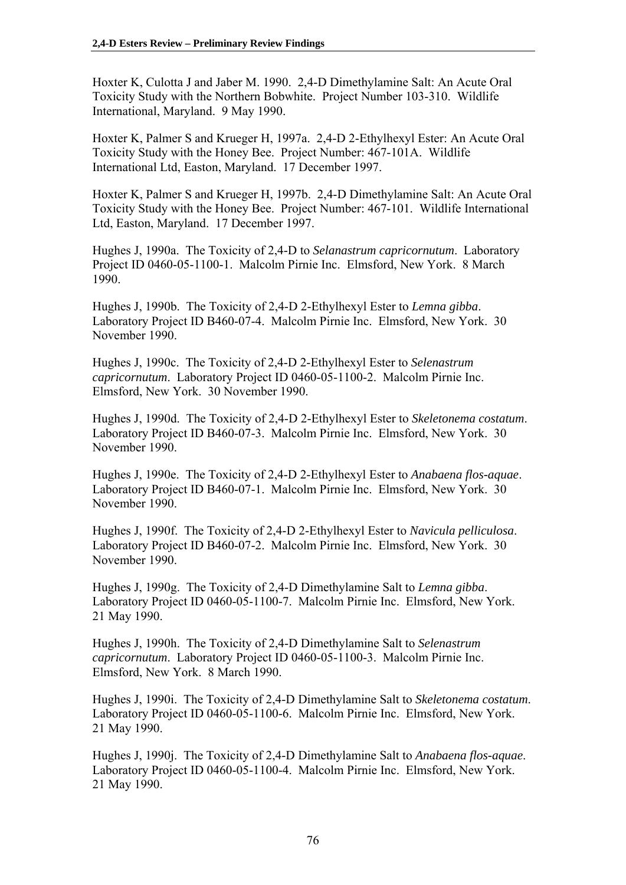Hoxter K, Culotta J and Jaber M. 1990. 2,4-D Dimethylamine Salt: An Acute Oral Toxicity Study with the Northern Bobwhite. Project Number 103-310. Wildlife International, Maryland. 9 May 1990.

Hoxter K, Palmer S and Krueger H, 1997a. 2,4-D 2-Ethylhexyl Ester: An Acute Oral Toxicity Study with the Honey Bee. Project Number: 467-101A. Wildlife International Ltd, Easton, Maryland. 17 December 1997.

Hoxter K, Palmer S and Krueger H, 1997b. 2,4-D Dimethylamine Salt: An Acute Oral Toxicity Study with the Honey Bee. Project Number: 467-101. Wildlife International Ltd, Easton, Maryland. 17 December 1997.

Hughes J, 1990a. The Toxicity of 2,4-D to *Selanastrum capricornutum*. Laboratory Project ID 0460-05-1100-1. Malcolm Pirnie Inc. Elmsford, New York. 8 March 1990.

Hughes J, 1990b. The Toxicity of 2,4-D 2-Ethylhexyl Ester to *Lemna gibba*. Laboratory Project ID B460-07-4. Malcolm Pirnie Inc. Elmsford, New York. 30 November 1990.

Hughes J, 1990c. The Toxicity of 2,4-D 2-Ethylhexyl Ester to *Selenastrum capricornutum*. Laboratory Project ID 0460-05-1100-2. Malcolm Pirnie Inc. Elmsford, New York. 30 November 1990.

Hughes J, 1990d. The Toxicity of 2,4-D 2-Ethylhexyl Ester to *Skeletonema costatum*. Laboratory Project ID B460-07-3. Malcolm Pirnie Inc. Elmsford, New York. 30 November 1990.

Hughes J, 1990e. The Toxicity of 2,4-D 2-Ethylhexyl Ester to *Anabaena flos-aquae*. Laboratory Project ID B460-07-1. Malcolm Pirnie Inc. Elmsford, New York. 30 November 1990.

Hughes J, 1990f. The Toxicity of 2,4-D 2-Ethylhexyl Ester to *Navicula pelliculosa*. Laboratory Project ID B460-07-2. Malcolm Pirnie Inc. Elmsford, New York. 30 November 1990.

Hughes J, 1990g. The Toxicity of 2,4-D Dimethylamine Salt to *Lemna gibba*. Laboratory Project ID 0460-05-1100-7. Malcolm Pirnie Inc. Elmsford, New York. 21 May 1990.

Hughes J, 1990h. The Toxicity of 2,4-D Dimethylamine Salt to *Selenastrum capricornutum*. Laboratory Project ID 0460-05-1100-3. Malcolm Pirnie Inc. Elmsford, New York. 8 March 1990.

Hughes J, 1990i. The Toxicity of 2,4-D Dimethylamine Salt to *Skeletonema costatum*. Laboratory Project ID 0460-05-1100-6. Malcolm Pirnie Inc. Elmsford, New York. 21 May 1990.

Hughes J, 1990j. The Toxicity of 2,4-D Dimethylamine Salt to *Anabaena flos-aquae*. Laboratory Project ID 0460-05-1100-4. Malcolm Pirnie Inc. Elmsford, New York. 21 May 1990.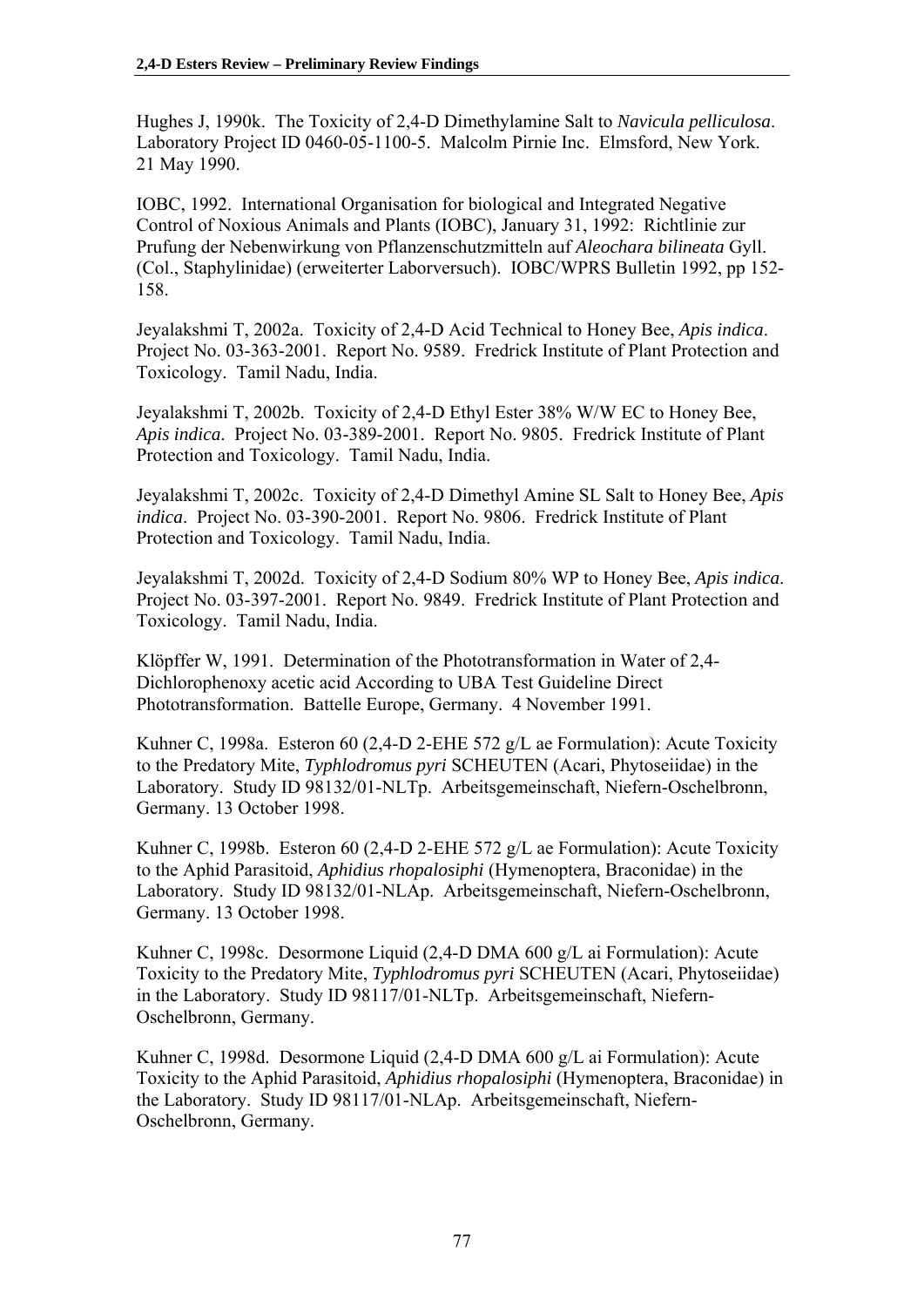Hughes J, 1990k. The Toxicity of 2,4-D Dimethylamine Salt to *Navicula pelliculosa*. Laboratory Project ID 0460-05-1100-5. Malcolm Pirnie Inc. Elmsford, New York. 21 May 1990.

IOBC, 1992. International Organisation for biological and Integrated Negative Control of Noxious Animals and Plants (IOBC), January 31, 1992: Richtlinie zur Prufung der Nebenwirkung von Pflanzenschutzmitteln auf *Aleochara bilineata* Gyll. (Col., Staphylinidae) (erweiterter Laborversuch). IOBC/WPRS Bulletin 1992, pp 152-158.

Jeyalakshmi T, 2002a. Toxicity of 2,4-D Acid Technical to Honey Bee, *Apis indica*. Project No. 03-363-2001. Report No. 9589. Fredrick Institute of Plant Protection and Toxicology. Tamil Nadu, India.

Jeyalakshmi T, 2002b. Toxicity of 2,4-D Ethyl Ester 38% W/W EC to Honey Bee, *Apis indica*. Project No. 03-389-2001. Report No. 9805. Fredrick Institute of Plant Protection and Toxicology. Tamil Nadu, India.

Jeyalakshmi T, 2002c. Toxicity of 2,4-D Dimethyl Amine SL Salt to Honey Bee, *Apis indica*. Project No. 03-390-2001. Report No. 9806. Fredrick Institute of Plant Protection and Toxicology. Tamil Nadu, India.

Jeyalakshmi T, 2002d. Toxicity of 2,4-D Sodium 80% WP to Honey Bee, *Apis indica*. Project No. 03-397-2001. Report No. 9849. Fredrick Institute of Plant Protection and Toxicology. Tamil Nadu, India.

Klöpffer W, 1991. Determination of the Phototransformation in Water of 2,4-Dichlorophenoxy acetic acid According to UBA Test Guideline Direct Phototransformation. Battelle Europe, Germany. 4 November 1991.

Kuhner C, 1998a. Esteron 60 (2,4-D 2-EHE 572 g/L ae Formulation): Acute Toxicity to the Predatory Mite, *Typhlodromus pyri* SCHEUTEN (Acari, Phytoseiidae) in the Laboratory. Study ID 98132/01-NLTp. Arbeitsgemeinschaft, Niefern-Oschelbronn, Germany. 13 October 1998.

Kuhner C, 1998b. Esteron 60 (2,4-D 2-EHE 572 g/L ae Formulation): Acute Toxicity to the Aphid Parasitoid, *Aphidius rhopalosiphi* (Hymenoptera, Braconidae) in the Laboratory. Study ID 98132/01-NLAp. Arbeitsgemeinschaft, Niefern-Oschelbronn, Germany. 13 October 1998.

Kuhner C, 1998c. Desormone Liquid (2,4-D DMA 600 g/L ai Formulation): Acute Toxicity to the Predatory Mite, *Typhlodromus pyri* SCHEUTEN (Acari, Phytoseiidae) in the Laboratory. Study ID 98117/01-NLTp. Arbeitsgemeinschaft, Niefern-Oschelbronn, Germany.

Kuhner C, 1998d. Desormone Liquid (2,4-D DMA 600 g/L ai Formulation): Acute Toxicity to the Aphid Parasitoid, *Aphidius rhopalosiphi* (Hymenoptera, Braconidae) in the Laboratory. Study ID 98117/01-NLAp. Arbeitsgemeinschaft, Niefern-Oschelbronn, Germany.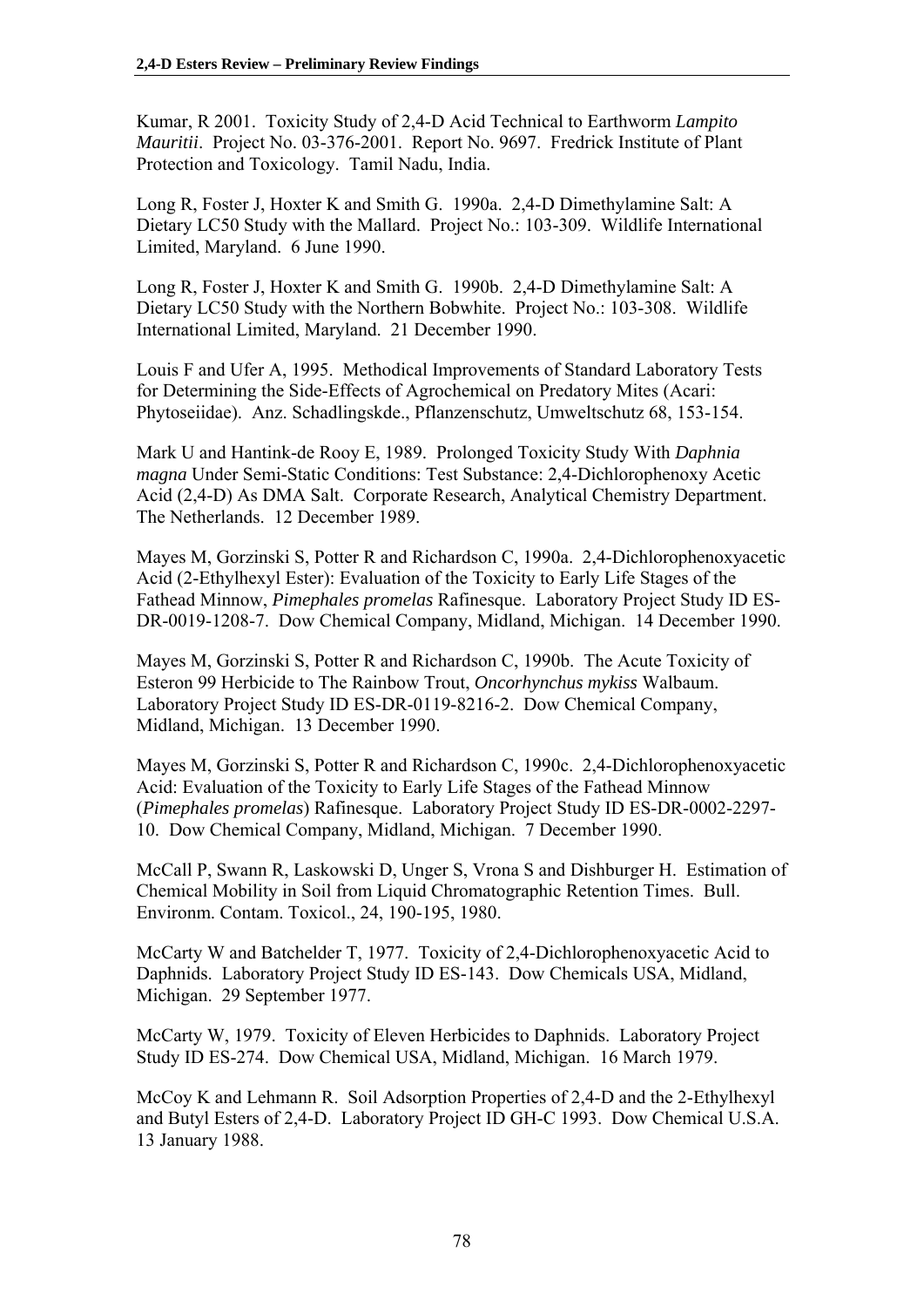Kumar, R 2001. Toxicity Study of 2,4-D Acid Technical to Earthworm *Lampito Mauritii*. Project No. 03-376-2001. Report No. 9697. Fredrick Institute of Plant Protection and Toxicology. Tamil Nadu, India.

Long R, Foster J, Hoxter K and Smith G. 1990a. 2,4-D Dimethylamine Salt: A Dietary LC50 Study with the Mallard. Project No.: 103-309. Wildlife International Limited, Maryland. 6 June 1990.

Long R, Foster J, Hoxter K and Smith G. 1990b. 2,4-D Dimethylamine Salt: A Dietary LC50 Study with the Northern Bobwhite. Project No.: 103-308. Wildlife International Limited, Maryland. 21 December 1990.

Louis F and Ufer A, 1995. Methodical Improvements of Standard Laboratory Tests for Determining the Side-Effects of Agrochemical on Predatory Mites (Acari: Phytoseiidae). Anz. Schadlingskde., Pflanzenschutz, Umweltschutz 68, 153-154.

Mark U and Hantink-de Rooy E, 1989. Prolonged Toxicity Study With *Daphnia magna* Under Semi-Static Conditions: Test Substance: 2,4-Dichlorophenoxy Acetic Acid (2,4-D) As DMA Salt. Corporate Research, Analytical Chemistry Department. The Netherlands. 12 December 1989.

Mayes M, Gorzinski S, Potter R and Richardson C, 1990a. 2,4-Dichlorophenoxyacetic Acid (2-Ethylhexyl Ester): Evaluation of the Toxicity to Early Life Stages of the Fathead Minnow, *Pimephales promelas* Rafinesque. Laboratory Project Study ID ES-DR-0019-1208-7. Dow Chemical Company, Midland, Michigan. 14 December 1990.

Mayes M, Gorzinski S, Potter R and Richardson C, 1990b. The Acute Toxicity of Esteron 99 Herbicide to The Rainbow Trout, *Oncorhynchus mykiss* Walbaum. Laboratory Project Study ID ES-DR-0119-8216-2. Dow Chemical Company, Midland, Michigan. 13 December 1990.

Mayes M, Gorzinski S, Potter R and Richardson C, 1990c. 2,4-Dichlorophenoxyacetic Acid: Evaluation of the Toxicity to Early Life Stages of the Fathead Minnow (*Pimephales promelas*) Rafinesque. Laboratory Project Study ID ES-DR-0002-2297-10. Dow Chemical Company, Midland, Michigan. 7 December 1990.

McCall P, Swann R, Laskowski D, Unger S, Vrona S and Dishburger H. Estimation of Chemical Mobility in Soil from Liquid Chromatographic Retention Times. Bull. Environm. Contam. Toxicol., 24, 190-195, 1980.

McCarty W and Batchelder T, 1977. Toxicity of 2,4-Dichlorophenoxyacetic Acid to Daphnids. Laboratory Project Study ID ES-143. Dow Chemicals USA, Midland, Michigan. 29 September 1977.

McCarty W, 1979. Toxicity of Eleven Herbicides to Daphnids. Laboratory Project Study ID ES-274. Dow Chemical USA, Midland, Michigan. 16 March 1979.

McCoy K and Lehmann R. Soil Adsorption Properties of 2,4-D and the 2-Ethylhexyl and Butyl Esters of 2,4-D. Laboratory Project ID GH-C 1993. Dow Chemical U.S.A. 13 January 1988.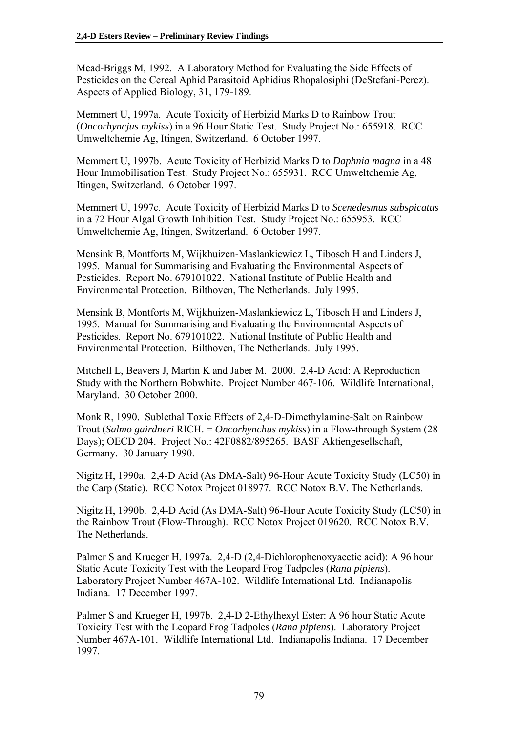Mead-Briggs M, 1992. A Laboratory Method for Evaluating the Side Effects of Pesticides on the Cereal Aphid Parasitoid Aphidius Rhopalosiphi (DeStefani-Perez). Aspects of Applied Biology, 31, 179-189.

Memmert U, 1997a. Acute Toxicity of Herbizid Marks D to Rainbow Trout (*Oncorhyncjus mykiss*) in a 96 Hour Static Test. Study Project No.: 655918. RCC Umweltchemie Ag, Itingen, Switzerland. 6 October 1997.

Memmert U, 1997b. Acute Toxicity of Herbizid Marks D to *Daphnia magna* in a 48 Hour Immobilisation Test. Study Project No.: 655931. RCC Umweltchemie Ag, Itingen, Switzerland. 6 October 1997.

Memmert U, 1997c. Acute Toxicity of Herbizid Marks D to *Scenedesmus subspicatus* in a 72 Hour Algal Growth Inhibition Test. Study Project No.: 655953. RCC Umweltchemie Ag, Itingen, Switzerland. 6 October 1997.

Mensink B, Montforts M, Wijkhuizen-Maslankiewicz L, Tibosch H and Linders J, 1995. Manual for Summarising and Evaluating the Environmental Aspects of Pesticides. Report No. 679101022. National Institute of Public Health and Environmental Protection. Bilthoven, The Netherlands. July 1995.

Mensink B, Montforts M, Wijkhuizen-Maslankiewicz L, Tibosch H and Linders J, 1995. Manual for Summarising and Evaluating the Environmental Aspects of Pesticides. Report No. 679101022. National Institute of Public Health and Environmental Protection. Bilthoven, The Netherlands. July 1995.

Mitchell L, Beavers J, Martin K and Jaber M. 2000. 2,4-D Acid: A Reproduction Study with the Northern Bobwhite. Project Number 467-106. Wildlife International, Maryland. 30 October 2000.

Monk R, 1990. Sublethal Toxic Effects of 2,4-D-Dimethylamine-Salt on Rainbow Trout (*Salmo gairdneri* RICH. = *Oncorhynchus mykiss*) in a Flow-through System (28 Days); OECD 204. Project No.: 42F0882/895265. BASF Aktiengesellschaft, Germany. 30 January 1990.

Nigitz H, 1990a. 2,4-D Acid (As DMA-Salt) 96-Hour Acute Toxicity Study (LC50) in the Carp (Static). RCC Notox Project 018977. RCC Notox B.V. The Netherlands.

Nigitz H, 1990b. 2,4-D Acid (As DMA-Salt) 96-Hour Acute Toxicity Study (LC50) in the Rainbow Trout (Flow-Through). RCC Notox Project 019620. RCC Notox B.V. The Netherlands.

Palmer S and Krueger H, 1997a. 2,4-D (2,4-Dichlorophenoxyacetic acid): A 96 hour Static Acute Toxicity Test with the Leopard Frog Tadpoles (*Rana pipiens*). Laboratory Project Number 467A-102. Wildlife International Ltd. Indianapolis Indiana. 17 December 1997.

Palmer S and Krueger H, 1997b. 2,4-D 2-Ethylhexyl Ester: A 96 hour Static Acute Toxicity Test with the Leopard Frog Tadpoles (*Rana pipiens*). Laboratory Project Number 467A-101. Wildlife International Ltd. Indianapolis Indiana. 17 December 1997.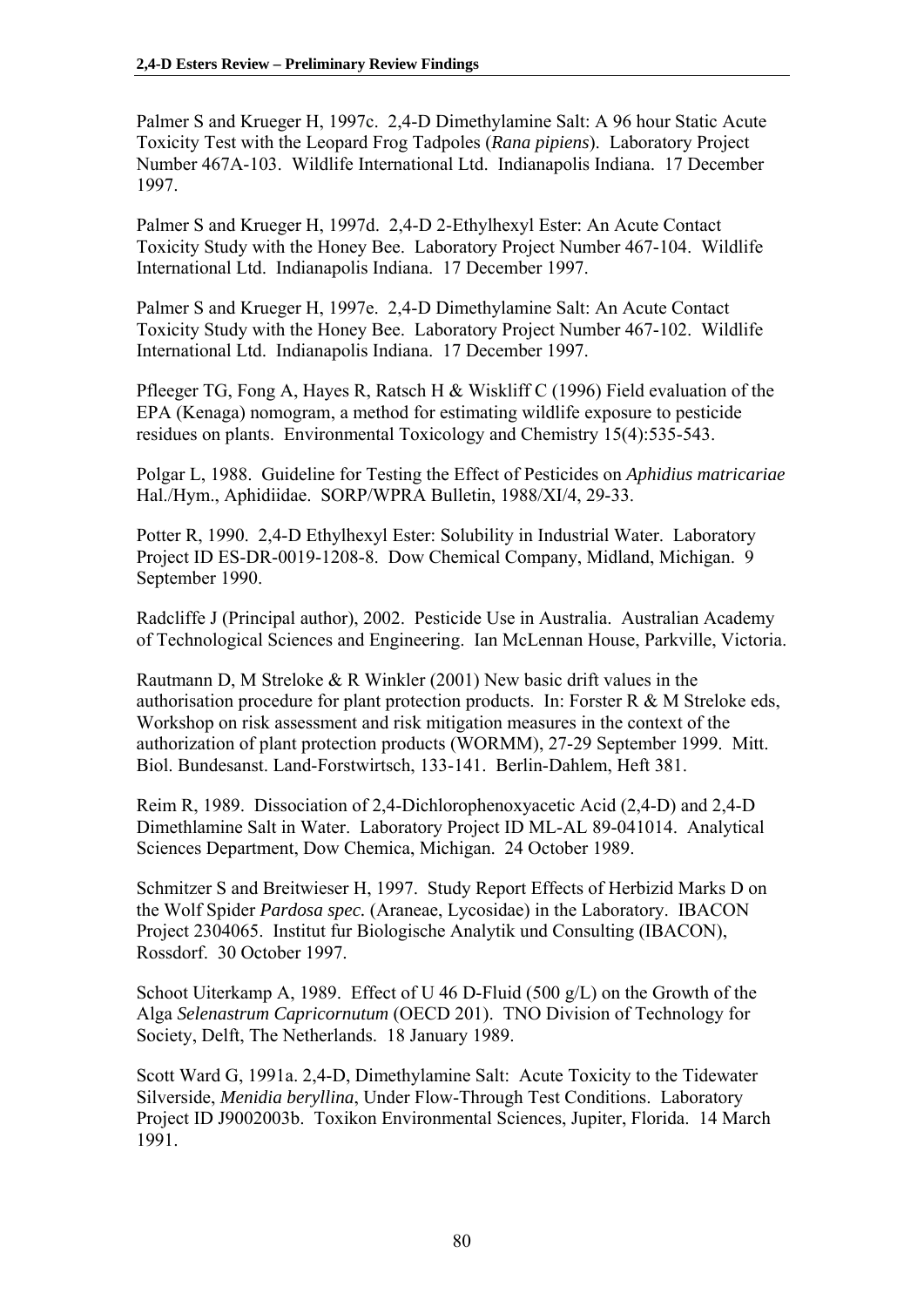Palmer S and Krueger H, 1997c. 2,4-D Dimethylamine Salt: A 96 hour Static Acute Toxicity Test with the Leopard Frog Tadpoles (*Rana pipiens*). Laboratory Project Number 467A-103. Wildlife International Ltd. Indianapolis Indiana. 17 December 1997.

Palmer S and Krueger H, 1997d. 2,4-D 2-Ethylhexyl Ester: An Acute Contact Toxicity Study with the Honey Bee. Laboratory Project Number 467-104. Wildlife International Ltd. Indianapolis Indiana. 17 December 1997.

Palmer S and Krueger H, 1997e. 2,4-D Dimethylamine Salt: An Acute Contact Toxicity Study with the Honey Bee. Laboratory Project Number 467-102. Wildlife International Ltd. Indianapolis Indiana. 17 December 1997.

Pfleeger TG, Fong A, Hayes R, Ratsch H & Wiskliff C (1996) Field evaluation of the EPA (Kenaga) nomogram, a method for estimating wildlife exposure to pesticide residues on plants. Environmental Toxicology and Chemistry 15(4):535-543.

Polgar L, 1988. Guideline for Testing the Effect of Pesticides on *Aphidius matricariae* Hal./Hym., Aphidiidae. SORP/WPRA Bulletin, 1988/XI/4, 29-33.

Potter R, 1990. 2,4-D Ethylhexyl Ester: Solubility in Industrial Water. Laboratory Project ID ES-DR-0019-1208-8. Dow Chemical Company, Midland, Michigan. 9 September 1990.

Radcliffe J (Principal author), 2002. Pesticide Use in Australia. Australian Academy of Technological Sciences and Engineering. Ian McLennan House, Parkville, Victoria.

Rautmann D, M Streloke & R Winkler (2001) New basic drift values in the authorisation procedure for plant protection products. In: Forster R & M Streloke eds, Workshop on risk assessment and risk mitigation measures in the context of the authorization of plant protection products (WORMM), 27-29 September 1999. Mitt. Biol. Bundesanst. Land-Forstwirtsch, 133-141. Berlin-Dahlem, Heft 381.

Reim R, 1989. Dissociation of 2,4-Dichlorophenoxyacetic Acid (2,4-D) and 2,4-D Dimethlamine Salt in Water. Laboratory Project ID ML-AL 89-041014. Analytical Sciences Department, Dow Chemica, Michigan. 24 October 1989.

Schmitzer S and Breitwieser H, 1997. Study Report Effects of Herbizid Marks D on the Wolf Spider *Pardosa spec.* (Araneae, Lycosidae) in the Laboratory. IBACON Project 2304065. Institut fur Biologische Analytik und Consulting (IBACON), Rossdorf. 30 October 1997.

Schoot Uiterkamp A, 1989. Effect of U 46 D-Fluid (500 g/L) on the Growth of the Alga *Selenastrum Capricornutum* (OECD 201). TNO Division of Technology for Society, Delft, The Netherlands. 18 January 1989.

Scott Ward G, 1991a. 2,4-D, Dimethylamine Salt: Acute Toxicity to the Tidewater Silverside, *Menidia beryllina*, Under Flow-Through Test Conditions. Laboratory Project ID J9002003b. Toxikon Environmental Sciences, Jupiter, Florida. 14 March 1991.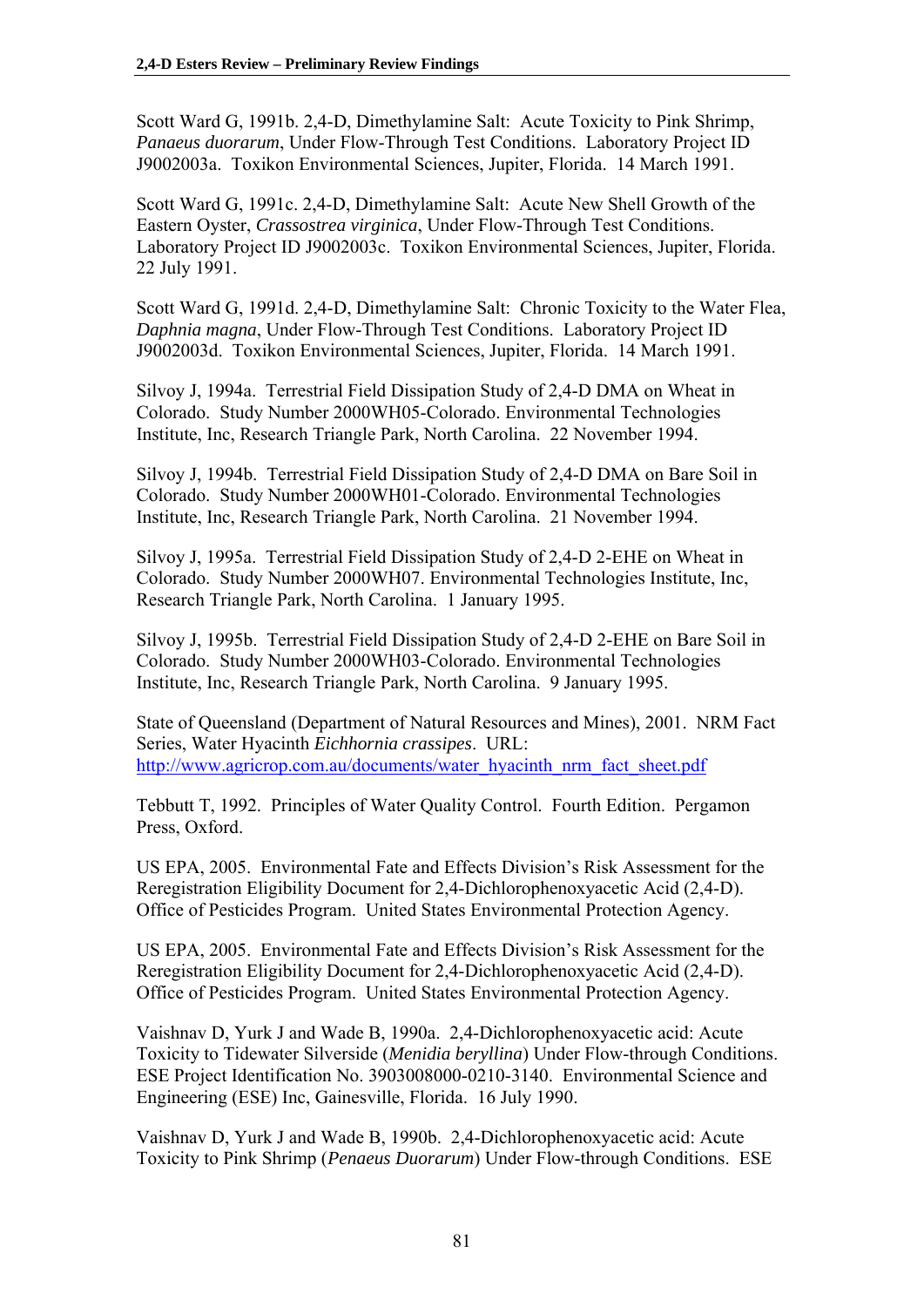Scott Ward G, 1991b. 2,4-D, Dimethylamine Salt: Acute Toxicity to Pink Shrimp, *Panaeus duorarum*, Under Flow-Through Test Conditions. Laboratory Project ID J9002003a. Toxikon Environmental Sciences, Jupiter, Florida. 14 March 1991.

Scott Ward G, 1991c. 2,4-D, Dimethylamine Salt: Acute New Shell Growth of the Eastern Oyster, *Crassostrea virginica*, Under Flow-Through Test Conditions. Laboratory Project ID J9002003c. Toxikon Environmental Sciences, Jupiter, Florida. 22 July 1991.

Scott Ward G, 1991d. 2,4-D, Dimethylamine Salt: Chronic Toxicity to the Water Flea, *Daphnia magna*, Under Flow-Through Test Conditions. Laboratory Project ID J9002003d. Toxikon Environmental Sciences, Jupiter, Florida. 14 March 1991.

Silvoy J, 1994a. Terrestrial Field Dissipation Study of 2,4-D DMA on Wheat in Colorado. Study Number 2000WH05-Colorado. Environmental Technologies Institute, Inc, Research Triangle Park, North Carolina. 22 November 1994.

Silvoy J, 1994b. Terrestrial Field Dissipation Study of 2,4-D DMA on Bare Soil in Colorado. Study Number 2000WH01-Colorado. Environmental Technologies Institute, Inc, Research Triangle Park, North Carolina. 21 November 1994.

Silvoy J, 1995a. Terrestrial Field Dissipation Study of 2,4-D 2-EHE on Wheat in Colorado. Study Number 2000WH07. Environmental Technologies Institute, Inc, Research Triangle Park, North Carolina. 1 January 1995.

Silvoy J, 1995b. Terrestrial Field Dissipation Study of 2,4-D 2-EHE on Bare Soil in Colorado. Study Number 2000WH03-Colorado. Environmental Technologies Institute, Inc, Research Triangle Park, North Carolina. 9 January 1995.

State of Queensland (Department of Natural Resources and Mines), 2001. NRM Fact Series, Water Hyacinth *Eichhornia crassipes*. URL: http://www.agricrop.com.au/documents/water_hyacinth_nrm_fact_sheet.pdf

Tebbutt T, 1992. Principles of Water Quality Control. Fourth Edition. Pergamon Press, Oxford.

US EPA, 2005. Environmental Fate and Effects Division's Risk Assessment for the Reregistration Eligibility Document for 2,4-Dichlorophenoxyacetic Acid (2,4-D). Office of Pesticides Program. United States Environmental Protection Agency.

US EPA, 2005. Environmental Fate and Effects Division's Risk Assessment for the Reregistration Eligibility Document for 2,4-Dichlorophenoxyacetic Acid (2,4-D). Office of Pesticides Program. United States Environmental Protection Agency.

Vaishnav D, Yurk J and Wade B, 1990a. 2,4-Dichlorophenoxyacetic acid: Acute Toxicity to Tidewater Silverside (*Menidia beryllina*) Under Flow-through Conditions. ESE Project Identification No. 3903008000-0210-3140. Environmental Science and Engineering (ESE) Inc, Gainesville, Florida. 16 July 1990.

Vaishnav D, Yurk J and Wade B, 1990b. 2,4-Dichlorophenoxyacetic acid: Acute Toxicity to Pink Shrimp (*Penaeus Duorarum*) Under Flow-through Conditions. ESE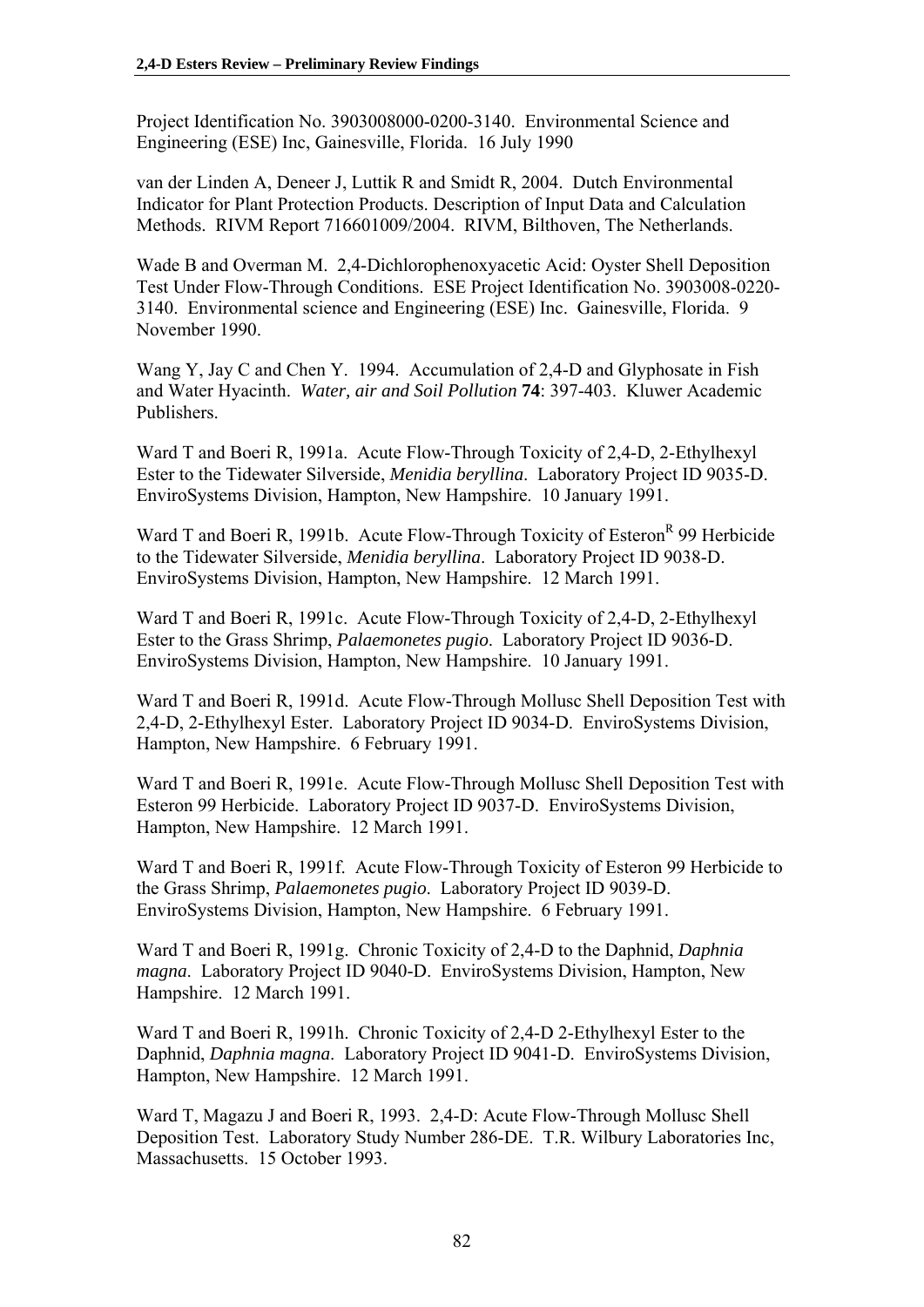Project Identification No. 3903008000-0200-3140. Environmental Science and Engineering (ESE) Inc, Gainesville, Florida. 16 July 1990

van der Linden A, Deneer J, Luttik R and Smidt R, 2004. Dutch Environmental Indicator for Plant Protection Products. Description of Input Data and Calculation Methods. RIVM Report 716601009/2004. RIVM, Bilthoven, The Netherlands.

Wade B and Overman M. 2,4-Dichlorophenoxyacetic Acid: Oyster Shell Deposition Test Under Flow-Through Conditions. ESE Project Identification No. 3903008-0220-3140. Environmental science and Engineering (ESE) Inc. Gainesville, Florida. 9 November 1990.

Wang Y, Jay C and Chen Y. 1994. Accumulation of 2,4-D and Glyphosate in Fish and Water Hyacinth. *Water, air and Soil Pollution* **74**: 397-403. Kluwer Academic Publishers.

Ward T and Boeri R, 1991a. Acute Flow-Through Toxicity of 2,4-D, 2-Ethylhexyl Ester to the Tidewater Silverside, *Menidia beryllina*. Laboratory Project ID 9035-D. EnviroSystems Division, Hampton, New Hampshire. 10 January 1991.

Ward T and Boeri R, 1991b. Acute Flow-Through Toxicity of Esteron[R] 99 Herbicide to the Tidewater Silverside, *Menidia beryllina*. Laboratory Project ID 9038-D. EnviroSystems Division, Hampton, New Hampshire. 12 March 1991.

Ward T and Boeri R, 1991c. Acute Flow-Through Toxicity of 2,4-D, 2-Ethylhexyl Ester to the Grass Shrimp, *Palaemonetes pugio*. Laboratory Project ID 9036-D. EnviroSystems Division, Hampton, New Hampshire. 10 January 1991.

Ward T and Boeri R, 1991d. Acute Flow-Through Mollusc Shell Deposition Test with 2,4-D, 2-Ethylhexyl Ester. Laboratory Project ID 9034-D. EnviroSystems Division, Hampton, New Hampshire. 6 February 1991.

Ward T and Boeri R, 1991e. Acute Flow-Through Mollusc Shell Deposition Test with Esteron 99 Herbicide. Laboratory Project ID 9037-D. EnviroSystems Division, Hampton, New Hampshire. 12 March 1991.

Ward T and Boeri R, 1991f. Acute Flow-Through Toxicity of Esteron 99 Herbicide to the Grass Shrimp, *Palaemonetes pugio*. Laboratory Project ID 9039-D. EnviroSystems Division, Hampton, New Hampshire. 6 February 1991.

Ward T and Boeri R, 1991g. Chronic Toxicity of 2,4-D to the Daphnid, *Daphnia magna*. Laboratory Project ID 9040-D. EnviroSystems Division, Hampton, New Hampshire. 12 March 1991.

Ward T and Boeri R, 1991h. Chronic Toxicity of 2,4-D 2-Ethylhexyl Ester to the Daphnid, *Daphnia magna*. Laboratory Project ID 9041-D. EnviroSystems Division, Hampton, New Hampshire. 12 March 1991.

Ward T, Magazu J and Boeri R, 1993. 2,4-D: Acute Flow-Through Mollusc Shell Deposition Test. Laboratory Study Number 286-DE. T.R. Wilbury Laboratories Inc, Massachusetts. 15 October 1993.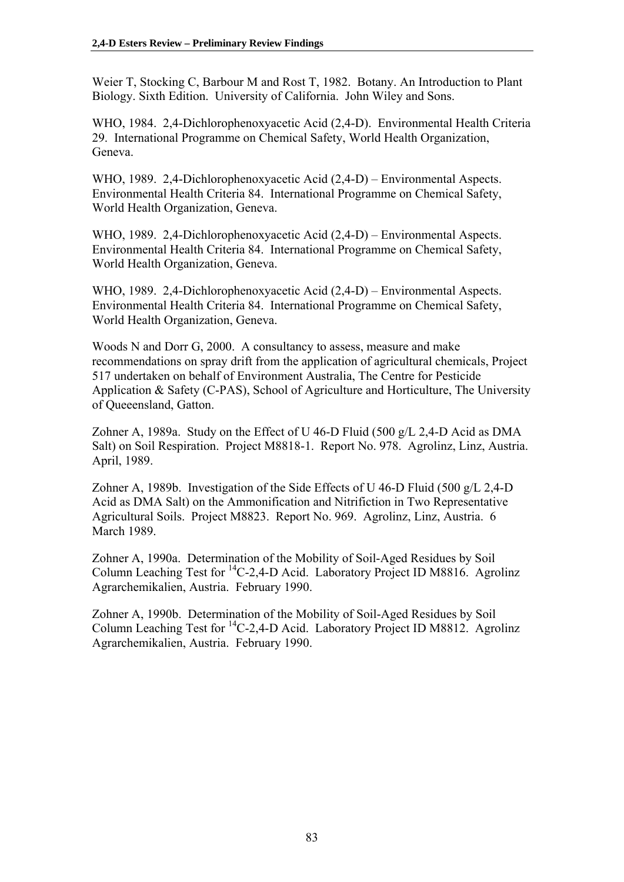Weier T, Stocking C, Barbour M and Rost T, 1982. Botany. An Introduction to Plant Biology. Sixth Edition. University of California. John Wiley and Sons.

WHO, 1984. 2,4-Dichlorophenoxyacetic Acid (2,4-D). Environmental Health Criteria 29. International Programme on Chemical Safety, World Health Organization, Geneva.

WHO, 1989. 2,4-Dichlorophenoxyacetic Acid (2,4-D) – Environmental Aspects. Environmental Health Criteria 84. International Programme on Chemical Safety, World Health Organization, Geneva.

WHO, 1989. 2,4-Dichlorophenoxyacetic Acid (2,4-D) – Environmental Aspects. Environmental Health Criteria 84. International Programme on Chemical Safety, World Health Organization, Geneva.

WHO, 1989. 2,4-Dichlorophenoxyacetic Acid (2,4-D) – Environmental Aspects. Environmental Health Criteria 84. International Programme on Chemical Safety, World Health Organization, Geneva.

Woods N and Dorr G, 2000. A consultancy to assess, measure and make recommendations on spray drift from the application of agricultural chemicals, Project 517 undertaken on behalf of Environment Australia, The Centre for Pesticide Application & Safety (C-PAS), School of Agriculture and Horticulture, The University of Queeensland, Gatton.

Zohner A, 1989a. Study on the Effect of U 46-D Fluid (500 g/L 2,4-D Acid as DMA Salt) on Soil Respiration. Project M8818-1. Report No. 978. Agrolinz, Linz, Austria. April, 1989.

Zohner A, 1989b. Investigation of the Side Effects of U 46-D Fluid (500 g/L 2,4-D Acid as DMA Salt) on the Ammonification and Nitrifiction in Two Representative Agricultural Soils. Project M8823. Report No. 969. Agrolinz, Linz, Austria. 6 March 1989.

Zohner A, 1990a. Determination of the Mobility of Soil-Aged Residues by Soil Column Leaching Test for $^{14}C$-2,4-D Acid. Laboratory Project ID M8816. Agrolinz Agrarchemikalien, Austria. February 1990.

Zohner A, 1990b. Determination of the Mobility of Soil-Aged Residues by Soil Column Leaching Test for $^{14}C$-2,4-D Acid. Laboratory Project ID M8812. Agrolinz Agrarchemikalien, Austria. February 1990.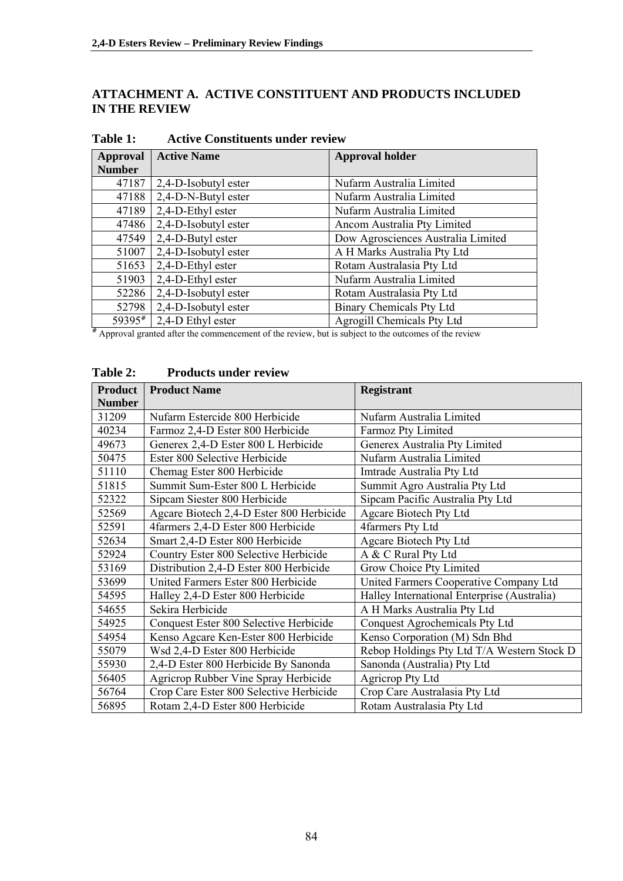## ATTACHMENT A. ACTIVE CONSTITUENT AND PRODUCTS INCLUDED IN THE REVIEW

**Table 1: Active Constituents under review**

| Approval Number | Active Name | Approval holder |
|---|---|---|
| 47187 | 2,4-D-Isobutyl ester | Nufarm Australia Limited |
| 47188 | 2,4-D-N-Butyl ester | Nufarm Australia Limited |
| 47189 | 2,4-D-Ethyl ester | Nufarm Australia Limited |
| 47486 | 2,4-D-Isobutyl ester | Ancom Australia Pty Limited |
| 47549 | 2,4-D-Butyl ester | Dow Agrosciences Australia Limited |
| 51007 | 2,4-D-Isobutyl ester | A H Marks Australia Pty Ltd |
| 51653 | 2,4-D-Ethyl ester | Rotam Australasia Pty Ltd |
| 51903 | 2,4-D-Ethyl ester | Nufarm Australia Limited |
| 52286 | 2,4-D-Isobutyl ester | Rotam Australasia Pty Ltd |
| 52798 | 2,4-D-Isobutyl ester | Binary Chemicals Pty Ltd |
| 59395[#] | 2,4-D Ethyl ester | Agrogill Chemicals Pty Ltd |

[#] Approval granted after the commencement of the review, but is subject to the outcomes of the review

**Table 2: Products under review**

| Product Number | Product Name | Registrant |
|---|---|---|
| 31209 | Nufarm Estercide 800 Herbicide | Nufarm Australia Limited |
| 40234 | Farmoz 2,4-D Ester 800 Herbicide | Farmoz Pty Limited |
| 49673 | Generex 2,4-D Ester 800 L Herbicide | Generex Australia Pty Limited |
| 50475 | Ester 800 Selective Herbicide | Nufarm Australia Limited |
| 51110 | Chemag Ester 800 Herbicide | Imtrade Australia Pty Ltd |
| 51815 | Summit Sum-Ester 800 L Herbicide | Summit Agro Australia Pty Ltd |
| 52322 | Sipcam Siester 800 Herbicide | Sipcam Pacific Australia Pty Ltd |
| 52569 | Agcare Biotech 2,4-D Ester 800 Herbicide | Agcare Biotech Pty Ltd |
| 52591 | 4farmers 2,4-D Ester 800 Herbicide | 4farmers Pty Ltd |
| 52634 | Smart 2,4-D Ester 800 Herbicide | Agcare Biotech Pty Ltd |
| 52924 | Country Ester 800 Selective Herbicide | A & C Rural Pty Ltd |
| 53169 | Distribution 2,4-D Ester 800 Herbicide | Grow Choice Pty Limited |
| 53699 | United Farmers Ester 800 Herbicide | United Farmers Cooperative Company Ltd |
| 54595 | Halley 2,4-D Ester 800 Herbicide | Halley International Enterprise (Australia) |
| 54655 | Sekira Herbicide | A H Marks Australia Pty Ltd |
| 54925 | Conquest Ester 800 Selective Herbicide | Conquest Agrochemicals Pty Ltd |
| 54954 | Kenso Agcare Ken-Ester 800 Herbicide | Kenso Corporation (M) Sdn Bhd |
| 55079 | Wsd 2,4-D Ester 800 Herbicide | Rebop Holdings Pty Ltd T/A Western Stock D |
| 55930 | 2,4-D Ester 800 Herbicide By Sanonda | Sanonda (Australia) Pty Ltd |
| 56405 | Agricrop Rubber Vine Spray Herbicide | Agricrop Pty Ltd |
| 56764 | Crop Care Ester 800 Selective Herbicide | Crop Care Australasia Pty Ltd |
| 56895 | Rotam 2,4-D Ester 800 Herbicide | Rotam Australasia Pty Ltd |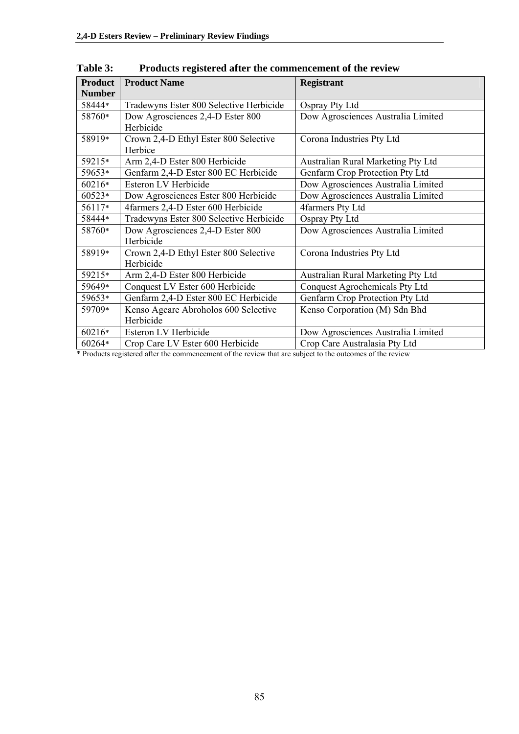**Table 3: Products registered after the commencement of the review**

| Product Number | Product Name | Registrant |
|---|---|---|
| 58444* | Tradewyns Ester 800 Selective Herbicide | Ospray Pty Ltd |
| 58760* | Dow Agrosciences 2,4-D Ester 800 Herbicide | Dow Agrosciences Australia Limited |
| 58919* | Crown 2,4-D Ethyl Ester 800 Selective Herbice | Corona Industries Pty Ltd |
| 59215* | Arm 2,4-D Ester 800 Herbicide | Australian Rural Marketing Pty Ltd |
| 59653* | Genfarm 2,4-D Ester 800 EC Herbicide | Genfarm Crop Protection Pty Ltd |
| 60216* | Esteron LV Herbicide | Dow Agrosciences Australia Limited |
| 60523* | Dow Agrosciences Ester 800 Herbicide | Dow Agrosciences Australia Limited |
| 56117* | 4farmers 2,4-D Ester 600 Herbicide | 4farmers Pty Ltd |
| 58444* | Tradewyns Ester 800 Selective Herbicide | Ospray Pty Ltd |
| 58760* | Dow Agrosciences 2,4-D Ester 800 Herbicide | Dow Agrosciences Australia Limited |
| 58919* | Crown 2,4-D Ethyl Ester 800 Selective Herbicide | Corona Industries Pty Ltd |
| 59215* | Arm 2,4-D Ester 800 Herbicide | Australian Rural Marketing Pty Ltd |
| 59649* | Conquest LV Ester 600 Herbicide | Conquest Agrochemicals Pty Ltd |
| 59653* | Genfarm 2,4-D Ester 800 EC Herbicide | Genfarm Crop Protection Pty Ltd |
| 59709* | Kenso Agcare Abroholos 600 Selective Herbicide | Kenso Corporation (M) Sdn Bhd |
| 60216* | Esteron LV Herbicide | Dow Agrosciences Australia Limited |
| 60264* | Crop Care LV Ester 600 Herbicide | Crop Care Australasia Pty Ltd |

* Products registered after the commencement of the review that are subject to the outcomes of the review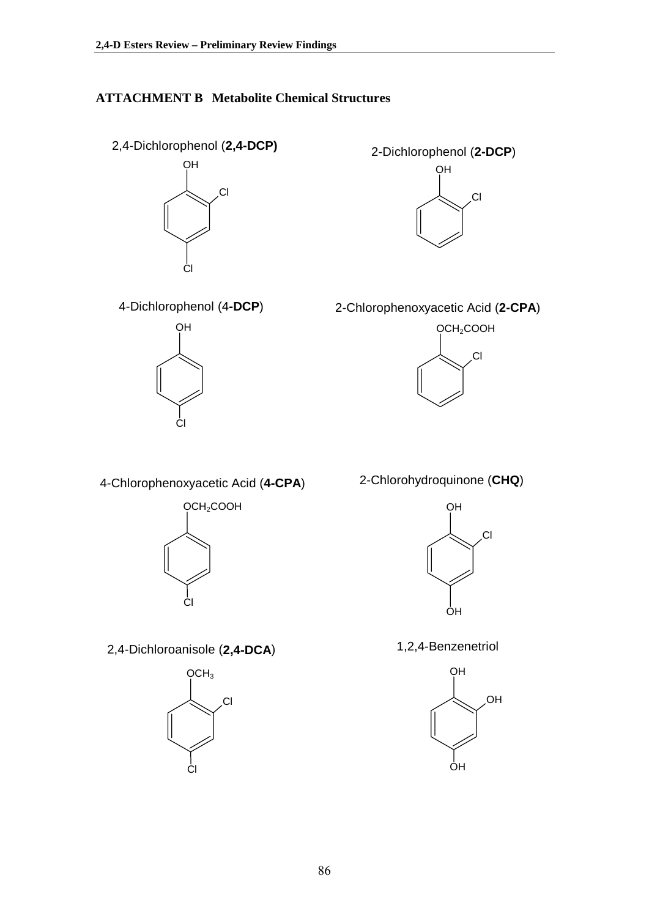## ATTACHMENT B Metabolite Chemical Structures

2,4-Dichlorophenol (**2,4-DCP)**

OH
Cl
Cl

2-Dichlorophenol (**2-DCP**)

OH
Cl

4-Dichlorophenol (4**-DCP**)

OH
Cl

2-Chlorophenoxyacetic Acid (**2-CPA**)

$OCH_2COOH$
Cl

4-Chlorophenoxyacetic Acid (**4-CPA**)

$OCH_2COOH$
Cl

2-Chlorohydroquinone (**CHQ**)

OH
Cl
OH

2,4-Dichloroanisole (**2,4-DCA**)

$OCH_3$
Cl
Cl

1,2,4-Benzenetriol

OH
OH
OH